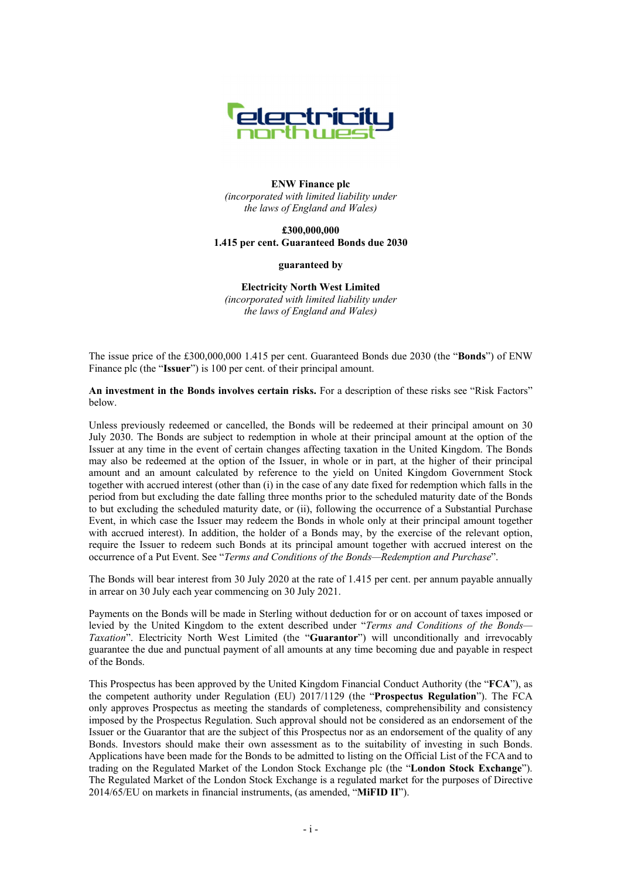**ENW Finance plc**
*(incorporated with limited liability under the laws of England and Wales)*

**£300,000,000**
**1.415 per cent. Guaranteed Bonds due 2030**

**guaranteed by**

**Electricity North West Limited**
*(incorporated with limited liability under the laws of England and Wales)*

The issue price of the £300,000,000 1.415 per cent. Guaranteed Bonds due 2030 (the "**Bonds**") of ENW Finance plc (the "**Issuer**") is 100 per cent. of their principal amount.

**An investment in the Bonds involves certain risks.** For a description of these risks see "Risk Factors" below.

Unless previously redeemed or cancelled, the Bonds will be redeemed at their principal amount on 30 July 2030. The Bonds are subject to redemption in whole at their principal amount at the option of the Issuer at any time in the event of certain changes affecting taxation in the United Kingdom. The Bonds may also be redeemed at the option of the Issuer, in whole or in part, at the higher of their principal amount and an amount calculated by reference to the yield on United Kingdom Government Stock together with accrued interest (other than (i) in the case of any date fixed for redemption which falls in the period from but excluding the date falling three months prior to the scheduled maturity date of the Bonds to but excluding the scheduled maturity date, or (ii), following the occurrence of a Substantial Purchase Event, in which case the Issuer may redeem the Bonds in whole only at their principal amount together with accrued interest). In addition, the holder of a Bonds may, by the exercise of the relevant option, require the Issuer to redeem such Bonds at its principal amount together with accrued interest on the occurrence of a Put Event. See "*Terms and Conditions of the Bonds—Redemption and Purchase*".

The Bonds will bear interest from 30 July 2020 at the rate of 1.415 per cent. per annum payable annually in arrear on 30 July each year commencing on 30 July 2021.

Payments on the Bonds will be made in Sterling without deduction for or on account of taxes imposed or levied by the United Kingdom to the extent described under "*Terms and Conditions of the Bonds—Taxation*". Electricity North West Limited (the "**Guarantor**") will unconditionally and irrevocably guarantee the due and punctual payment of all amounts at any time becoming due and payable in respect of the Bonds.

This Prospectus has been approved by the United Kingdom Financial Conduct Authority (the "**FCA**"), as the competent authority under Regulation (EU) 2017/1129 (the "**Prospectus Regulation**"). The FCA only approves Prospectus as meeting the standards of completeness, comprehensibility and consistency imposed by the Prospectus Regulation. Such approval should not be considered as an endorsement of the Issuer or the Guarantor that are the subject of this Prospectus nor as an endorsement of the quality of any Bonds. Investors should make their own assessment as to the suitability of investing in such Bonds. Applications have been made for the Bonds to be admitted to listing on the Official List of the FCA and to trading on the Regulated Market of the London Stock Exchange plc (the "**London Stock Exchange**"). The Regulated Market of the London Stock Exchange is a regulated market for the purposes of Directive 2014/65/EU on markets in financial instruments, (as amended, "**MiFID II**").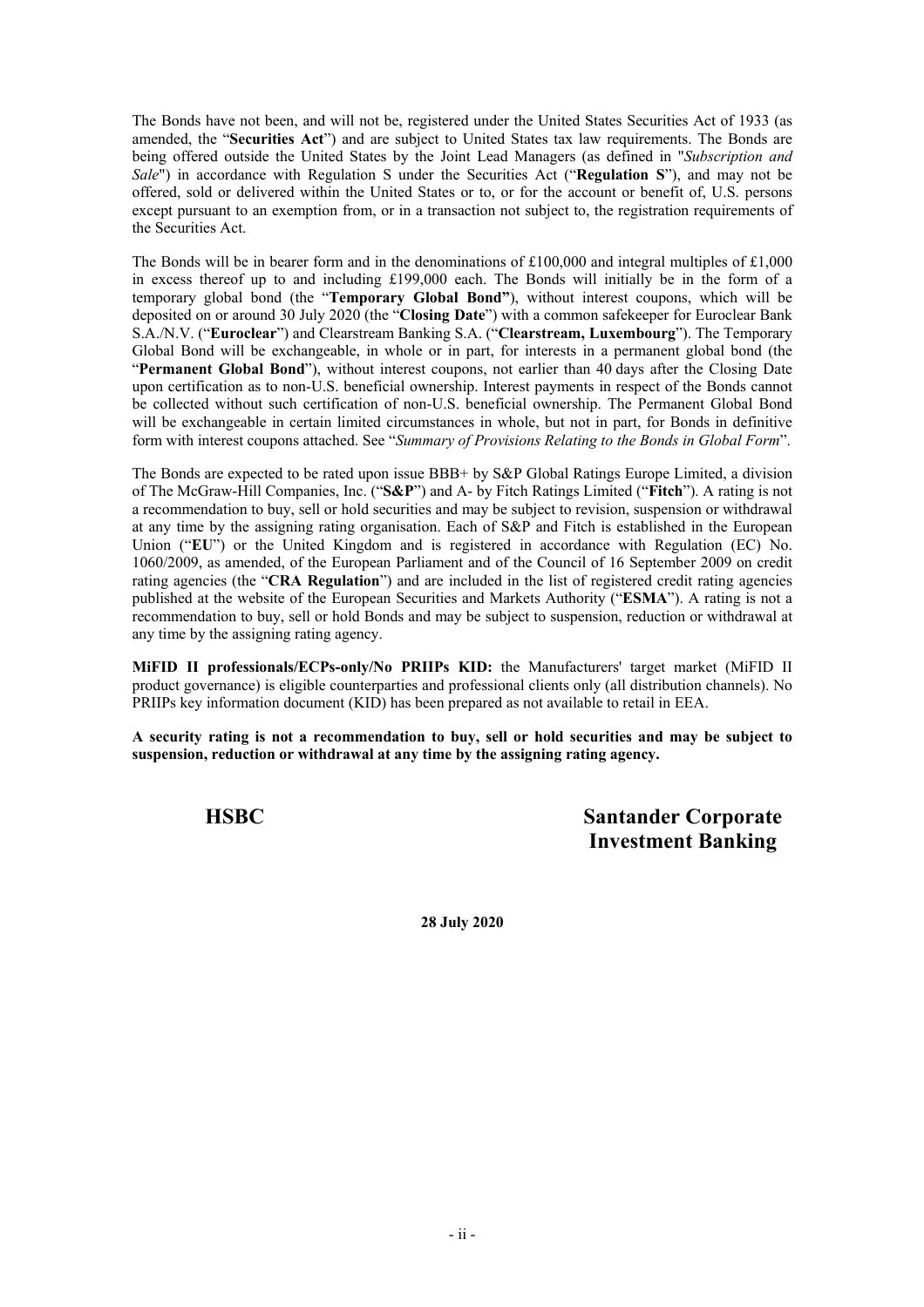The Bonds have not been, and will not be, registered under the United States Securities Act of 1933 (as amended, the "**Securities Act**") and are subject to United States tax law requirements. The Bonds are being offered outside the United States by the Joint Lead Managers (as defined in "*Subscription and Sale*") in accordance with Regulation S under the Securities Act ("**Regulation S**"), and may not be offered, sold or delivered within the United States or to, or for the account or benefit of, U.S. persons except pursuant to an exemption from, or in a transaction not subject to, the registration requirements of the Securities Act.

The Bonds will be in bearer form and in the denominations of £100,000 and integral multiples of £1,000 in excess thereof up to and including £199,000 each. The Bonds will initially be in the form of a temporary global bond (the "**Temporary Global Bond"**), without interest coupons, which will be deposited on or around 30 July 2020 (the "**Closing Date**") with a common safekeeper for Euroclear Bank S.A./N.V. ("**Euroclear**") and Clearstream Banking S.A. ("**Clearstream, Luxembourg**"). The Temporary Global Bond will be exchangeable, in whole or in part, for interests in a permanent global bond (the "**Permanent Global Bond**"), without interest coupons, not earlier than 40 days after the Closing Date upon certification as to non-U.S. beneficial ownership. Interest payments in respect of the Bonds cannot be collected without such certification of non-U.S. beneficial ownership. The Permanent Global Bond will be exchangeable in certain limited circumstances in whole, but not in part, for Bonds in definitive form with interest coupons attached. See "*Summary of Provisions Relating to the Bonds in Global Form*".

The Bonds are expected to be rated upon issue BBB+ by S&P Global Ratings Europe Limited, a division of The McGraw-Hill Companies, Inc. ("**S&P**") and A- by Fitch Ratings Limited ("**Fitch**"). A rating is not a recommendation to buy, sell or hold securities and may be subject to revision, suspension or withdrawal at any time by the assigning rating organisation. Each of S&P and Fitch is established in the European Union ("**EU**") or the United Kingdom and is registered in accordance with Regulation (EC) No. 1060/2009, as amended, of the European Parliament and of the Council of 16 September 2009 on credit rating agencies (the "**CRA Regulation**") and are included in the list of registered credit rating agencies published at the website of the European Securities and Markets Authority ("**ESMA**"). A rating is not a recommendation to buy, sell or hold Bonds and may be subject to suspension, reduction or withdrawal at any time by the assigning rating agency.

**MiFID II professionals/ECPs-only/No PRIIPs KID:** the Manufacturers' target market (MiFID II product governance) is eligible counterparties and professional clients only (all distribution channels). No PRIIPs key information document (KID) has been prepared as not available to retail in EEA.

**A security rating is not a recommendation to buy, sell or hold securities and may be subject to suspension, reduction or withdrawal at any time by the assigning rating agency.**

**HSBC** **Santander Corporate Investment Banking**

**28 July 2020**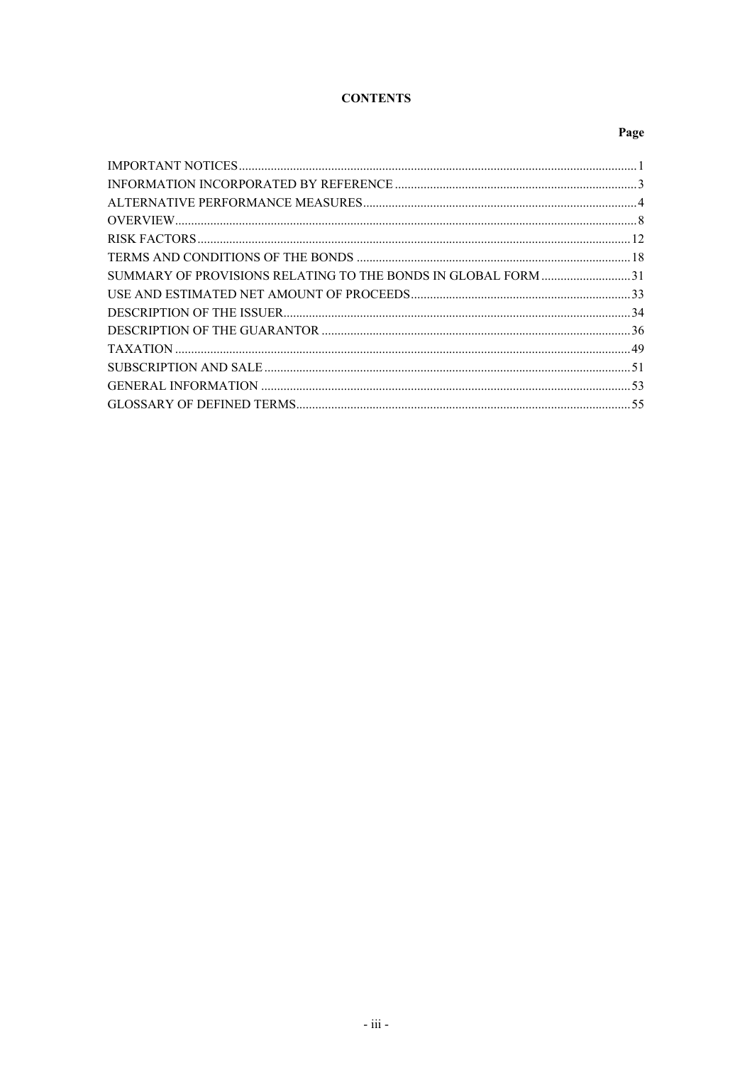# CONTENTS

| | Page |
|---|---|
| IMPORTANT NOTICES | 1 |
| INFORMATION INCORPORATED BY REFERENCE | 3 |
| ALTERNATIVE PERFORMANCE MEASURES | 4 |
| OVERVIEW | 8 |
| RISK FACTORS | 12 |
| TERMS AND CONDITIONS OF THE BONDS | 18 |
| SUMMARY OF PROVISIONS RELATING TO THE BONDS IN GLOBAL FORM | 31 |
| USE AND ESTIMATED NET AMOUNT OF PROCEEDS | 33 |
| DESCRIPTION OF THE ISSUER | 34 |
| DESCRIPTION OF THE GUARANTOR | 36 |
| TAXATION | 49 |
| SUBSCRIPTION AND SALE | 51 |
| GENERAL INFORMATION | 53 |
| GLOSSARY OF DEFINED TERMS | 55 |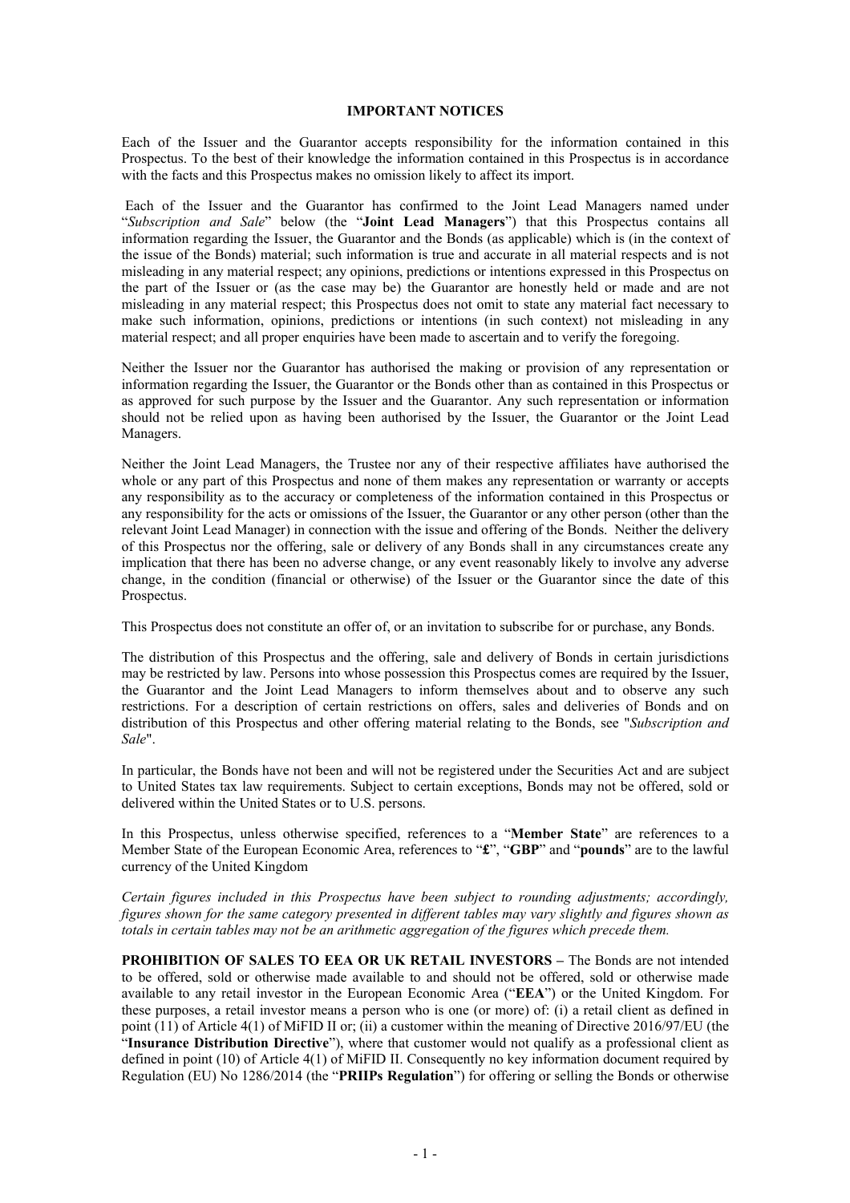## IMPORTANT NOTICES

Each of the Issuer and the Guarantor accepts responsibility for the information contained in this Prospectus. To the best of their knowledge the information contained in this Prospectus is in accordance with the facts and this Prospectus makes no omission likely to affect its import.

Each of the Issuer and the Guarantor has confirmed to the Joint Lead Managers named under "*Subscription and Sale*" below (the "**Joint Lead Managers**") that this Prospectus contains all information regarding the Issuer, the Guarantor and the Bonds (as applicable) which is (in the context of the issue of the Bonds) material; such information is true and accurate in all material respects and is not misleading in any material respect; any opinions, predictions or intentions expressed in this Prospectus on the part of the Issuer or (as the case may be) the Guarantor are honestly held or made and are not misleading in any material respect; this Prospectus does not omit to state any material fact necessary to make such information, opinions, predictions or intentions (in such context) not misleading in any material respect; and all proper enquiries have been made to ascertain and to verify the foregoing.

Neither the Issuer nor the Guarantor has authorised the making or provision of any representation or information regarding the Issuer, the Guarantor or the Bonds other than as contained in this Prospectus or as approved for such purpose by the Issuer and the Guarantor. Any such representation or information should not be relied upon as having been authorised by the Issuer, the Guarantor or the Joint Lead Managers.

Neither the Joint Lead Managers, the Trustee nor any of their respective affiliates have authorised the whole or any part of this Prospectus and none of them makes any representation or warranty or accepts any responsibility as to the accuracy or completeness of the information contained in this Prospectus or any responsibility for the acts or omissions of the Issuer, the Guarantor or any other person (other than the relevant Joint Lead Manager) in connection with the issue and offering of the Bonds. Neither the delivery of this Prospectus nor the offering, sale or delivery of any Bonds shall in any circumstances create any implication that there has been no adverse change, or any event reasonably likely to involve any adverse change, in the condition (financial or otherwise) of the Issuer or the Guarantor since the date of this Prospectus.

This Prospectus does not constitute an offer of, or an invitation to subscribe for or purchase, any Bonds.

The distribution of this Prospectus and the offering, sale and delivery of Bonds in certain jurisdictions may be restricted by law. Persons into whose possession this Prospectus comes are required by the Issuer, the Guarantor and the Joint Lead Managers to inform themselves about and to observe any such restrictions. For a description of certain restrictions on offers, sales and deliveries of Bonds and on distribution of this Prospectus and other offering material relating to the Bonds, see "*Subscription and Sale*".

In particular, the Bonds have not been and will not be registered under the Securities Act and are subject to United States tax law requirements. Subject to certain exceptions, Bonds may not be offered, sold or delivered within the United States or to U.S. persons.

In this Prospectus, unless otherwise specified, references to a "**Member State**" are references to a Member State of the European Economic Area, references to "**£**", "**GBP**" and "**pounds**" are to the lawful currency of the United Kingdom

*Certain figures included in this Prospectus have been subject to rounding adjustments; accordingly, figures shown for the same category presented in different tables may vary slightly and figures shown as totals in certain tables may not be an arithmetic aggregation of the figures which precede them.*

**PROHIBITION OF SALES TO EEA OR UK RETAIL INVESTORS –** The Bonds are not intended to be offered, sold or otherwise made available to and should not be offered, sold or otherwise made available to any retail investor in the European Economic Area ("**EEA**") or the United Kingdom. For these purposes, a retail investor means a person who is one (or more) of: (i) a retail client as defined in point (11) of Article 4(1) of MiFID II or; (ii) a customer within the meaning of Directive 2016/97/EU (the "**Insurance Distribution Directive**"), where that customer would not qualify as a professional client as defined in point (10) of Article 4(1) of MiFID II. Consequently no key information document required by Regulation (EU) No 1286/2014 (the "**PRIIPs Regulation**") for offering or selling the Bonds or otherwise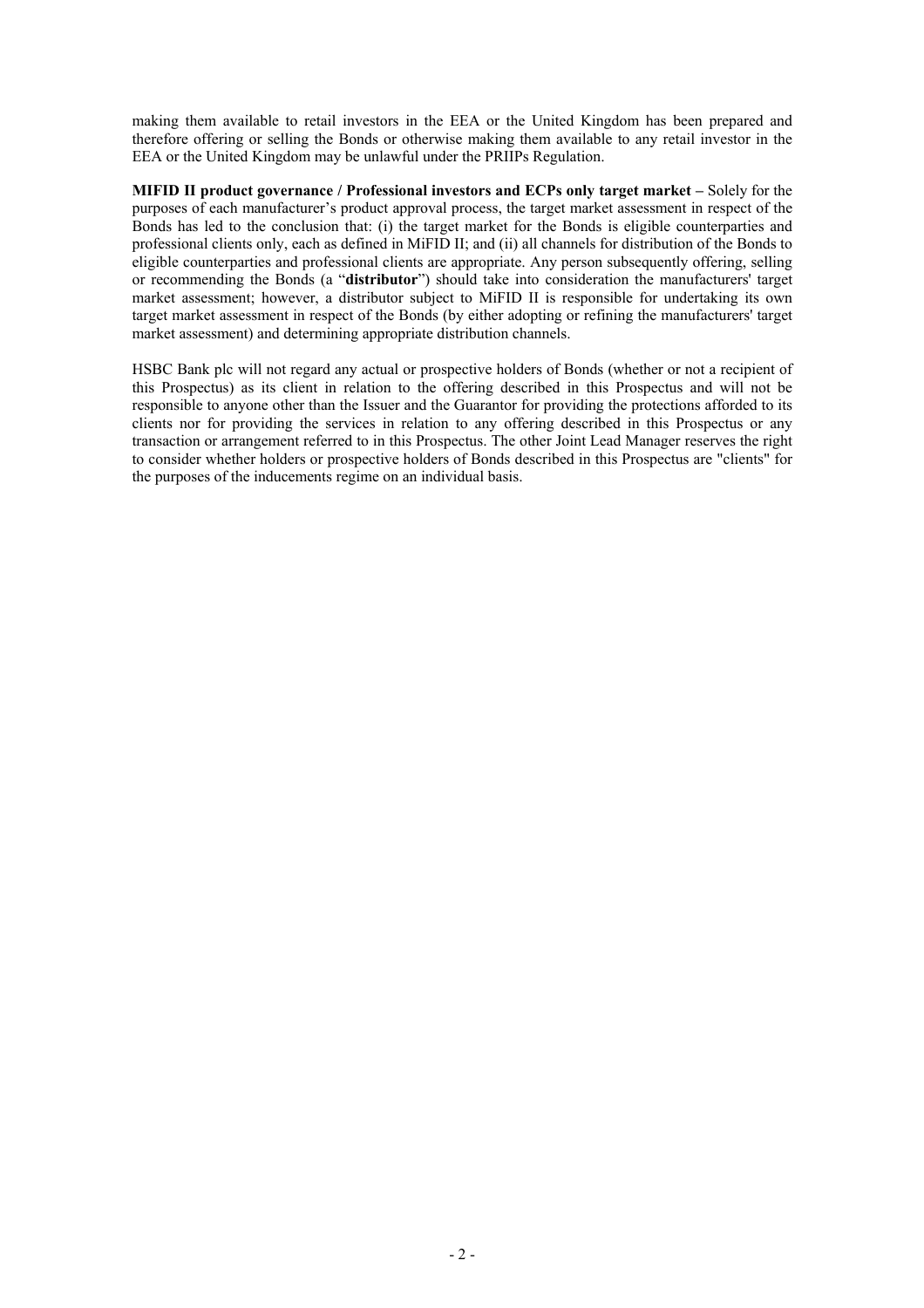making them available to retail investors in the EEA or the United Kingdom has been prepared and therefore offering or selling the Bonds or otherwise making them available to any retail investor in the EEA or the United Kingdom may be unlawful under the PRIIPs Regulation.

**MIFID II product governance / Professional investors and ECPs only target market –** Solely for the purposes of each manufacturer's product approval process, the target market assessment in respect of the Bonds has led to the conclusion that: (i) the target market for the Bonds is eligible counterparties and professional clients only, each as defined in MiFID II; and (ii) all channels for distribution of the Bonds to eligible counterparties and professional clients are appropriate. Any person subsequently offering, selling or recommending the Bonds (a "**distributor**") should take into consideration the manufacturers' target market assessment; however, a distributor subject to MiFID II is responsible for undertaking its own target market assessment in respect of the Bonds (by either adopting or refining the manufacturers' target market assessment) and determining appropriate distribution channels.

HSBC Bank plc will not regard any actual or prospective holders of Bonds (whether or not a recipient of this Prospectus) as its client in relation to the offering described in this Prospectus and will not be responsible to anyone other than the Issuer and the Guarantor for providing the protections afforded to its clients nor for providing the services in relation to any offering described in this Prospectus or any transaction or arrangement referred to in this Prospectus. The other Joint Lead Manager reserves the right to consider whether holders or prospective holders of Bonds described in this Prospectus are "clients" for the purposes of the inducements regime on an individual basis.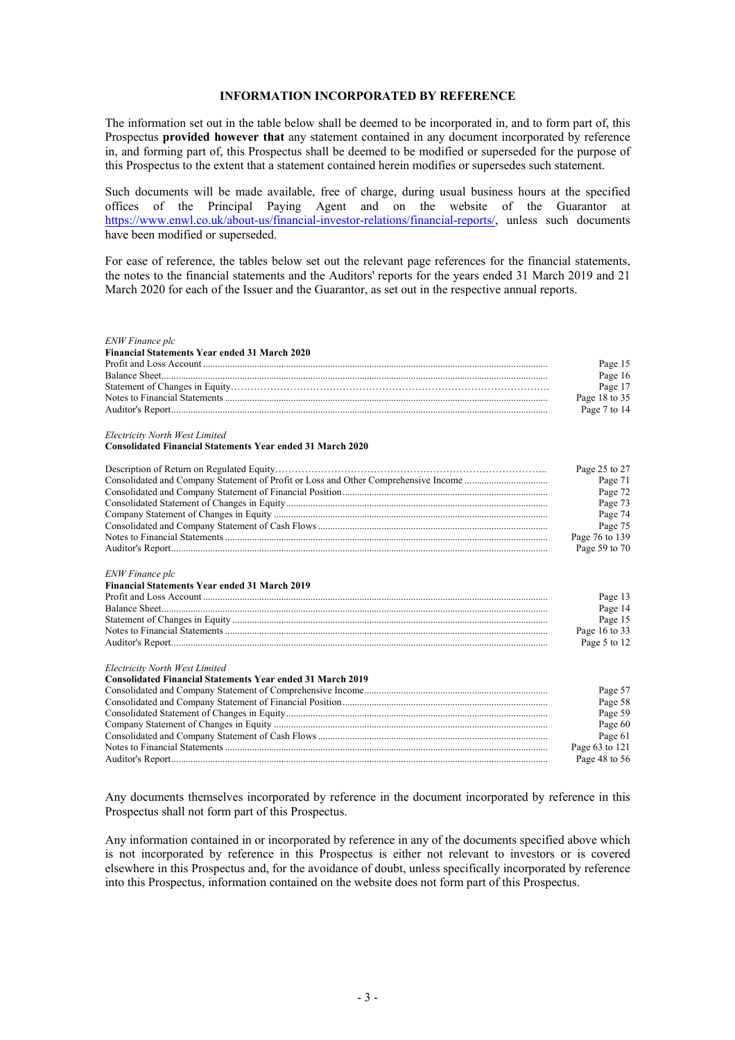## INFORMATION INCORPORATED BY REFERENCE

The information set out in the table below shall be deemed to be incorporated in, and to form part of, this Prospectus **provided however that** any statement contained in any document incorporated by reference in, and forming part of, this Prospectus shall be deemed to be modified or superseded for the purpose of this Prospectus to the extent that a statement contained herein modifies or supersedes such statement.

Such documents will be made available, free of charge, during usual business hours at the specified offices of the Principal Paying Agent and on the website of the Guarantor at https://www.enwl.co.uk/about-us/financial-investor-relations/financial-reports/, unless such documents have been modified or superseded.

For ease of reference, the tables below set out the relevant page references for the financial statements, the notes to the financial statements and the Auditors' reports for the years ended 31 March 2019 and 21 March 2020 for each of the Issuer and the Guarantor, as set out in the respective annual reports.

*ENW Finance plc*
**Financial Statements Year ended 31 March 2020**

| | |
|---|---|
| Profit and Loss Account | Page 15 |
| Balance Sheet | Page 16 |
| Statement of Changes in Equity | Page 17 |
| Notes to Financial Statements | Page 18 to 35 |
| Auditor's Report | Page 7 to 14 |

*Electricity North West Limited*
**Consolidated Financial Statements Year ended 31 March 2020**

| | |
|---|---|
| Description of Return on Regulated Equity | Page 25 to 27 |
| Consolidated and Company Statement of Profit or Loss and Other Comprehensive Income | Page 71 |
| Consolidated and Company Statement of Financial Position | Page 72 |
| Consolidated Statement of Changes in Equity | Page 73 |
| Company Statement of Changes in Equity | Page 74 |
| Consolidated and Company Statement of Cash Flows | Page 75 |
| Notes to Financial Statements | Page 76 to 139 |
| Auditor's Report | Page 59 to 70 |

*ENW Finance plc*
**Financial Statements Year ended 31 March 2019**

| | |
|---|---|
| Profit and Loss Account | Page 13 |
| Balance Sheet | Page 14 |
| Statement of Changes in Equity | Page 15 |
| Notes to Financial Statements | Page 16 to 33 |
| Auditor's Report | Page 5 to 12 |

*Electricity North West Limited*
**Consolidated Financial Statements Year ended 31 March 2019**

| | |
|---|---|
| Consolidated and Company Statement of Comprehensive Income | Page 57 |
| Consolidated and Company Statement of Financial Position | Page 58 |
| Consolidated Statement of Changes in Equity | Page 59 |
| Company Statement of Changes in Equity | Page 60 |
| Consolidated and Company Statement of Cash Flows | Page 61 |
| Notes to Financial Statements | Page 63 to 121 |
| Auditor's Report | Page 48 to 56 |

Any documents themselves incorporated by reference in the document incorporated by reference in this Prospectus shall not form part of this Prospectus.

Any information contained in or incorporated by reference in any of the documents specified above which is not incorporated by reference in this Prospectus is either not relevant to investors or is covered elsewhere in this Prospectus and, for the avoidance of doubt, unless specifically incorporated by reference into this Prospectus, information contained on the website does not form part of this Prospectus.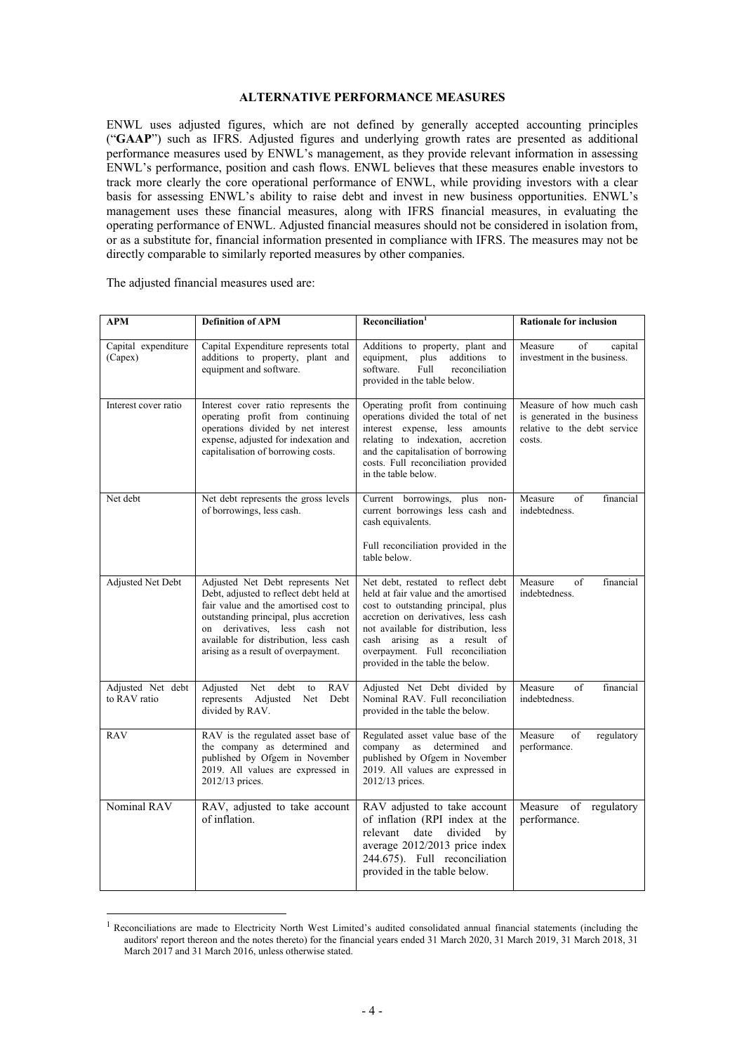## ALTERNATIVE PERFORMANCE MEASURES

ENWL uses adjusted figures, which are not defined by generally accepted accounting principles ("**GAAP**") such as IFRS. Adjusted figures and underlying growth rates are presented as additional performance measures used by ENWL's management, as they provide relevant information in assessing ENWL's performance, position and cash flows. ENWL believes that these measures enable investors to track more clearly the core operational performance of ENWL, while providing investors with a clear basis for assessing ENWL's ability to raise debt and invest in new business opportunities. ENWL's management uses these financial measures, along with IFRS financial measures, in evaluating the operating performance of ENWL. Adjusted financial measures should not be considered in isolation from, or as a substitute for, financial information presented in compliance with IFRS. The measures may not be directly comparable to similarly reported measures by other companies.

The adjusted financial measures used are:

| APM | Definition of APM | Reconciliation[1] | Rationale for inclusion |
|---|---|---|---|
| Capital expenditure (Capex) | Capital Expenditure represents total additions to property, plant and equipment and software. | Additions to property, plant and equipment, plus additions to software. Full reconciliation provided in the table below. | Measure of capital investment in the business. |
| Interest cover ratio | Interest cover ratio represents the operating profit from continuing operations divided by net interest expense, adjusted for indexation and capitalisation of borrowing costs. | Operating profit from continuing operations divided the total of net interest expense, less amounts relating to indexation, accretion and the capitalisation of borrowing costs. Full reconciliation provided in the table below. | Measure of how much cash is generated in the business relative to the debt service costs. |
| Net debt | Net debt represents the gross levels of borrowings, less cash. | Current borrowings, plus non-current borrowings less cash and cash equivalents.<br><br>Full reconciliation provided in the table below. | Measure of financial indebtedness. |
| Adjusted Net Debt | Adjusted Net Debt represents Net Debt, adjusted to reflect debt held at fair value and the amortised cost to outstanding principal, plus accretion on derivatives, less cash not available for distribution, less cash arising as a result of overpayment. | Net debt, restated to reflect debt held at fair value and the amortised cost to outstanding principal, plus accretion on derivatives, less cash not available for distribution, less cash arising as a result of overpayment. Full reconciliation provided in the table the below. | Measure of financial indebtedness. |
| Adjusted Net debt to RAV ratio | Adjusted Net debt to RAV represents Adjusted Net Debt divided by RAV. | Adjusted Net Debt divided by Nominal RAV. Full reconciliation provided in the table the below. | Measure of financial indebtedness. |
| RAV | RAV is the regulated asset base of the company as determined and published by Ofgem in November 2019. All values are expressed in 2012/13 prices. | Regulated asset value base of the company as determined and published by Ofgem in November 2019. All values are expressed in 2012/13 prices. | Measure of regulatory performance. |
| Nominal RAV | RAV, adjusted to take account of inflation. | RAV adjusted to take account of inflation (RPI index at the relevant date divided by average 2012/2013 price index 244.675). Full reconciliation provided in the table below. | Measure of regulatory performance. |

[1] Reconciliations are made to Electricity North West Limited's audited consolidated annual financial statements (including the auditors' report thereon and the notes thereto) for the financial years ended 31 March 2020, 31 March 2019, 31 March 2018, 31 March 2017 and 31 March 2016, unless otherwise stated.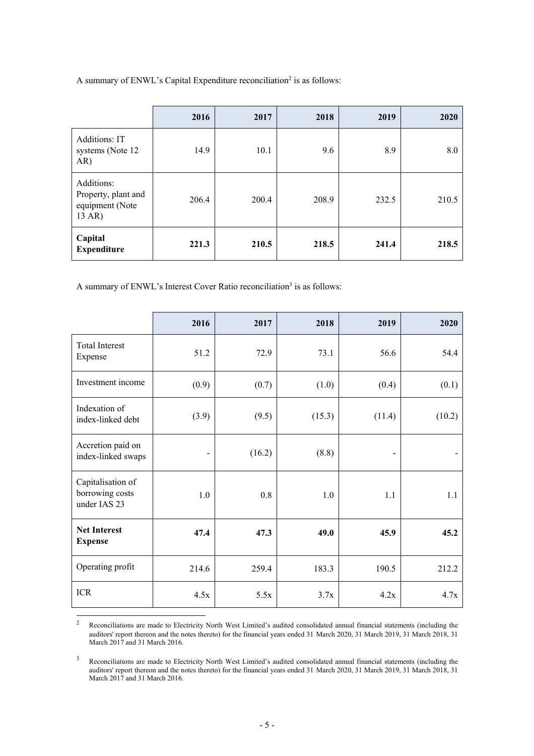A summary of ENWL's Capital Expenditure reconciliation[2] is as follows:

| | 2016 | 2017 | 2018 | 2019 | 2020 |
|---|---|---|---|---|---|
| Additions: IT systems (Note 12 AR) | 14.9 | 10.1 | 9.6 | 8.9 | 8.0 |
| Additions: Property, plant and equipment (Note 13 AR) | 206.4 | 200.4 | 208.9 | 232.5 | 210.5 |
| **Capital Expenditure** | **221.3** | **210.5** | **218.5** | **241.4** | **218.5** |

A summary of ENWL's Interest Cover Ratio reconciliation[3] is as follows:

| | 2016 | 2017 | 2018 | 2019 | 2020 |
|---|---|---|---|---|---|
| Total Interest Expense | 51.2 | 72.9 | 73.1 | 56.6 | 54.4 |
| Investment income | (0.9) | (0.7) | (1.0) | (0.4) | (0.1) |
| Indexation of index-linked debt | (3.9) | (9.5) | (15.3) | (11.4) | (10.2) |
| Accretion paid on index-linked swaps | - | (16.2) | (8.8) | - | - |
| Capitalisation of borrowing costs under IAS 23 | 1.0 | 0.8 | 1.0 | 1.1 | 1.1 |
| **Net Interest Expense** | **47.4** | **47.3** | **49.0** | **45.9** | **45.2** |
| Operating profit | 214.6 | 259.4 | 183.3 | 190.5 | 212.2 |
| ICR | 4.5x | 5.5x | 3.7x | 4.2x | 4.7x |

[2] Reconciliations are made to Electricity North West Limited's audited consolidated annual financial statements (including the auditors' report thereon and the notes thereto) for the financial years ended 31 March 2020, 31 March 2019, 31 March 2018, 31 March 2017 and 31 March 2016.

[3] Reconciliations are made to Electricity North West Limited's audited consolidated annual financial statements (including the auditors' report thereon and the notes thereto) for the financial years ended 31 March 2020, 31 March 2019, 31 March 2018, 31 March 2017 and 31 March 2016.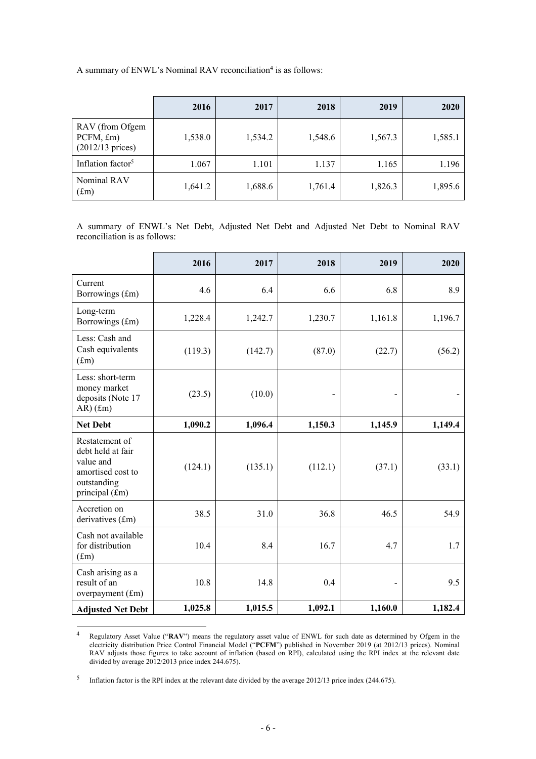A summary of ENWL's Nominal RAV reconciliation[4] is as follows:

| | 2016 | 2017 | 2018 | 2019 | 2020 |
|---|---|---|---|---|---|
| RAV (from Ofgem PCFM, £m) (2012/13 prices) | 1,538.0 | 1,534.2 | 1,548.6 | 1,567.3 | 1,585.1 |
| Inflation factor[5] | 1.067 | 1.101 | 1.137 | 1.165 | 1.196 |
| Nominal RAV (£m) | 1,641.2 | 1,688.6 | 1,761.4 | 1,826.3 | 1,895.6 |

A summary of ENWL's Net Debt, Adjusted Net Debt and Adjusted Net Debt to Nominal RAV reconciliation is as follows:

| | 2016 | 2017 | 2018 | 2019 | 2020 |
|---|---|---|---|---|---|
| Current Borrowings (£m) | 4.6 | 6.4 | 6.6 | 6.8 | 8.9 |
| Long-term Borrowings (£m) | 1,228.4 | 1,242.7 | 1,230.7 | 1,161.8 | 1,196.7 |
| Less: Cash and Cash equivalents (£m) | (119.3) | (142.7) | (87.0) | (22.7) | (56.2) |
| Less: short-term money market deposits (Note 17 AR) (£m) | (23.5) | (10.0) | - | - | - |
| **Net Debt** | **1,090.2** | **1,096.4** | **1,150.3** | **1,145.9** | **1,149.4** |
| Restatement of debt held at fair value and amortised cost to outstanding principal (£m) | (124.1) | (135.1) | (112.1) | (37.1) | (33.1) |
| Accretion on derivatives (£m) | 38.5 | 31.0 | 36.8 | 46.5 | 54.9 |
| Cash not available for distribution (£m) | 10.4 | 8.4 | 16.7 | 4.7 | 1.7 |
| Cash arising as a result of an overpayment (£m) | 10.8 | 14.8 | 0.4 | - | 9.5 |
| **Adjusted Net Debt** | **1,025.8** | **1,015.5** | **1,092.1** | **1,160.0** | **1,182.4** |

[4] Regulatory Asset Value ("**RAV**") means the regulatory asset value of ENWL for such date as determined by Ofgem in the electricity distribution Price Control Financial Model ("**PCFM**") published in November 2019 (at 2012/13 prices). Nominal RAV adjusts those figures to take account of inflation (based on RPI), calculated using the RPI index at the relevant date divided by average 2012/2013 price index 244.675).

[5] Inflation factor is the RPI index at the relevant date divided by the average 2012/13 price index (244.675).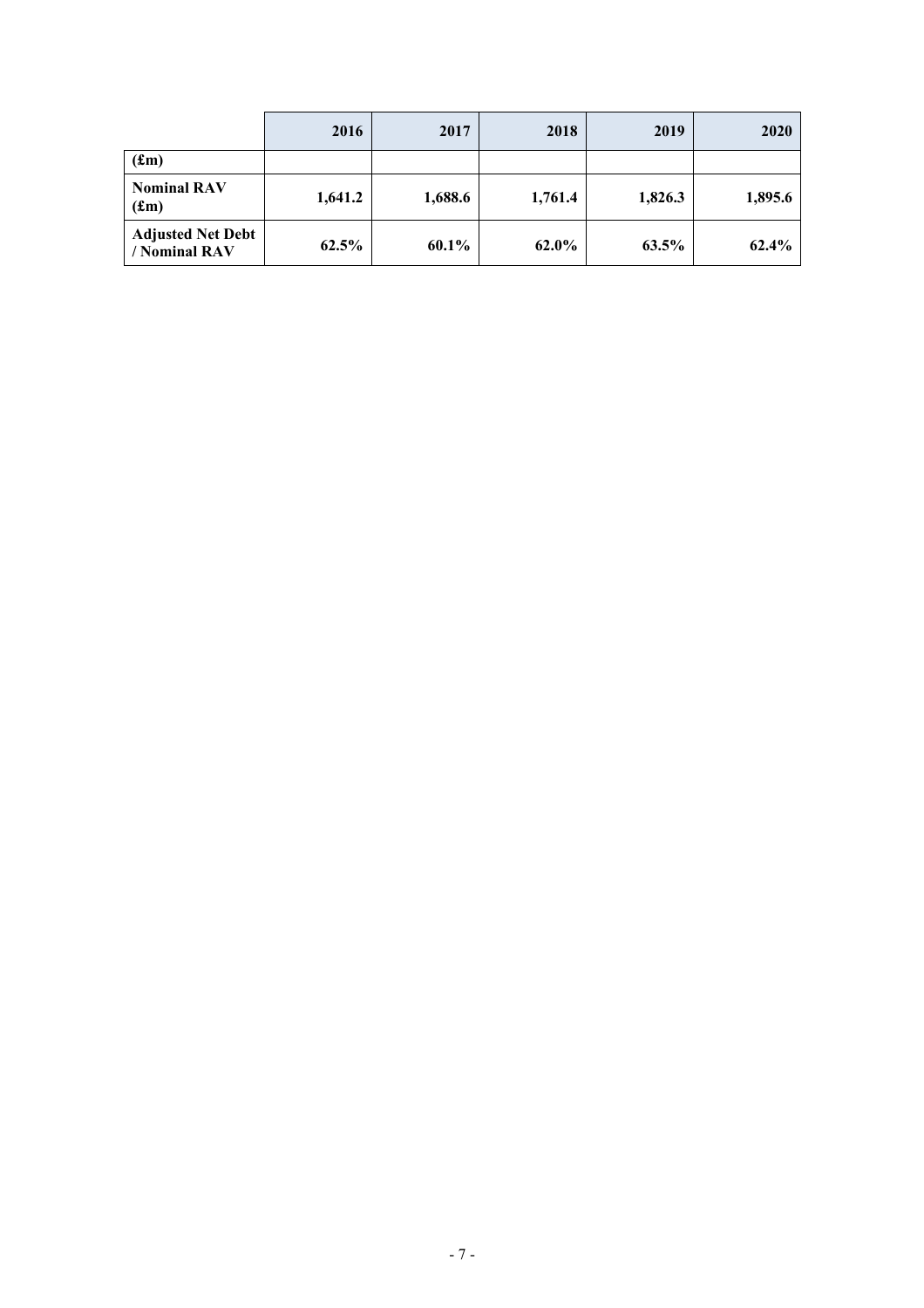| | 2016 | 2017 | 2018 | 2019 | 2020 |
|---|---|---|---|---|---|
| **(£m)** | | | | | |
| **Nominal RAV (£m)** | **1,641.2** | **1,688.6** | **1,761.4** | **1,826.3** | **1,895.6** |
| **Adjusted Net Debt / Nominal RAV** | **62.5%** | **60.1%** | **62.0%** | **63.5%** | **62.4%** |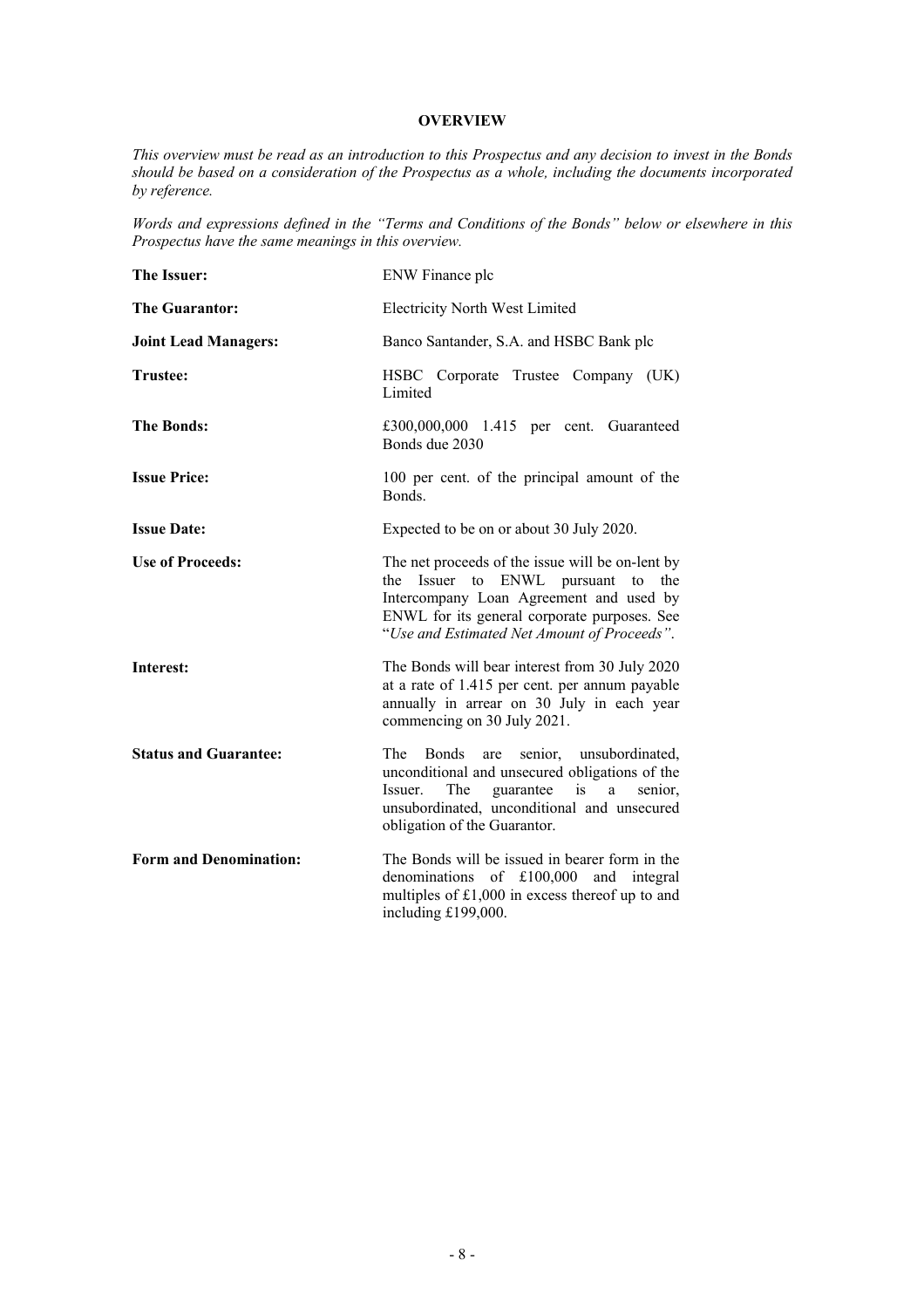## OVERVIEW

*This overview must be read as an introduction to this Prospectus and any decision to invest in the Bonds should be based on a consideration of the Prospectus as a whole, including the documents incorporated by reference.*

*Words and expressions defined in the "Terms and Conditions of the Bonds" below or elsewhere in this Prospectus have the same meanings in this overview.*

| | |
|---|---|
| **The Issuer:** | ENW Finance plc |
| **The Guarantor:** | Electricity North West Limited |
| **Joint Lead Managers:** | Banco Santander, S.A. and HSBC Bank plc |
| **Trustee:** | HSBC Corporate Trustee Company (UK) Limited |
| **The Bonds:** | £300,000,000 1.415 per cent. Guaranteed Bonds due 2030 |
| **Issue Price:** | 100 per cent. of the principal amount of the Bonds. |
| **Issue Date:** | Expected to be on or about 30 July 2020. |
| **Use of Proceeds:** | The net proceeds of the issue will be on-lent by the Issuer to ENWL pursuant to the Intercompany Loan Agreement and used by ENWL for its general corporate purposes. See "*Use and Estimated Net Amount of Proceeds*". |
| **Interest:** | The Bonds will bear interest from 30 July 2020 at a rate of 1.415 per cent. per annum payable annually in arrear on 30 July in each year commencing on 30 July 2021. |
| **Status and Guarantee:** | The Bonds are senior, unsubordinated, unconditional and unsecured obligations of the Issuer. The guarantee is a senior, unsubordinated, unconditional and unsecured obligation of the Guarantor. |
| **Form and Denomination:** | The Bonds will be issued in bearer form in the denominations of £100,000 and integral multiples of £1,000 in excess thereof up to and including £199,000. |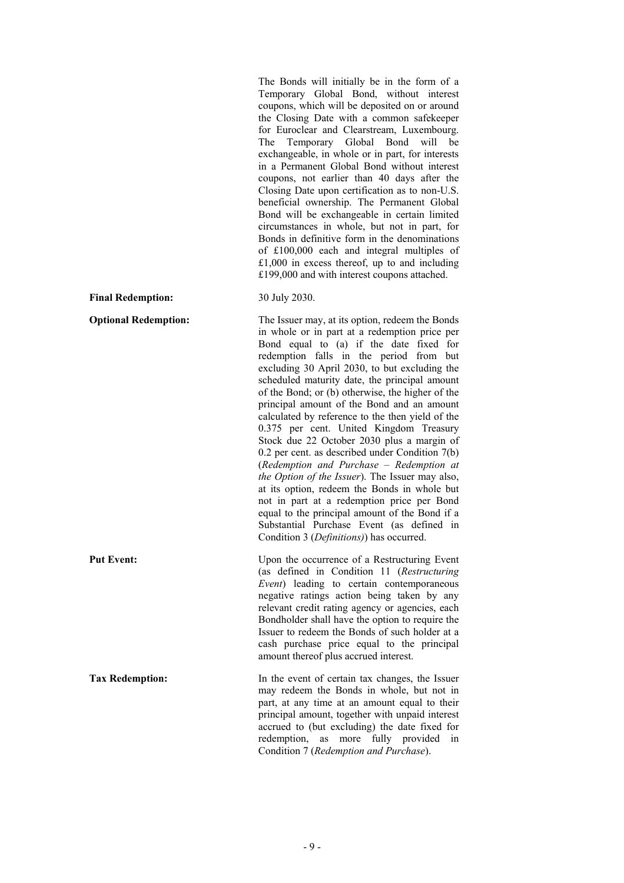|  |  |
|---|---|
|  | The Bonds will initially be in the form of a Temporary Global Bond, without interest coupons, which will be deposited on or around the Closing Date with a common safekeeper for Euroclear and Clearstream, Luxembourg. The Temporary Global Bond will be exchangeable, in whole or in part, for interests in a Permanent Global Bond without interest coupons, not earlier than 40 days after the Closing Date upon certification as to non-U.S. beneficial ownership. The Permanent Global Bond will be exchangeable in certain limited circumstances in whole, but not in part, for Bonds in definitive form in the denominations of £100,000 each and integral multiples of £1,000 in excess thereof, up to and including £199,000 and with interest coupons attached. |
| **Final Redemption:** | 30 July 2030. |
| **Optional Redemption:** | The Issuer may, at its option, redeem the Bonds in whole or in part at a redemption price per Bond equal to (a) if the date fixed for redemption falls in the period from but excluding 30 April 2030, to but excluding the scheduled maturity date, the principal amount of the Bond; or (b) otherwise, the higher of the principal amount of the Bond and an amount calculated by reference to the then yield of the 0.375 per cent. United Kingdom Treasury Stock due 22 October 2030 plus a margin of 0.2 per cent. as described under Condition 7(b) (*Redemption and Purchase – Redemption at the Option of the Issuer*). The Issuer may also, at its option, redeem the Bonds in whole but not in part at a redemption price per Bond equal to the principal amount of the Bond if a Substantial Purchase Event (as defined in Condition 3 (*Definitions)*) has occurred. |
| **Put Event:** | Upon the occurrence of a Restructuring Event (as defined in Condition 11 (*Restructuring Event*) leading to certain contemporaneous negative ratings action being taken by any relevant credit rating agency or agencies, each Bondholder shall have the option to require the Issuer to redeem the Bonds of such holder at a cash purchase price equal to the principal amount thereof plus accrued interest. |
| **Tax Redemption:** | In the event of certain tax changes, the Issuer may redeem the Bonds in whole, but not in part, at any time at an amount equal to their principal amount, together with unpaid interest accrued to (but excluding) the date fixed for redemption, as more fully provided in Condition 7 (*Redemption and Purchase*). |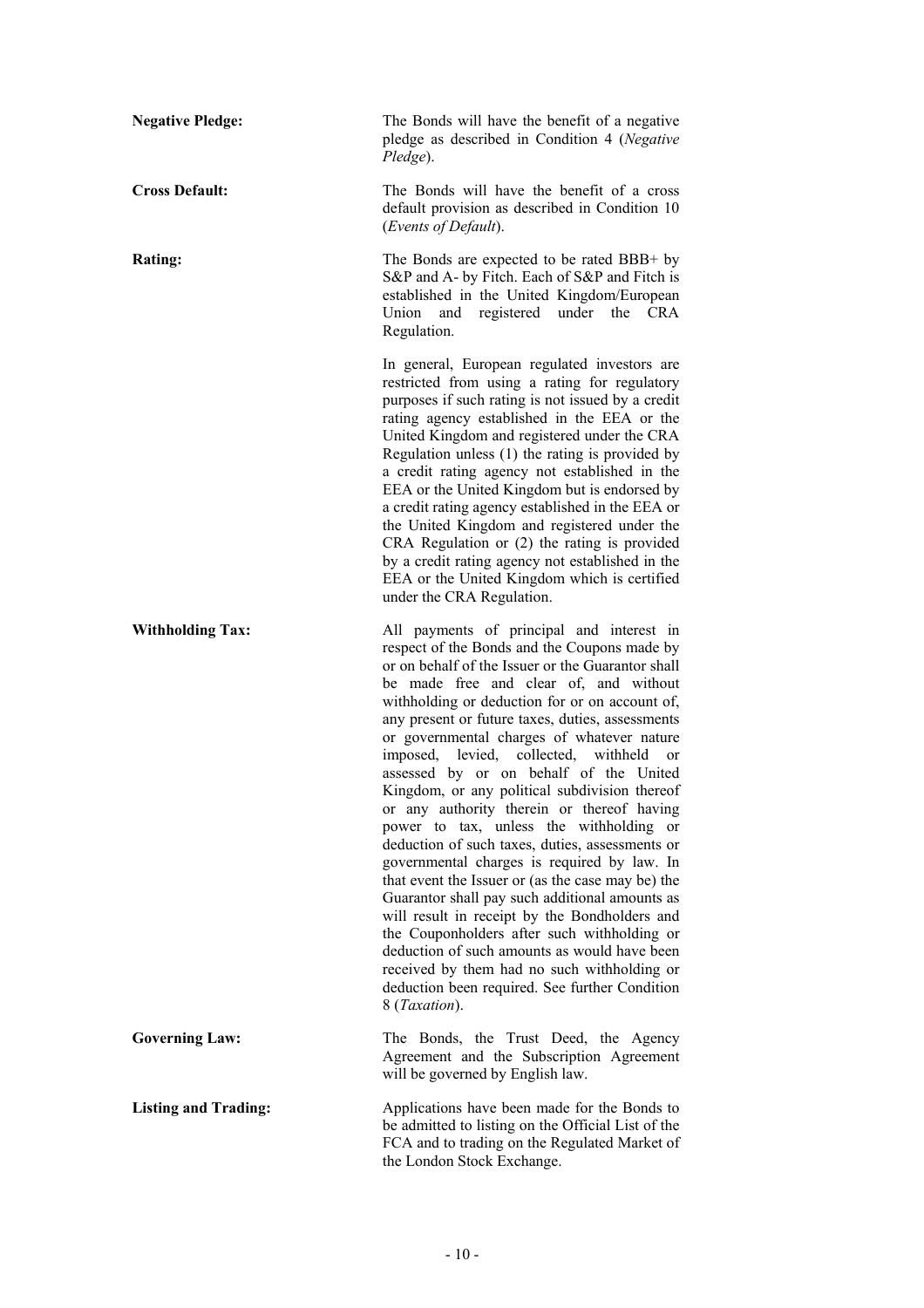**Negative Pledge:** The Bonds will have the benefit of a negative pledge as described in Condition 4 (*Negative Pledge*).

**Cross Default:** The Bonds will have the benefit of a cross default provision as described in Condition 10 (*Events of Default*).

**Rating:** The Bonds are expected to be rated BBB+ by S&P and A- by Fitch. Each of S&P and Fitch is established in the United Kingdom/European Union and registered under the CRA Regulation.

In general, European regulated investors are restricted from using a rating for regulatory purposes if such rating is not issued by a credit rating agency established in the EEA or the United Kingdom and registered under the CRA Regulation unless (1) the rating is provided by a credit rating agency not established in the EEA or the United Kingdom but is endorsed by a credit rating agency established in the EEA or the United Kingdom and registered under the CRA Regulation or (2) the rating is provided by a credit rating agency not established in the EEA or the United Kingdom which is certified under the CRA Regulation.

**Withholding Tax:** All payments of principal and interest in respect of the Bonds and the Coupons made by or on behalf of the Issuer or the Guarantor shall be made free and clear of, and without withholding or deduction for or on account of, any present or future taxes, duties, assessments or governmental charges of whatever nature imposed, levied, collected, withheld or assessed by or on behalf of the United Kingdom, or any political subdivision thereof or any authority therein or thereof having power to tax, unless the withholding or deduction of such taxes, duties, assessments or governmental charges is required by law. In that event the Issuer or (as the case may be) the Guarantor shall pay such additional amounts as will result in receipt by the Bondholders and the Couponholders after such withholding or deduction of such amounts as would have been received by them had no such withholding or deduction been required. See further Condition 8 (*Taxation*).

**Governing Law:** The Bonds, the Trust Deed, the Agency Agreement and the Subscription Agreement will be governed by English law.

**Listing and Trading:** Applications have been made for the Bonds to be admitted to listing on the Official List of the FCA and to trading on the Regulated Market of the London Stock Exchange.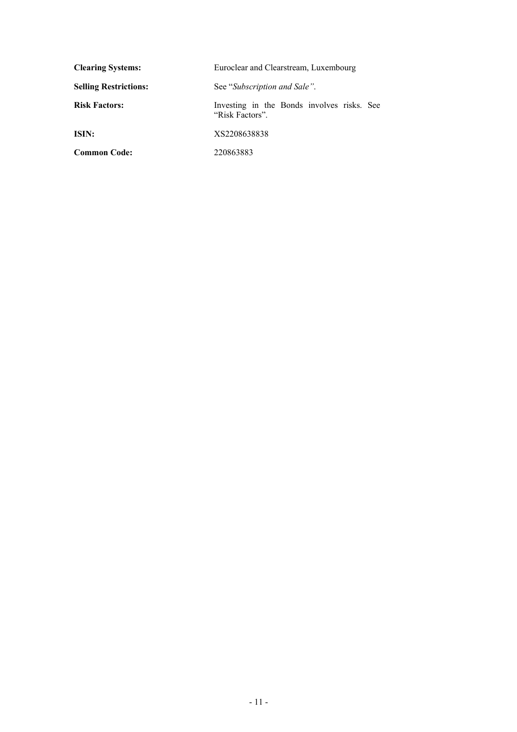| | |
|---|---|
| **Clearing Systems:** | Euroclear and Clearstream, Luxembourg |
| **Selling Restrictions:** | See "*Subscription and Sale"*. |
| **Risk Factors:** | Investing in the Bonds involves risks. See "Risk Factors". |
| **ISIN:** | XS2208638838 |
| **Common Code:** | 220863883 |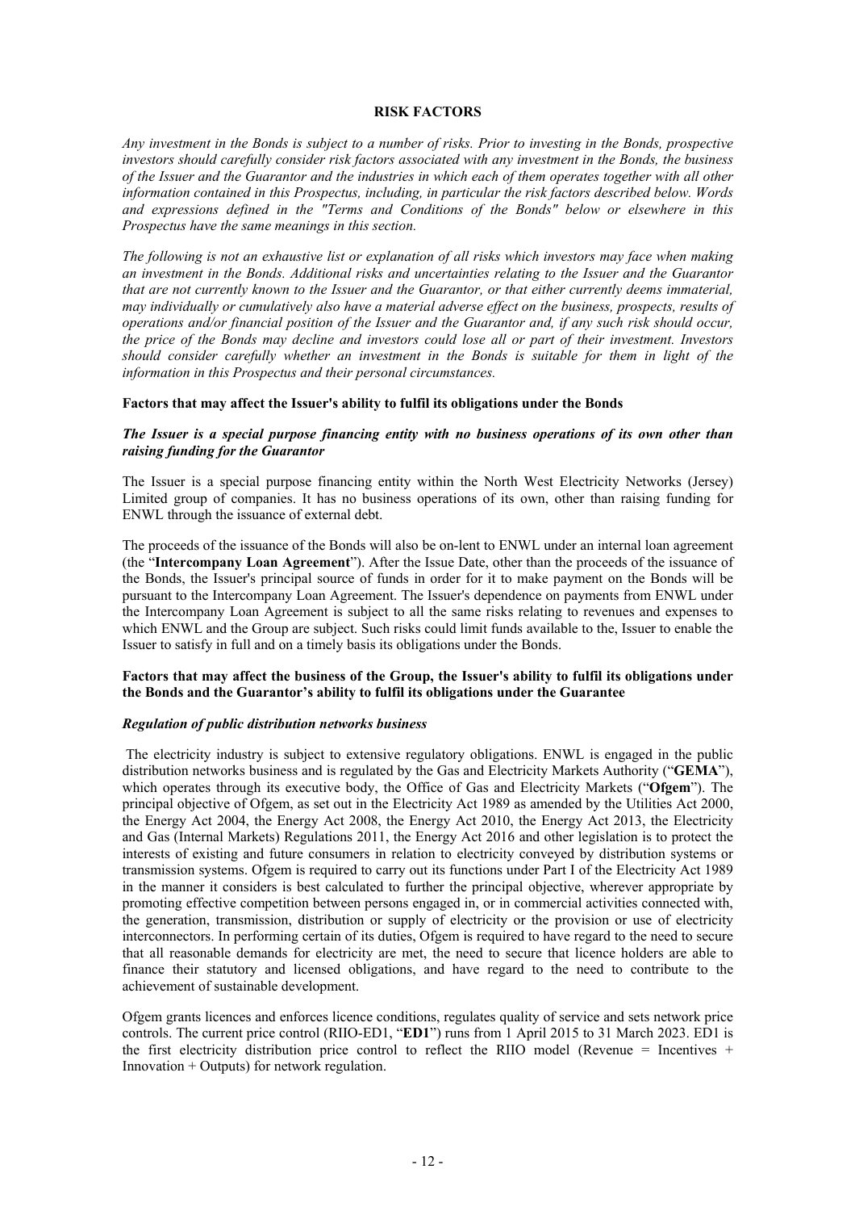## RISK FACTORS

*Any investment in the Bonds is subject to a number of risks. Prior to investing in the Bonds, prospective investors should carefully consider risk factors associated with any investment in the Bonds, the business of the Issuer and the Guarantor and the industries in which each of them operates together with all other information contained in this Prospectus, including, in particular the risk factors described below. Words and expressions defined in the "Terms and Conditions of the Bonds" below or elsewhere in this Prospectus have the same meanings in this section.*

*The following is not an exhaustive list or explanation of all risks which investors may face when making an investment in the Bonds. Additional risks and uncertainties relating to the Issuer and the Guarantor that are not currently known to the Issuer and the Guarantor, or that either currently deems immaterial, may individually or cumulatively also have a material adverse effect on the business, prospects, results of operations and/or financial position of the Issuer and the Guarantor and, if any such risk should occur, the price of the Bonds may decline and investors could lose all or part of their investment. Investors should consider carefully whether an investment in the Bonds is suitable for them in light of the information in this Prospectus and their personal circumstances.*

### Factors that may affect the Issuer's ability to fulfil its obligations under the Bonds

***The Issuer is a special purpose financing entity with no business operations of its own other than raising funding for the Guarantor***

The Issuer is a special purpose financing entity within the North West Electricity Networks (Jersey) Limited group of companies. It has no business operations of its own, other than raising funding for ENWL through the issuance of external debt.

The proceeds of the issuance of the Bonds will also be on-lent to ENWL under an internal loan agreement (the "**Intercompany Loan Agreement**"). After the Issue Date, other than the proceeds of the issuance of the Bonds, the Issuer's principal source of funds in order for it to make payment on the Bonds will be pursuant to the Intercompany Loan Agreement. The Issuer's dependence on payments from ENWL under the Intercompany Loan Agreement is subject to all the same risks relating to revenues and expenses to which ENWL and the Group are subject. Such risks could limit funds available to the, Issuer to enable the Issuer to satisfy in full and on a timely basis its obligations under the Bonds.

### Factors that may affect the business of the Group, the Issuer's ability to fulfil its obligations under the Bonds and the Guarantor's ability to fulfil its obligations under the Guarantee

***Regulation of public distribution networks business***

The electricity industry is subject to extensive regulatory obligations. ENWL is engaged in the public distribution networks business and is regulated by the Gas and Electricity Markets Authority ("**GEMA**"), which operates through its executive body, the Office of Gas and Electricity Markets ("**Ofgem**"). The principal objective of Ofgem, as set out in the Electricity Act 1989 as amended by the Utilities Act 2000, the Energy Act 2004, the Energy Act 2008, the Energy Act 2010, the Energy Act 2013, the Electricity and Gas (Internal Markets) Regulations 2011, the Energy Act 2016 and other legislation is to protect the interests of existing and future consumers in relation to electricity conveyed by distribution systems or transmission systems. Ofgem is required to carry out its functions under Part I of the Electricity Act 1989 in the manner it considers is best calculated to further the principal objective, wherever appropriate by promoting effective competition between persons engaged in, or in commercial activities connected with, the generation, transmission, distribution or supply of electricity or the provision or use of electricity interconnectors. In performing certain of its duties, Ofgem is required to have regard to the need to secure that all reasonable demands for electricity are met, the need to secure that licence holders are able to finance their statutory and licensed obligations, and have regard to the need to contribute to the achievement of sustainable development.

Ofgem grants licences and enforces licence conditions, regulates quality of service and sets network price controls. The current price control (RIIO-ED1, "**ED1**") runs from 1 April 2015 to 31 March 2023. ED1 is the first electricity distribution price control to reflect the RIIO model (Revenue = Incentives + Innovation + Outputs) for network regulation.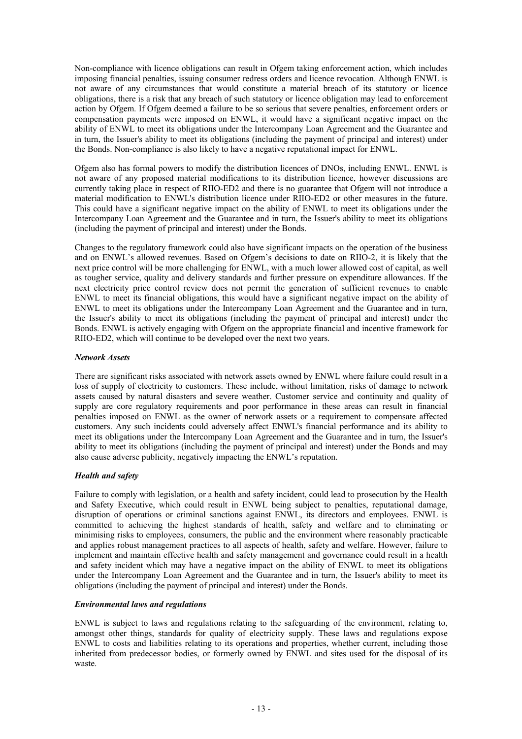Non-compliance with licence obligations can result in Ofgem taking enforcement action, which includes imposing financial penalties, issuing consumer redress orders and licence revocation. Although ENWL is not aware of any circumstances that would constitute a material breach of its statutory or licence obligations, there is a risk that any breach of such statutory or licence obligation may lead to enforcement action by Ofgem. If Ofgem deemed a failure to be so serious that severe penalties, enforcement orders or compensation payments were imposed on ENWL, it would have a significant negative impact on the ability of ENWL to meet its obligations under the Intercompany Loan Agreement and the Guarantee and in turn, the Issuer's ability to meet its obligations (including the payment of principal and interest) under the Bonds. Non-compliance is also likely to have a negative reputational impact for ENWL.

Ofgem also has formal powers to modify the distribution licences of DNOs, including ENWL. ENWL is not aware of any proposed material modifications to its distribution licence, however discussions are currently taking place in respect of RIIO-ED2 and there is no guarantee that Ofgem will not introduce a material modification to ENWL's distribution licence under RIIO-ED2 or other measures in the future. This could have a significant negative impact on the ability of ENWL to meet its obligations under the Intercompany Loan Agreement and the Guarantee and in turn, the Issuer's ability to meet its obligations (including the payment of principal and interest) under the Bonds.

Changes to the regulatory framework could also have significant impacts on the operation of the business and on ENWL's allowed revenues. Based on Ofgem's decisions to date on RIIO-2, it is likely that the next price control will be more challenging for ENWL, with a much lower allowed cost of capital, as well as tougher service, quality and delivery standards and further pressure on expenditure allowances. If the next electricity price control review does not permit the generation of sufficient revenues to enable ENWL to meet its financial obligations, this would have a significant negative impact on the ability of ENWL to meet its obligations under the Intercompany Loan Agreement and the Guarantee and in turn, the Issuer's ability to meet its obligations (including the payment of principal and interest) under the Bonds. ENWL is actively engaging with Ofgem on the appropriate financial and incentive framework for RIIO-ED2, which will continue to be developed over the next two years.

***Network Assets***

There are significant risks associated with network assets owned by ENWL where failure could result in a loss of supply of electricity to customers. These include, without limitation, risks of damage to network assets caused by natural disasters and severe weather. Customer service and continuity and quality of supply are core regulatory requirements and poor performance in these areas can result in financial penalties imposed on ENWL as the owner of network assets or a requirement to compensate affected customers. Any such incidents could adversely affect ENWL's financial performance and its ability to meet its obligations under the Intercompany Loan Agreement and the Guarantee and in turn, the Issuer's ability to meet its obligations (including the payment of principal and interest) under the Bonds and may also cause adverse publicity, negatively impacting the ENWL's reputation.

***Health and safety***

Failure to comply with legislation, or a health and safety incident, could lead to prosecution by the Health and Safety Executive, which could result in ENWL being subject to penalties, reputational damage, disruption of operations or criminal sanctions against ENWL, its directors and employees. ENWL is committed to achieving the highest standards of health, safety and welfare and to eliminating or minimising risks to employees, consumers, the public and the environment where reasonably practicable and applies robust management practices to all aspects of health, safety and welfare. However, failure to implement and maintain effective health and safety management and governance could result in a health and safety incident which may have a negative impact on the ability of ENWL to meet its obligations under the Intercompany Loan Agreement and the Guarantee and in turn, the Issuer's ability to meet its obligations (including the payment of principal and interest) under the Bonds.

***Environmental laws and regulations***

ENWL is subject to laws and regulations relating to the safeguarding of the environment, relating to, amongst other things, standards for quality of electricity supply. These laws and regulations expose ENWL to costs and liabilities relating to its operations and properties, whether current, including those inherited from predecessor bodies, or formerly owned by ENWL and sites used for the disposal of its waste.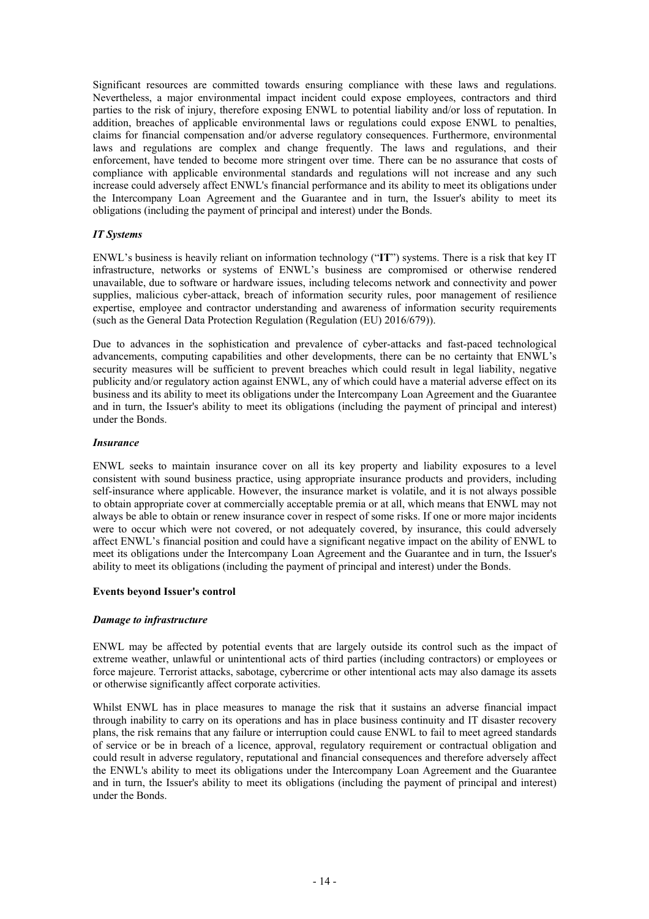Significant resources are committed towards ensuring compliance with these laws and regulations. Nevertheless, a major environmental impact incident could expose employees, contractors and third parties to the risk of injury, therefore exposing ENWL to potential liability and/or loss of reputation. In addition, breaches of applicable environmental laws or regulations could expose ENWL to penalties, claims for financial compensation and/or adverse regulatory consequences. Furthermore, environmental laws and regulations are complex and change frequently. The laws and regulations, and their enforcement, have tended to become more stringent over time. There can be no assurance that costs of compliance with applicable environmental standards and regulations will not increase and any such increase could adversely affect ENWL's financial performance and its ability to meet its obligations under the Intercompany Loan Agreement and the Guarantee and in turn, the Issuer's ability to meet its obligations (including the payment of principal and interest) under the Bonds.

***IT Systems***

ENWL's business is heavily reliant on information technology ("**IT**") systems. There is a risk that key IT infrastructure, networks or systems of ENWL's business are compromised or otherwise rendered unavailable, due to software or hardware issues, including telecoms network and connectivity and power supplies, malicious cyber-attack, breach of information security rules, poor management of resilience expertise, employee and contractor understanding and awareness of information security requirements (such as the General Data Protection Regulation (Regulation (EU) 2016/679)).

Due to advances in the sophistication and prevalence of cyber-attacks and fast-paced technological advancements, computing capabilities and other developments, there can be no certainty that ENWL's security measures will be sufficient to prevent breaches which could result in legal liability, negative publicity and/or regulatory action against ENWL, any of which could have a material adverse effect on its business and its ability to meet its obligations under the Intercompany Loan Agreement and the Guarantee and in turn, the Issuer's ability to meet its obligations (including the payment of principal and interest) under the Bonds.

***Insurance***

ENWL seeks to maintain insurance cover on all its key property and liability exposures to a level consistent with sound business practice, using appropriate insurance products and providers, including self-insurance where applicable. However, the insurance market is volatile, and it is not always possible to obtain appropriate cover at commercially acceptable premia or at all, which means that ENWL may not always be able to obtain or renew insurance cover in respect of some risks. If one or more major incidents were to occur which were not covered, or not adequately covered, by insurance, this could adversely affect ENWL's financial position and could have a significant negative impact on the ability of ENWL to meet its obligations under the Intercompany Loan Agreement and the Guarantee and in turn, the Issuer's ability to meet its obligations (including the payment of principal and interest) under the Bonds.

**Events beyond Issuer's control**

***Damage to infrastructure***

ENWL may be affected by potential events that are largely outside its control such as the impact of extreme weather, unlawful or unintentional acts of third parties (including contractors) or employees or force majeure. Terrorist attacks, sabotage, cybercrime or other intentional acts may also damage its assets or otherwise significantly affect corporate activities.

Whilst ENWL has in place measures to manage the risk that it sustains an adverse financial impact through inability to carry on its operations and has in place business continuity and IT disaster recovery plans, the risk remains that any failure or interruption could cause ENWL to fail to meet agreed standards of service or be in breach of a licence, approval, regulatory requirement or contractual obligation and could result in adverse regulatory, reputational and financial consequences and therefore adversely affect the ENWL's ability to meet its obligations under the Intercompany Loan Agreement and the Guarantee and in turn, the Issuer's ability to meet its obligations (including the payment of principal and interest) under the Bonds.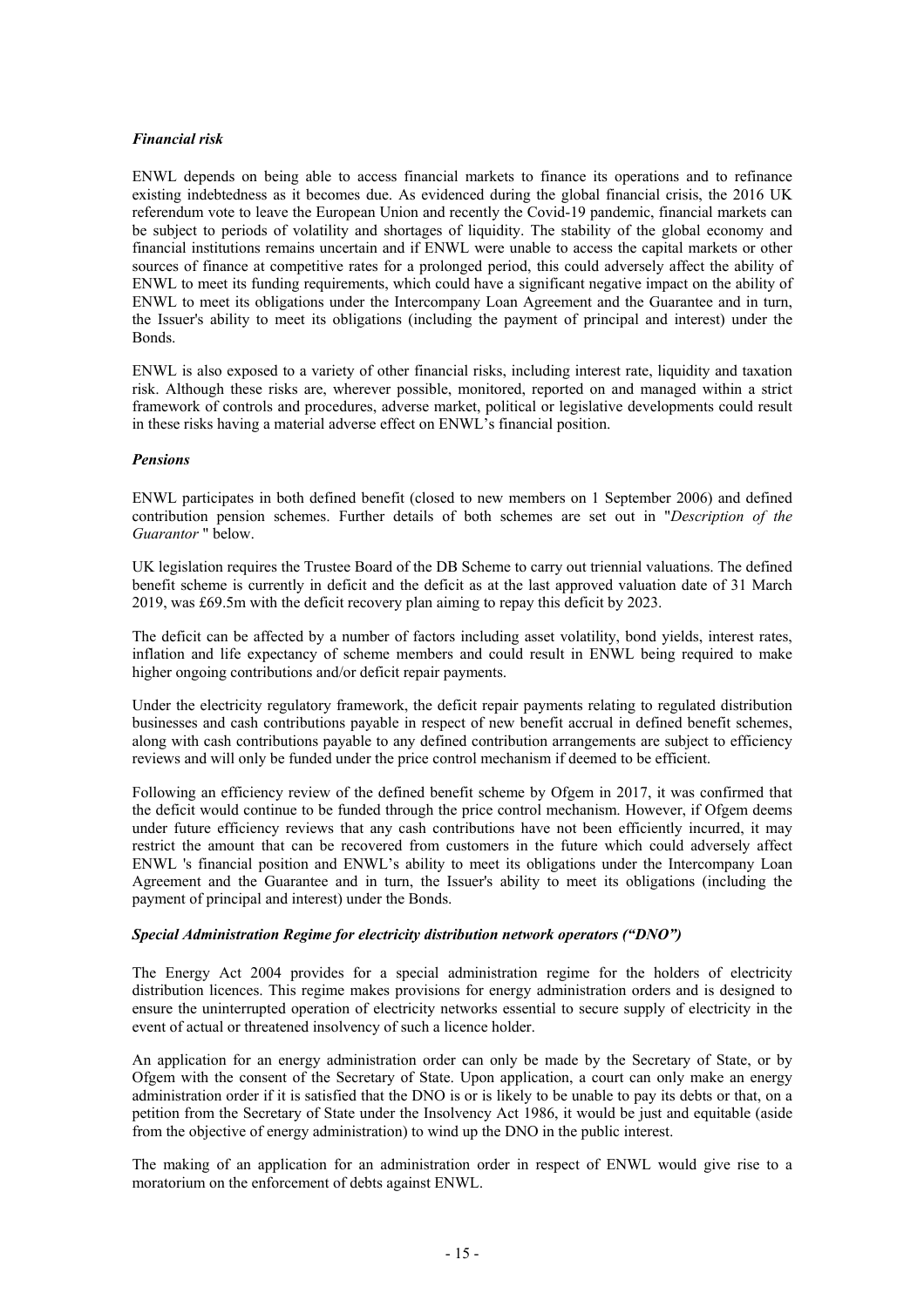### *Financial risk*

ENWL depends on being able to access financial markets to finance its operations and to refinance existing indebtedness as it becomes due. As evidenced during the global financial crisis, the 2016 UK referendum vote to leave the European Union and recently the Covid-19 pandemic, financial markets can be subject to periods of volatility and shortages of liquidity. The stability of the global economy and financial institutions remains uncertain and if ENWL were unable to access the capital markets or other sources of finance at competitive rates for a prolonged period, this could adversely affect the ability of ENWL to meet its funding requirements, which could have a significant negative impact on the ability of ENWL to meet its obligations under the Intercompany Loan Agreement and the Guarantee and in turn, the Issuer's ability to meet its obligations (including the payment of principal and interest) under the Bonds.

ENWL is also exposed to a variety of other financial risks, including interest rate, liquidity and taxation risk. Although these risks are, wherever possible, monitored, reported on and managed within a strict framework of controls and procedures, adverse market, political or legislative developments could result in these risks having a material adverse effect on ENWL's financial position.

### *Pensions*

ENWL participates in both defined benefit (closed to new members on 1 September 2006) and defined contribution pension schemes. Further details of both schemes are set out in "*Description of the Guarantor* " below.

UK legislation requires the Trustee Board of the DB Scheme to carry out triennial valuations. The defined benefit scheme is currently in deficit and the deficit as at the last approved valuation date of 31 March 2019, was £69.5m with the deficit recovery plan aiming to repay this deficit by 2023.

The deficit can be affected by a number of factors including asset volatility, bond yields, interest rates, inflation and life expectancy of scheme members and could result in ENWL being required to make higher ongoing contributions and/or deficit repair payments.

Under the electricity regulatory framework, the deficit repair payments relating to regulated distribution businesses and cash contributions payable in respect of new benefit accrual in defined benefit schemes, along with cash contributions payable to any defined contribution arrangements are subject to efficiency reviews and will only be funded under the price control mechanism if deemed to be efficient.

Following an efficiency review of the defined benefit scheme by Ofgem in 2017, it was confirmed that the deficit would continue to be funded through the price control mechanism. However, if Ofgem deems under future efficiency reviews that any cash contributions have not been efficiently incurred, it may restrict the amount that can be recovered from customers in the future which could adversely affect ENWL 's financial position and ENWL's ability to meet its obligations under the Intercompany Loan Agreement and the Guarantee and in turn, the Issuer's ability to meet its obligations (including the payment of principal and interest) under the Bonds.

### *Special Administration Regime for electricity distribution network operators ("DNO")*

The Energy Act 2004 provides for a special administration regime for the holders of electricity distribution licences. This regime makes provisions for energy administration orders and is designed to ensure the uninterrupted operation of electricity networks essential to secure supply of electricity in the event of actual or threatened insolvency of such a licence holder.

An application for an energy administration order can only be made by the Secretary of State, or by Ofgem with the consent of the Secretary of State. Upon application, a court can only make an energy administration order if it is satisfied that the DNO is or is likely to be unable to pay its debts or that, on a petition from the Secretary of State under the Insolvency Act 1986, it would be just and equitable (aside from the objective of energy administration) to wind up the DNO in the public interest.

The making of an application for an administration order in respect of ENWL would give rise to a moratorium on the enforcement of debts against ENWL.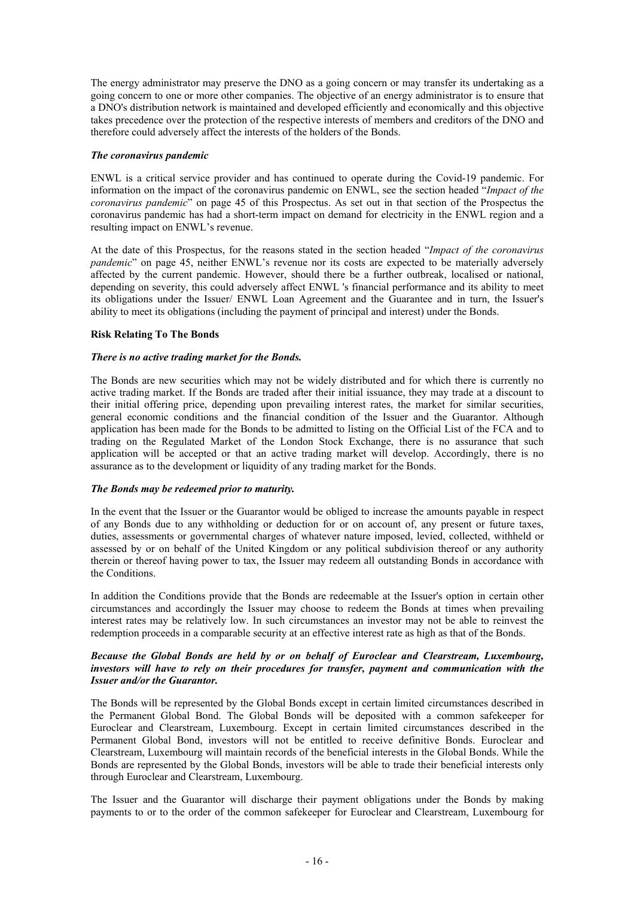The energy administrator may preserve the DNO as a going concern or may transfer its undertaking as a going concern to one or more other companies. The objective of an energy administrator is to ensure that a DNO's distribution network is maintained and developed efficiently and economically and this objective takes precedence over the protection of the respective interests of members and creditors of the DNO and therefore could adversely affect the interests of the holders of the Bonds.

***The coronavirus pandemic***

ENWL is a critical service provider and has continued to operate during the Covid-19 pandemic. For information on the impact of the coronavirus pandemic on ENWL, see the section headed "*Impact of the coronavirus pandemic*" on page 45 of this Prospectus. As set out in that section of the Prospectus the coronavirus pandemic has had a short-term impact on demand for electricity in the ENWL region and a resulting impact on ENWL's revenue.

At the date of this Prospectus, for the reasons stated in the section headed "*Impact of the coronavirus pandemic*" on page 45, neither ENWL's revenue nor its costs are expected to be materially adversely affected by the current pandemic. However, should there be a further outbreak, localised or national, depending on severity, this could adversely affect ENWL 's financial performance and its ability to meet its obligations under the Issuer/ ENWL Loan Agreement and the Guarantee and in turn, the Issuer's ability to meet its obligations (including the payment of principal and interest) under the Bonds.

**Risk Relating To The Bonds**

***There is no active trading market for the Bonds.***

The Bonds are new securities which may not be widely distributed and for which there is currently no active trading market. If the Bonds are traded after their initial issuance, they may trade at a discount to their initial offering price, depending upon prevailing interest rates, the market for similar securities, general economic conditions and the financial condition of the Issuer and the Guarantor. Although application has been made for the Bonds to be admitted to listing on the Official List of the FCA and to trading on the Regulated Market of the London Stock Exchange, there is no assurance that such application will be accepted or that an active trading market will develop. Accordingly, there is no assurance as to the development or liquidity of any trading market for the Bonds.

***The Bonds may be redeemed prior to maturity.***

In the event that the Issuer or the Guarantor would be obliged to increase the amounts payable in respect of any Bonds due to any withholding or deduction for or on account of, any present or future taxes, duties, assessments or governmental charges of whatever nature imposed, levied, collected, withheld or assessed by or on behalf of the United Kingdom or any political subdivision thereof or any authority therein or thereof having power to tax, the Issuer may redeem all outstanding Bonds in accordance with the Conditions.

In addition the Conditions provide that the Bonds are redeemable at the Issuer's option in certain other circumstances and accordingly the Issuer may choose to redeem the Bonds at times when prevailing interest rates may be relatively low. In such circumstances an investor may not be able to reinvest the redemption proceeds in a comparable security at an effective interest rate as high as that of the Bonds.

***Because the Global Bonds are held by or on behalf of Euroclear and Clearstream, Luxembourg, investors will have to rely on their procedures for transfer, payment and communication with the Issuer and/or the Guarantor.***

The Bonds will be represented by the Global Bonds except in certain limited circumstances described in the Permanent Global Bond. The Global Bonds will be deposited with a common safekeeper for Euroclear and Clearstream, Luxembourg. Except in certain limited circumstances described in the Permanent Global Bond, investors will not be entitled to receive definitive Bonds. Euroclear and Clearstream, Luxembourg will maintain records of the beneficial interests in the Global Bonds. While the Bonds are represented by the Global Bonds, investors will be able to trade their beneficial interests only through Euroclear and Clearstream, Luxembourg.

The Issuer and the Guarantor will discharge their payment obligations under the Bonds by making payments to or to the order of the common safekeeper for Euroclear and Clearstream, Luxembourg for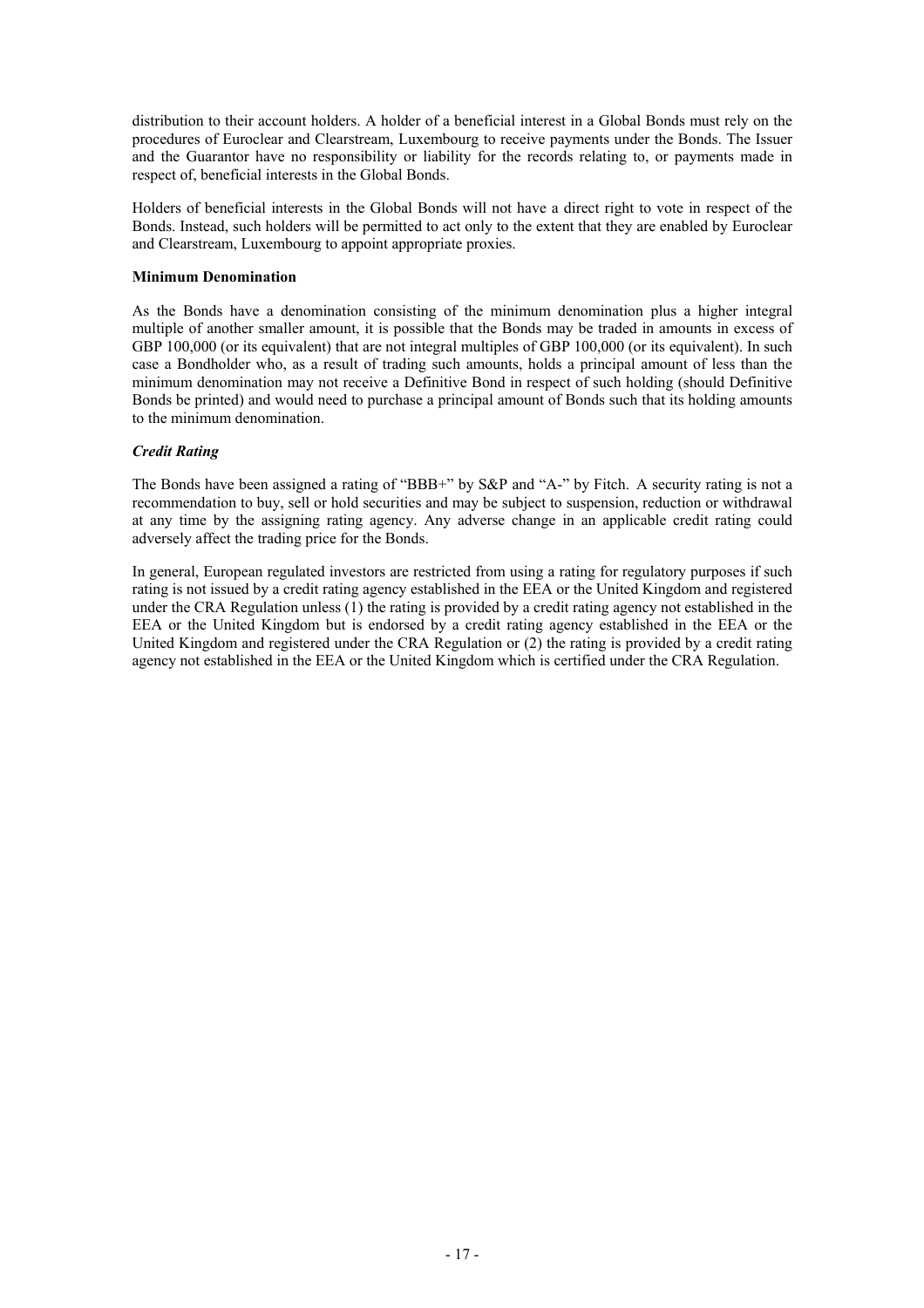distribution to their account holders. A holder of a beneficial interest in a Global Bonds must rely on the procedures of Euroclear and Clearstream, Luxembourg to receive payments under the Bonds. The Issuer and the Guarantor have no responsibility or liability for the records relating to, or payments made in respect of, beneficial interests in the Global Bonds.

Holders of beneficial interests in the Global Bonds will not have a direct right to vote in respect of the Bonds. Instead, such holders will be permitted to act only to the extent that they are enabled by Euroclear and Clearstream, Luxembourg to appoint appropriate proxies.

**Minimum Denomination**

As the Bonds have a denomination consisting of the minimum denomination plus a higher integral multiple of another smaller amount, it is possible that the Bonds may be traded in amounts in excess of GBP 100,000 (or its equivalent) that are not integral multiples of GBP 100,000 (or its equivalent). In such case a Bondholder who, as a result of trading such amounts, holds a principal amount of less than the minimum denomination may not receive a Definitive Bond in respect of such holding (should Definitive Bonds be printed) and would need to purchase a principal amount of Bonds such that its holding amounts to the minimum denomination.

***Credit Rating***

The Bonds have been assigned a rating of "BBB+" by S&P and "A-" by Fitch. A security rating is not a recommendation to buy, sell or hold securities and may be subject to suspension, reduction or withdrawal at any time by the assigning rating agency. Any adverse change in an applicable credit rating could adversely affect the trading price for the Bonds.

In general, European regulated investors are restricted from using a rating for regulatory purposes if such rating is not issued by a credit rating agency established in the EEA or the United Kingdom and registered under the CRA Regulation unless (1) the rating is provided by a credit rating agency not established in the EEA or the United Kingdom but is endorsed by a credit rating agency established in the EEA or the United Kingdom and registered under the CRA Regulation or (2) the rating is provided by a credit rating agency not established in the EEA or the United Kingdom which is certified under the CRA Regulation.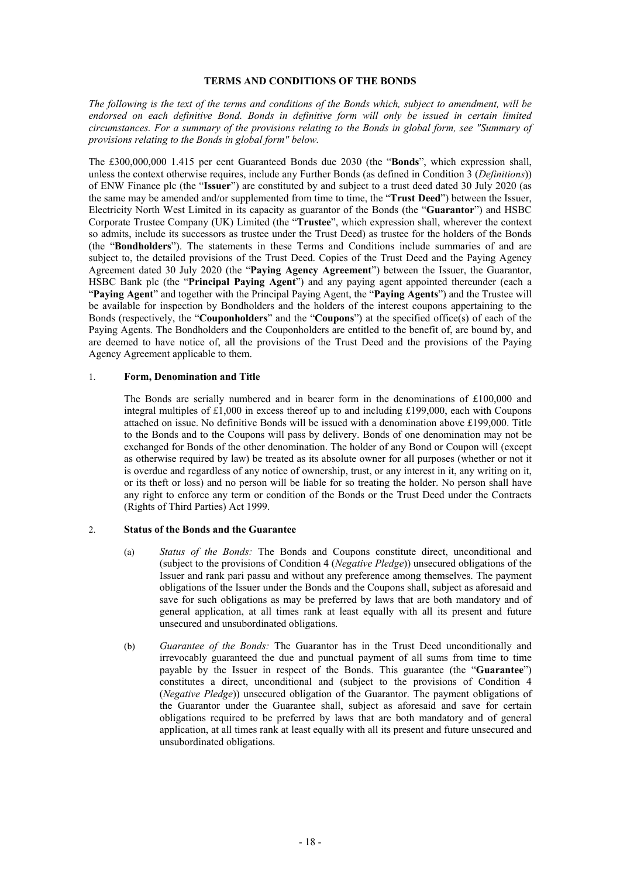## TERMS AND CONDITIONS OF THE BONDS

*The following is the text of the terms and conditions of the Bonds which, subject to amendment, will be endorsed on each definitive Bond. Bonds in definitive form will only be issued in certain limited circumstances. For a summary of the provisions relating to the Bonds in global form, see "Summary of provisions relating to the Bonds in global form" below.*

The £300,000,000 1.415 per cent Guaranteed Bonds due 2030 (the "**Bonds**", which expression shall, unless the context otherwise requires, include any Further Bonds (as defined in Condition 3 (*Definitions*)) of ENW Finance plc (the "**Issuer**") are constituted by and subject to a trust deed dated 30 July 2020 (as the same may be amended and/or supplemented from time to time, the "**Trust Deed**") between the Issuer, Electricity North West Limited in its capacity as guarantor of the Bonds (the "**Guarantor**") and HSBC Corporate Trustee Company (UK) Limited (the "**Trustee**", which expression shall, wherever the context so admits, include its successors as trustee under the Trust Deed) as trustee for the holders of the Bonds (the "**Bondholders**"). The statements in these Terms and Conditions include summaries of and are subject to, the detailed provisions of the Trust Deed. Copies of the Trust Deed and the Paying Agency Agreement dated 30 July 2020 (the "**Paying Agency Agreement**") between the Issuer, the Guarantor, HSBC Bank plc (the "**Principal Paying Agent**") and any paying agent appointed thereunder (each a "**Paying Agent**" and together with the Principal Paying Agent, the "**Paying Agents**") and the Trustee will be available for inspection by Bondholders and the holders of the interest coupons appertaining to the Bonds (respectively, the "**Couponholders**" and the "**Coupons**") at the specified office(s) of each of the Paying Agents. The Bondholders and the Couponholders are entitled to the benefit of, are bound by, and are deemed to have notice of, all the provisions of the Trust Deed and the provisions of the Paying Agency Agreement applicable to them.

### 1. Form, Denomination and Title

The Bonds are serially numbered and in bearer form in the denominations of £100,000 and integral multiples of £1,000 in excess thereof up to and including £199,000, each with Coupons attached on issue. No definitive Bonds will be issued with a denomination above £199,000. Title to the Bonds and to the Coupons will pass by delivery. Bonds of one denomination may not be exchanged for Bonds of the other denomination. The holder of any Bond or Coupon will (except as otherwise required by law) be treated as its absolute owner for all purposes (whether or not it is overdue and regardless of any notice of ownership, trust, or any interest in it, any writing on it, or its theft or loss) and no person will be liable for so treating the holder. No person shall have any right to enforce any term or condition of the Bonds or the Trust Deed under the Contracts (Rights of Third Parties) Act 1999.

### 2. Status of the Bonds and the Guarantee

(a) *Status of the Bonds:* The Bonds and Coupons constitute direct, unconditional and (subject to the provisions of Condition 4 (*Negative Pledge*)) unsecured obligations of the Issuer and rank pari passu and without any preference among themselves. The payment obligations of the Issuer under the Bonds and the Coupons shall, subject as aforesaid and save for such obligations as may be preferred by laws that are both mandatory and of general application, at all times rank at least equally with all its present and future unsecured and unsubordinated obligations.

(b) *Guarantee of the Bonds:* The Guarantor has in the Trust Deed unconditionally and irrevocably guaranteed the due and punctual payment of all sums from time to time payable by the Issuer in respect of the Bonds. This guarantee (the "**Guarantee**") constitutes a direct, unconditional and (subject to the provisions of Condition 4 (*Negative Pledge*)) unsecured obligation of the Guarantor. The payment obligations of the Guarantor under the Guarantee shall, subject as aforesaid and save for certain obligations required to be preferred by laws that are both mandatory and of general application, at all times rank at least equally with all its present and future unsecured and unsubordinated obligations.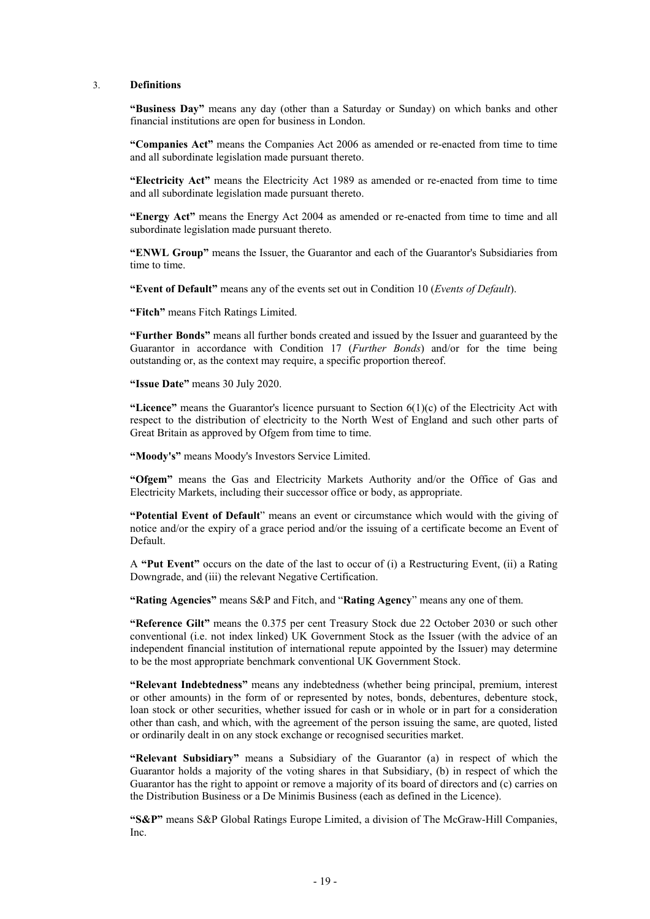## 3. Definitions

**"Business Day"** means any day (other than a Saturday or Sunday) on which banks and other financial institutions are open for business in London.

**"Companies Act"** means the Companies Act 2006 as amended or re-enacted from time to time and all subordinate legislation made pursuant thereto.

**"Electricity Act"** means the Electricity Act 1989 as amended or re-enacted from time to time and all subordinate legislation made pursuant thereto.

**"Energy Act"** means the Energy Act 2004 as amended or re-enacted from time to time and all subordinate legislation made pursuant thereto.

**"ENWL Group"** means the Issuer, the Guarantor and each of the Guarantor's Subsidiaries from time to time.

**"Event of Default"** means any of the events set out in Condition 10 (*Events of Default*).

**"Fitch"** means Fitch Ratings Limited.

**"Further Bonds"** means all further bonds created and issued by the Issuer and guaranteed by the Guarantor in accordance with Condition 17 (*Further Bonds*) and/or for the time being outstanding or, as the context may require, a specific proportion thereof.

**"Issue Date"** means 30 July 2020.

**"Licence"** means the Guarantor's licence pursuant to Section 6(1)(c) of the Electricity Act with respect to the distribution of electricity to the North West of England and such other parts of Great Britain as approved by Ofgem from time to time.

**"Moody's"** means Moody's Investors Service Limited.

**"Ofgem"** means the Gas and Electricity Markets Authority and/or the Office of Gas and Electricity Markets, including their successor office or body, as appropriate.

**"Potential Event of Default"** means an event or circumstance which would with the giving of notice and/or the expiry of a grace period and/or the issuing of a certificate become an Event of Default.

A **"Put Event"** occurs on the date of the last to occur of (i) a Restructuring Event, (ii) a Rating Downgrade, and (iii) the relevant Negative Certification.

**"Rating Agencies"** means S&P and Fitch, and "**Rating Agency**" means any one of them.

**"Reference Gilt"** means the 0.375 per cent Treasury Stock due 22 October 2030 or such other conventional (i.e. not index linked) UK Government Stock as the Issuer (with the advice of an independent financial institution of international repute appointed by the Issuer) may determine to be the most appropriate benchmark conventional UK Government Stock.

**"Relevant Indebtedness"** means any indebtedness (whether being principal, premium, interest or other amounts) in the form of or represented by notes, bonds, debentures, debenture stock, loan stock or other securities, whether issued for cash or in whole or in part for a consideration other than cash, and which, with the agreement of the person issuing the same, are quoted, listed or ordinarily dealt in on any stock exchange or recognised securities market.

**"Relevant Subsidiary"** means a Subsidiary of the Guarantor (a) in respect of which the Guarantor holds a majority of the voting shares in that Subsidiary, (b) in respect of which the Guarantor has the right to appoint or remove a majority of its board of directors and (c) carries on the Distribution Business or a De Minimis Business (each as defined in the Licence).

**"S&P"** means S&P Global Ratings Europe Limited, a division of The McGraw-Hill Companies, Inc.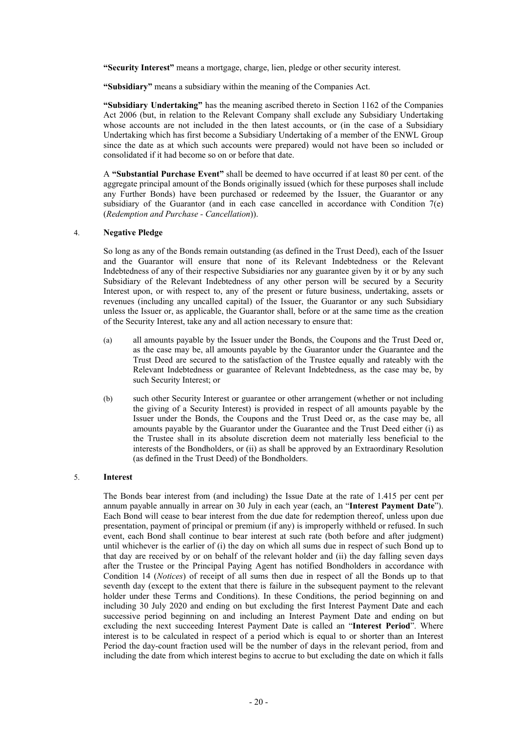**"Security Interest"** means a mortgage, charge, lien, pledge or other security interest.

**"Subsidiary"** means a subsidiary within the meaning of the Companies Act.

**"Subsidiary Undertaking"** has the meaning ascribed thereto in Section 1162 of the Companies Act 2006 (but, in relation to the Relevant Company shall exclude any Subsidiary Undertaking whose accounts are not included in the then latest accounts, or (in the case of a Subsidiary Undertaking which has first become a Subsidiary Undertaking of a member of the ENWL Group since the date as at which such accounts were prepared) would not have been so included or consolidated if it had become so on or before that date.

A **"Substantial Purchase Event"** shall be deemed to have occurred if at least 80 per cent. of the aggregate principal amount of the Bonds originally issued (which for these purposes shall include any Further Bonds) have been purchased or redeemed by the Issuer, the Guarantor or any subsidiary of the Guarantor (and in each case cancelled in accordance with Condition 7(e) (*Redemption and Purchase - Cancellation*)).

## 4. Negative Pledge

So long as any of the Bonds remain outstanding (as defined in the Trust Deed), each of the Issuer and the Guarantor will ensure that none of its Relevant Indebtedness or the Relevant Indebtedness of any of their respective Subsidiaries nor any guarantee given by it or by any such Subsidiary of the Relevant Indebtedness of any other person will be secured by a Security Interest upon, or with respect to, any of the present or future business, undertaking, assets or revenues (including any uncalled capital) of the Issuer, the Guarantor or any such Subsidiary unless the Issuer or, as applicable, the Guarantor shall, before or at the same time as the creation of the Security Interest, take any and all action necessary to ensure that:

(a) all amounts payable by the Issuer under the Bonds, the Coupons and the Trust Deed or, as the case may be, all amounts payable by the Guarantor under the Guarantee and the Trust Deed are secured to the satisfaction of the Trustee equally and rateably with the Relevant Indebtedness or guarantee of Relevant Indebtedness, as the case may be, by such Security Interest; or

(b) such other Security Interest or guarantee or other arrangement (whether or not including the giving of a Security Interest) is provided in respect of all amounts payable by the Issuer under the Bonds, the Coupons and the Trust Deed or, as the case may be, all amounts payable by the Guarantor under the Guarantee and the Trust Deed either (i) as the Trustee shall in its absolute discretion deem not materially less beneficial to the interests of the Bondholders, or (ii) as shall be approved by an Extraordinary Resolution (as defined in the Trust Deed) of the Bondholders.

## 5. Interest

The Bonds bear interest from (and including) the Issue Date at the rate of 1.415 per cent per annum payable annually in arrear on 30 July in each year (each, an "**Interest Payment Date**"). Each Bond will cease to bear interest from the due date for redemption thereof, unless upon due presentation, payment of principal or premium (if any) is improperly withheld or refused. In such event, each Bond shall continue to bear interest at such rate (both before and after judgment) until whichever is the earlier of (i) the day on which all sums due in respect of such Bond up to that day are received by or on behalf of the relevant holder and (ii) the day falling seven days after the Trustee or the Principal Paying Agent has notified Bondholders in accordance with Condition 14 (*Notices*) of receipt of all sums then due in respect of all the Bonds up to that seventh day (except to the extent that there is failure in the subsequent payment to the relevant holder under these Terms and Conditions). In these Conditions, the period beginning on and including 30 July 2020 and ending on but excluding the first Interest Payment Date and each successive period beginning on and including an Interest Payment Date and ending on but excluding the next succeeding Interest Payment Date is called an "**Interest Period**". Where interest is to be calculated in respect of a period which is equal to or shorter than an Interest Period the day-count fraction used will be the number of days in the relevant period, from and including the date from which interest begins to accrue to but excluding the date on which it falls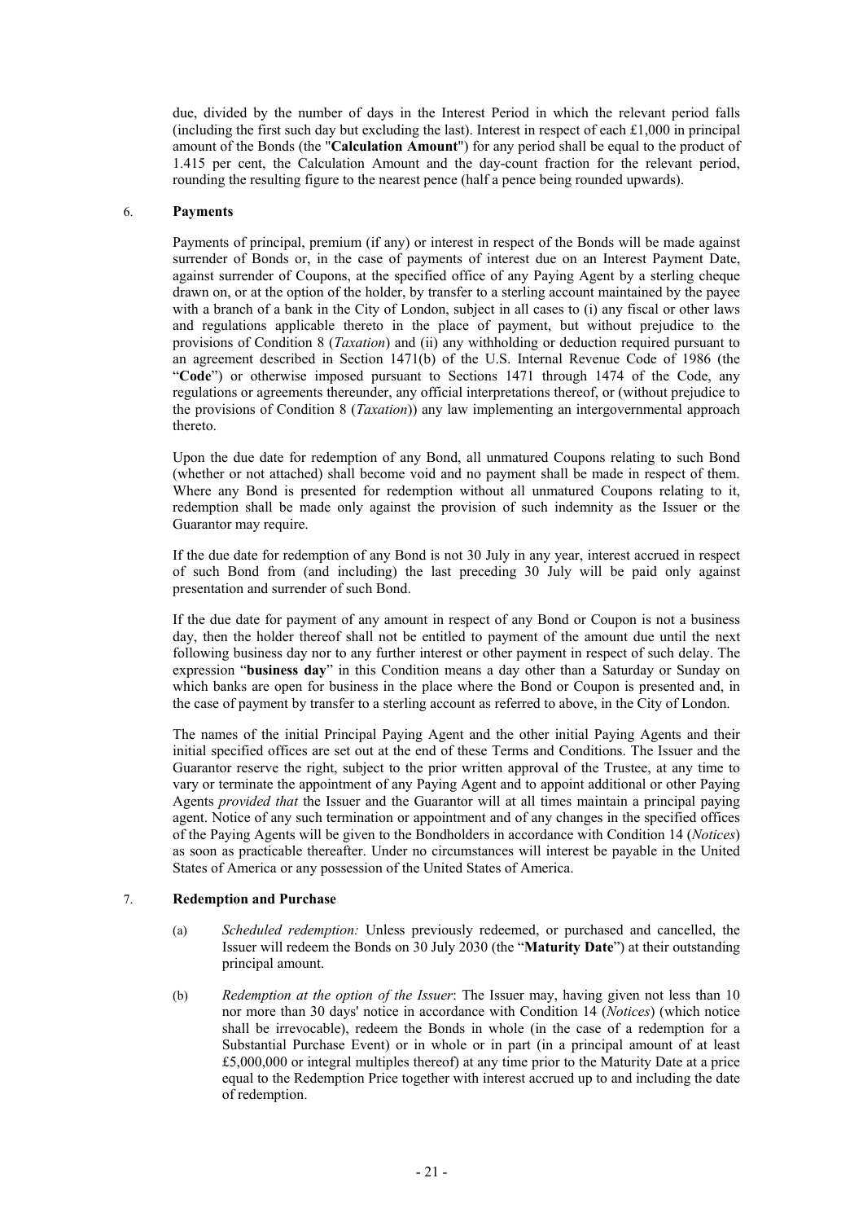due, divided by the number of days in the Interest Period in which the relevant period falls (including the first such day but excluding the last). Interest in respect of each £1,000 in principal amount of the Bonds (the "**Calculation Amount**") for any period shall be equal to the product of 1.415 per cent, the Calculation Amount and the day-count fraction for the relevant period, rounding the resulting figure to the nearest pence (half a pence being rounded upwards).

## 6. Payments

Payments of principal, premium (if any) or interest in respect of the Bonds will be made against surrender of Bonds or, in the case of payments of interest due on an Interest Payment Date, against surrender of Coupons, at the specified office of any Paying Agent by a sterling cheque drawn on, or at the option of the holder, by transfer to a sterling account maintained by the payee with a branch of a bank in the City of London, subject in all cases to (i) any fiscal or other laws and regulations applicable thereto in the place of payment, but without prejudice to the provisions of Condition 8 (*Taxation*) and (ii) any withholding or deduction required pursuant to an agreement described in Section 1471(b) of the U.S. Internal Revenue Code of 1986 (the "**Code**") or otherwise imposed pursuant to Sections 1471 through 1474 of the Code, any regulations or agreements thereunder, any official interpretations thereof, or (without prejudice to the provisions of Condition 8 (*Taxation*)) any law implementing an intergovernmental approach thereto.

Upon the due date for redemption of any Bond, all unmatured Coupons relating to such Bond (whether or not attached) shall become void and no payment shall be made in respect of them. Where any Bond is presented for redemption without all unmatured Coupons relating to it, redemption shall be made only against the provision of such indemnity as the Issuer or the Guarantor may require.

If the due date for redemption of any Bond is not 30 July in any year, interest accrued in respect of such Bond from (and including) the last preceding 30 July will be paid only against presentation and surrender of such Bond.

If the due date for payment of any amount in respect of any Bond or Coupon is not a business day, then the holder thereof shall not be entitled to payment of the amount due until the next following business day nor to any further interest or other payment in respect of such delay. The expression "**business day**" in this Condition means a day other than a Saturday or Sunday on which banks are open for business in the place where the Bond or Coupon is presented and, in the case of payment by transfer to a sterling account as referred to above, in the City of London.

The names of the initial Principal Paying Agent and the other initial Paying Agents and their initial specified offices are set out at the end of these Terms and Conditions. The Issuer and the Guarantor reserve the right, subject to the prior written approval of the Trustee, at any time to vary or terminate the appointment of any Paying Agent and to appoint additional or other Paying Agents *provided that* the Issuer and the Guarantor will at all times maintain a principal paying agent. Notice of any such termination or appointment and of any changes in the specified offices of the Paying Agents will be given to the Bondholders in accordance with Condition 14 (*Notices*) as soon as practicable thereafter. Under no circumstances will interest be payable in the United States of America or any possession of the United States of America.

## 7. Redemption and Purchase

(a) *Scheduled redemption:* Unless previously redeemed, or purchased and cancelled, the Issuer will redeem the Bonds on 30 July 2030 (the "**Maturity Date**") at their outstanding principal amount.

(b) *Redemption at the option of the Issuer*: The Issuer may, having given not less than 10 nor more than 30 days' notice in accordance with Condition 14 (*Notices*) (which notice shall be irrevocable), redeem the Bonds in whole (in the case of a redemption for a Substantial Purchase Event) or in whole or in part (in a principal amount of at least £5,000,000 or integral multiples thereof) at any time prior to the Maturity Date at a price equal to the Redemption Price together with interest accrued up to and including the date of redemption.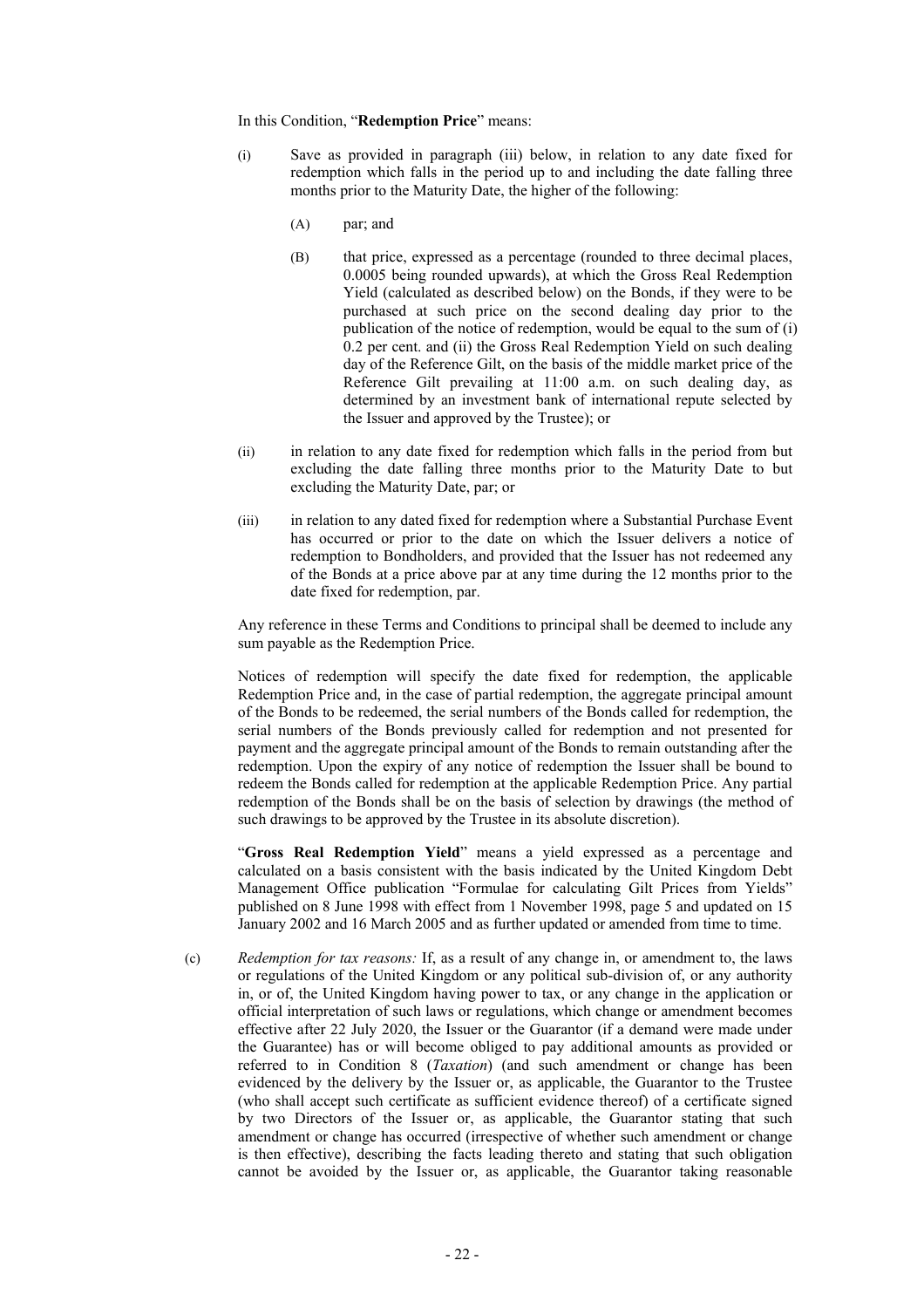In this Condition, "**Redemption Price**" means:

(i) Save as provided in paragraph (iii) below, in relation to any date fixed for redemption which falls in the period up to and including the date falling three months prior to the Maturity Date, the higher of the following:

(A) par; and

(B) that price, expressed as a percentage (rounded to three decimal places, 0.0005 being rounded upwards), at which the Gross Real Redemption Yield (calculated as described below) on the Bonds, if they were to be purchased at such price on the second dealing day prior to the publication of the notice of redemption, would be equal to the sum of (i) 0.2 per cent. and (ii) the Gross Real Redemption Yield on such dealing day of the Reference Gilt, on the basis of the middle market price of the Reference Gilt prevailing at 11:00 a.m. on such dealing day, as determined by an investment bank of international repute selected by the Issuer and approved by the Trustee); or

(ii) in relation to any date fixed for redemption which falls in the period from but excluding the date falling three months prior to the Maturity Date to but excluding the Maturity Date, par; or

(iii) in relation to any dated fixed for redemption where a Substantial Purchase Event has occurred or prior to the date on which the Issuer delivers a notice of redemption to Bondholders, and provided that the Issuer has not redeemed any of the Bonds at a price above par at any time during the 12 months prior to the date fixed for redemption, par.

Any reference in these Terms and Conditions to principal shall be deemed to include any sum payable as the Redemption Price.

Notices of redemption will specify the date fixed for redemption, the applicable Redemption Price and, in the case of partial redemption, the aggregate principal amount of the Bonds to be redeemed, the serial numbers of the Bonds called for redemption, the serial numbers of the Bonds previously called for redemption and not presented for payment and the aggregate principal amount of the Bonds to remain outstanding after the redemption. Upon the expiry of any notice of redemption the Issuer shall be bound to redeem the Bonds called for redemption at the applicable Redemption Price. Any partial redemption of the Bonds shall be on the basis of selection by drawings (the method of such drawings to be approved by the Trustee in its absolute discretion).

"**Gross Real Redemption Yield**" means a yield expressed as a percentage and calculated on a basis consistent with the basis indicated by the United Kingdom Debt Management Office publication "Formulae for calculating Gilt Prices from Yields" published on 8 June 1998 with effect from 1 November 1998, page 5 and updated on 15 January 2002 and 16 March 2005 and as further updated or amended from time to time.

(c) *Redemption for tax reasons:* If, as a result of any change in, or amendment to, the laws or regulations of the United Kingdom or any political sub-division of, or any authority in, or of, the United Kingdom having power to tax, or any change in the application or official interpretation of such laws or regulations, which change or amendment becomes effective after 22 July 2020, the Issuer or the Guarantor (if a demand were made under the Guarantee) has or will become obliged to pay additional amounts as provided or referred to in Condition 8 (*Taxation*) (and such amendment or change has been evidenced by the delivery by the Issuer or, as applicable, the Guarantor to the Trustee (who shall accept such certificate as sufficient evidence thereof) of a certificate signed by two Directors of the Issuer or, as applicable, the Guarantor stating that such amendment or change has occurred (irrespective of whether such amendment or change is then effective), describing the facts leading thereto and stating that such obligation cannot be avoided by the Issuer or, as applicable, the Guarantor taking reasonable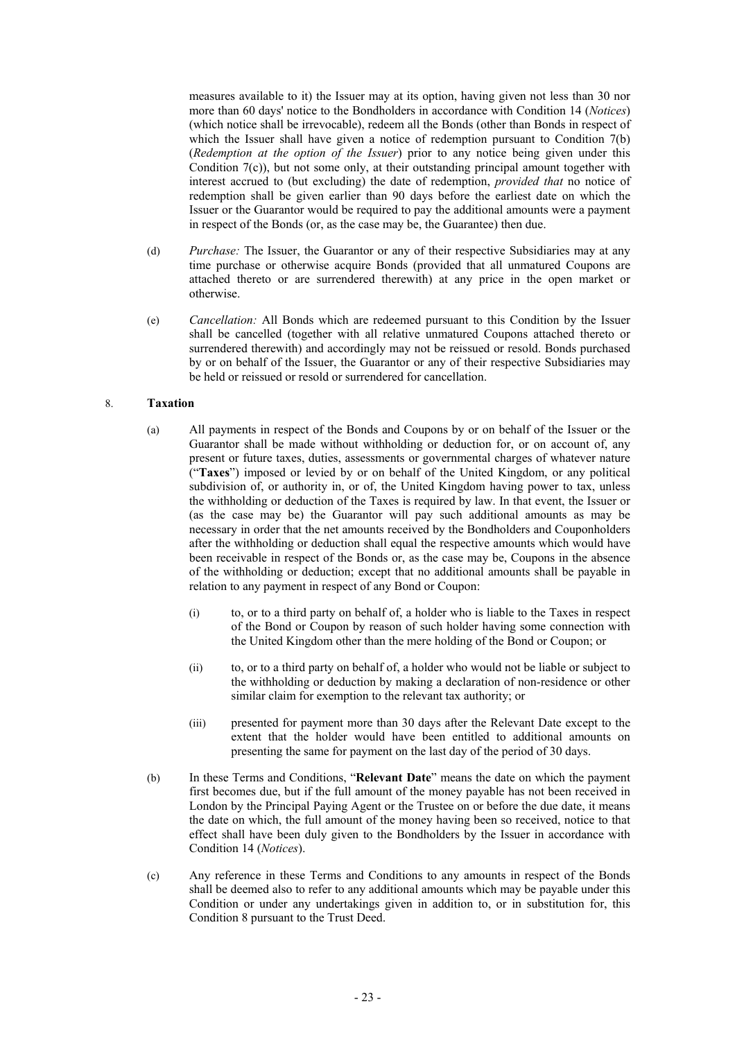measures available to it) the Issuer may at its option, having given not less than 30 nor more than 60 days' notice to the Bondholders in accordance with Condition 14 (*Notices*) (which notice shall be irrevocable), redeem all the Bonds (other than Bonds in respect of which the Issuer shall have given a notice of redemption pursuant to Condition 7(b) (*Redemption at the option of the Issuer*) prior to any notice being given under this Condition 7(c)), but not some only, at their outstanding principal amount together with interest accrued to (but excluding) the date of redemption, *provided that* no notice of redemption shall be given earlier than 90 days before the earliest date on which the Issuer or the Guarantor would be required to pay the additional amounts were a payment in respect of the Bonds (or, as the case may be, the Guarantee) then due.

(d) *Purchase:* The Issuer, the Guarantor or any of their respective Subsidiaries may at any time purchase or otherwise acquire Bonds (provided that all unmatured Coupons are attached thereto or are surrendered therewith) at any price in the open market or otherwise.

(e) *Cancellation:* All Bonds which are redeemed pursuant to this Condition by the Issuer shall be cancelled (together with all relative unmatured Coupons attached thereto or surrendered therewith) and accordingly may not be reissued or resold. Bonds purchased by or on behalf of the Issuer, the Guarantor or any of their respective Subsidiaries may be held or reissued or resold or surrendered for cancellation.

## 8. Taxation

(a) All payments in respect of the Bonds and Coupons by or on behalf of the Issuer or the Guarantor shall be made without withholding or deduction for, or on account of, any present or future taxes, duties, assessments or governmental charges of whatever nature ("**Taxes**") imposed or levied by or on behalf of the United Kingdom, or any political subdivision of, or authority in, or of, the United Kingdom having power to tax, unless the withholding or deduction of the Taxes is required by law. In that event, the Issuer or (as the case may be) the Guarantor will pay such additional amounts as may be necessary in order that the net amounts received by the Bondholders and Couponholders after the withholding or deduction shall equal the respective amounts which would have been receivable in respect of the Bonds or, as the case may be, Coupons in the absence of the withholding or deduction; except that no additional amounts shall be payable in relation to any payment in respect of any Bond or Coupon:

   (i) to, or to a third party on behalf of, a holder who is liable to the Taxes in respect of the Bond or Coupon by reason of such holder having some connection with the United Kingdom other than the mere holding of the Bond or Coupon; or

   (ii) to, or to a third party on behalf of, a holder who would not be liable or subject to the withholding or deduction by making a declaration of non-residence or other similar claim for exemption to the relevant tax authority; or

   (iii) presented for payment more than 30 days after the Relevant Date except to the extent that the holder would have been entitled to additional amounts on presenting the same for payment on the last day of the period of 30 days.

(b) In these Terms and Conditions, "**Relevant Date**" means the date on which the payment first becomes due, but if the full amount of the money payable has not been received in London by the Principal Paying Agent or the Trustee on or before the due date, it means the date on which, the full amount of the money having been so received, notice to that effect shall have been duly given to the Bondholders by the Issuer in accordance with Condition 14 (*Notices*).

(c) Any reference in these Terms and Conditions to any amounts in respect of the Bonds shall be deemed also to refer to any additional amounts which may be payable under this Condition or under any undertakings given in addition to, or in substitution for, this Condition 8 pursuant to the Trust Deed.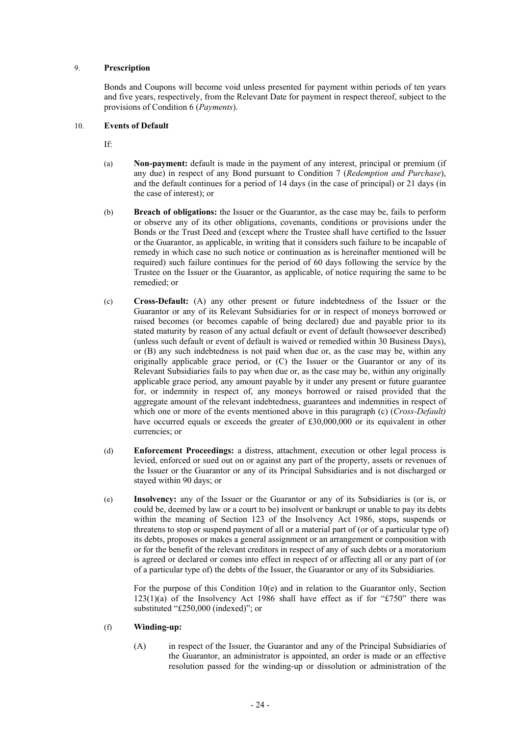## 9. Prescription

Bonds and Coupons will become void unless presented for payment within periods of ten years and five years, respectively, from the Relevant Date for payment in respect thereof, subject to the provisions of Condition 6 (*Payments*).

## 10. Events of Default

If:

(a) **Non-payment:** default is made in the payment of any interest, principal or premium (if any due) in respect of any Bond pursuant to Condition 7 (*Redemption and Purchase*), and the default continues for a period of 14 days (in the case of principal) or 21 days (in the case of interest); or

(b) **Breach of obligations:** the Issuer or the Guarantor, as the case may be, fails to perform or observe any of its other obligations, covenants, conditions or provisions under the Bonds or the Trust Deed and (except where the Trustee shall have certified to the Issuer or the Guarantor, as applicable, in writing that it considers such failure to be incapable of remedy in which case no such notice or continuation as is hereinafter mentioned will be required) such failure continues for the period of 60 days following the service by the Trustee on the Issuer or the Guarantor, as applicable, of notice requiring the same to be remedied; or

(c) **Cross-Default:** (A) any other present or future indebtedness of the Issuer or the Guarantor or any of its Relevant Subsidiaries for or in respect of moneys borrowed or raised becomes (or becomes capable of being declared) due and payable prior to its stated maturity by reason of any actual default or event of default (howsoever described) (unless such default or event of default is waived or remedied within 30 Business Days), or (B) any such indebtedness is not paid when due or, as the case may be, within any originally applicable grace period, or (C) the Issuer or the Guarantor or any of its Relevant Subsidiaries fails to pay when due or, as the case may be, within any originally applicable grace period, any amount payable by it under any present or future guarantee for, or indemnity in respect of, any moneys borrowed or raised provided that the aggregate amount of the relevant indebtedness, guarantees and indemnities in respect of which one or more of the events mentioned above in this paragraph (c) (*Cross-Default)* have occurred equals or exceeds the greater of £30,000,000 or its equivalent in other currencies; or

(d) **Enforcement Proceedings:** a distress, attachment, execution or other legal process is levied, enforced or sued out on or against any part of the property, assets or revenues of the Issuer or the Guarantor or any of its Principal Subsidiaries and is not discharged or stayed within 90 days; or

(e) **Insolvency:** any of the Issuer or the Guarantor or any of its Subsidiaries is (or is, or could be, deemed by law or a court to be) insolvent or bankrupt or unable to pay its debts within the meaning of Section 123 of the Insolvency Act 1986, stops, suspends or threatens to stop or suspend payment of all or a material part of (or of a particular type of) its debts, proposes or makes a general assignment or an arrangement or composition with or for the benefit of the relevant creditors in respect of any of such debts or a moratorium is agreed or declared or comes into effect in respect of or affecting all or any part of (or of a particular type of) the debts of the Issuer, the Guarantor or any of its Subsidiaries.

For the purpose of this Condition 10(e) and in relation to the Guarantor only, Section 123(1)(a) of the Insolvency Act 1986 shall have effect as if for "£750" there was substituted "£250,000 (indexed)"; or

(f) **Winding-up:**

(A) in respect of the Issuer, the Guarantor and any of the Principal Subsidiaries of the Guarantor, an administrator is appointed, an order is made or an effective resolution passed for the winding-up or dissolution or administration of the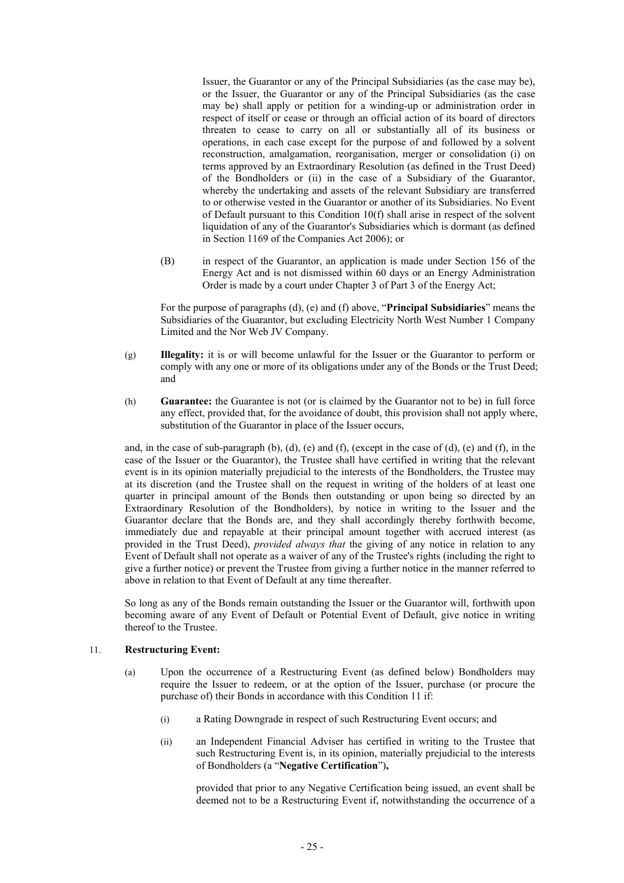Issuer, the Guarantor or any of the Principal Subsidiaries (as the case may be), or the Issuer, the Guarantor or any of the Principal Subsidiaries (as the case may be) shall apply or petition for a winding-up or administration order in respect of itself or cease or through an official action of its board of directors threaten to cease to carry on all or substantially all of its business or operations, in each case except for the purpose of and followed by a solvent reconstruction, amalgamation, reorganisation, merger or consolidation (i) on terms approved by an Extraordinary Resolution (as defined in the Trust Deed) of the Bondholders or (ii) in the case of a Subsidiary of the Guarantor, whereby the undertaking and assets of the relevant Subsidiary are transferred to or otherwise vested in the Guarantor or another of its Subsidiaries. No Event of Default pursuant to this Condition 10(f) shall arise in respect of the solvent liquidation of any of the Guarantor's Subsidiaries which is dormant (as defined in Section 1169 of the Companies Act 2006); or

(B) in respect of the Guarantor, an application is made under Section 156 of the Energy Act and is not dismissed within 60 days or an Energy Administration Order is made by a court under Chapter 3 of Part 3 of the Energy Act;

For the purpose of paragraphs (d), (e) and (f) above, "**Principal Subsidiaries**" means the Subsidiaries of the Guarantor, but excluding Electricity North West Number 1 Company Limited and the Nor Web JV Company.

(g) **Illegality:** it is or will become unlawful for the Issuer or the Guarantor to perform or comply with any one or more of its obligations under any of the Bonds or the Trust Deed; and

(h) **Guarantee:** the Guarantee is not (or is claimed by the Guarantor not to be) in full force any effect, provided that, for the avoidance of doubt, this provision shall not apply where, substitution of the Guarantor in place of the Issuer occurs,

and, in the case of sub-paragraph (b), (d), (e) and (f), (except in the case of (d), (e) and (f), in the case of the Issuer or the Guarantor), the Trustee shall have certified in writing that the relevant event is in its opinion materially prejudicial to the interests of the Bondholders, the Trustee may at its discretion (and the Trustee shall on the request in writing of the holders of at least one quarter in principal amount of the Bonds then outstanding or upon being so directed by an Extraordinary Resolution of the Bondholders), by notice in writing to the Issuer and the Guarantor declare that the Bonds are, and they shall accordingly thereby forthwith become, immediately due and repayable at their principal amount together with accrued interest (as provided in the Trust Deed), *provided always that* the giving of any notice in relation to any Event of Default shall not operate as a waiver of any of the Trustee's rights (including the right to give a further notice) or prevent the Trustee from giving a further notice in the manner referred to above in relation to that Event of Default at any time thereafter.

So long as any of the Bonds remain outstanding the Issuer or the Guarantor will, forthwith upon becoming aware of any Event of Default or Potential Event of Default, give notice in writing thereof to the Trustee.

11. **Restructuring Event:**

(a) Upon the occurrence of a Restructuring Event (as defined below) Bondholders may require the Issuer to redeem, or at the option of the Issuer, purchase (or procure the purchase of) their Bonds in accordance with this Condition 11 if:

(i) a Rating Downgrade in respect of such Restructuring Event occurs; and

(ii) an Independent Financial Adviser has certified in writing to the Trustee that such Restructuring Event is, in its opinion, materially prejudicial to the interests of Bondholders (a "**Negative Certification**"),

provided that prior to any Negative Certification being issued, an event shall be deemed not to be a Restructuring Event if, notwithstanding the occurrence of a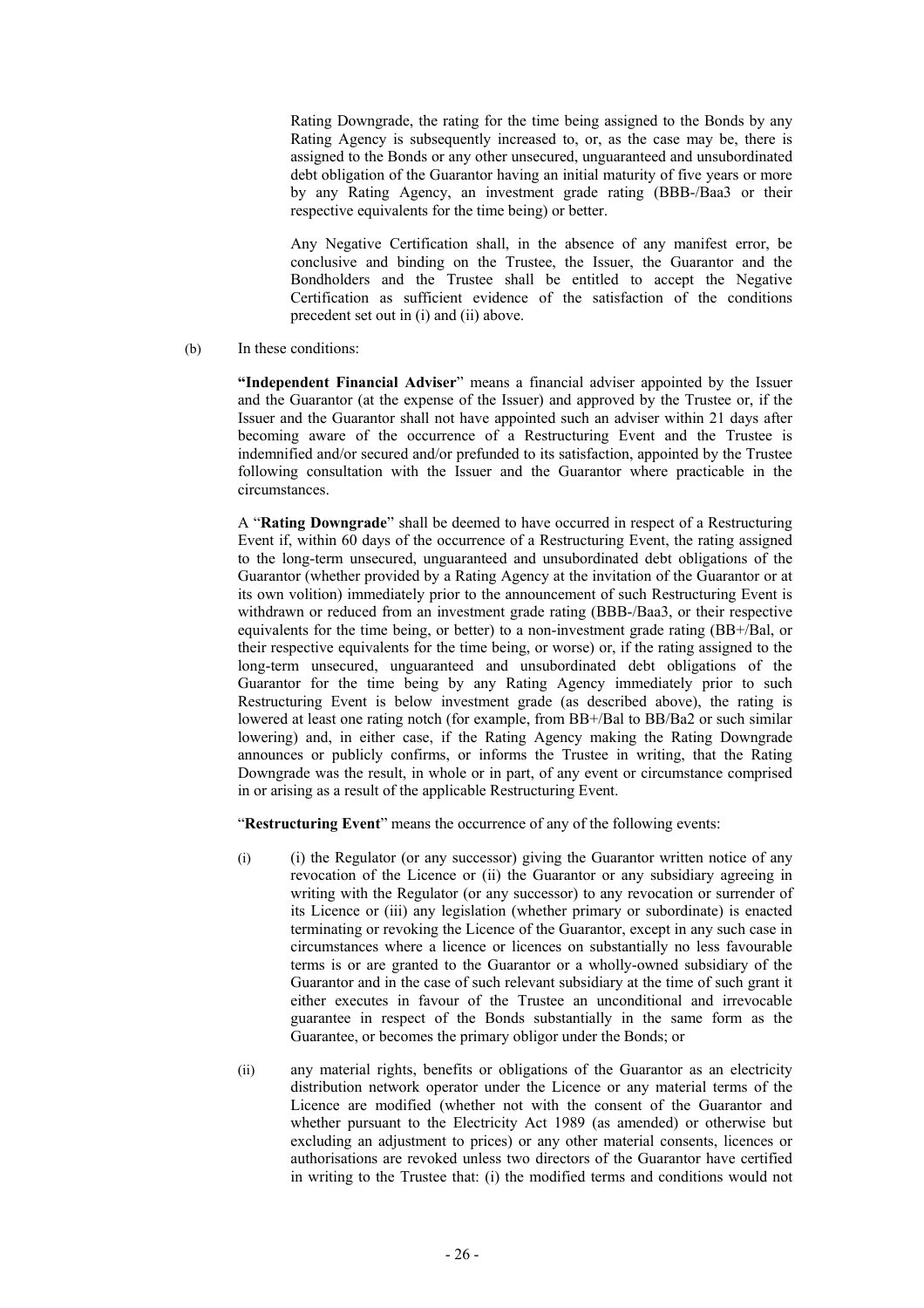Rating Downgrade, the rating for the time being assigned to the Bonds by any Rating Agency is subsequently increased to, or, as the case may be, there is assigned to the Bonds or any other unsecured, unguaranteed and unsubordinated debt obligation of the Guarantor having an initial maturity of five years or more by any Rating Agency, an investment grade rating (BBB-/Baa3 or their respective equivalents for the time being) or better.

Any Negative Certification shall, in the absence of any manifest error, be conclusive and binding on the Trustee, the Issuer, the Guarantor and the Bondholders and the Trustee shall be entitled to accept the Negative Certification as sufficient evidence of the satisfaction of the conditions precedent set out in (i) and (ii) above.

(b) In these conditions:

**"Independent Financial Adviser"** means a financial adviser appointed by the Issuer and the Guarantor (at the expense of the Issuer) and approved by the Trustee or, if the Issuer and the Guarantor shall not have appointed such an adviser within 21 days after becoming aware of the occurrence of a Restructuring Event and the Trustee is indemnified and/or secured and/or prefunded to its satisfaction, appointed by the Trustee following consultation with the Issuer and the Guarantor where practicable in the circumstances.

A "**Rating Downgrade**" shall be deemed to have occurred in respect of a Restructuring Event if, within 60 days of the occurrence of a Restructuring Event, the rating assigned to the long-term unsecured, unguaranteed and unsubordinated debt obligations of the Guarantor (whether provided by a Rating Agency at the invitation of the Guarantor or at its own volition) immediately prior to the announcement of such Restructuring Event is withdrawn or reduced from an investment grade rating (BBB-/Baa3, or their respective equivalents for the time being, or better) to a non-investment grade rating (BB+/Bal, or their respective equivalents for the time being, or worse) or, if the rating assigned to the long-term unsecured, unguaranteed and unsubordinated debt obligations of the Guarantor for the time being by any Rating Agency immediately prior to such Restructuring Event is below investment grade (as described above), the rating is lowered at least one rating notch (for example, from BB+/Bal to BB/Ba2 or such similar lowering) and, in either case, if the Rating Agency making the Rating Downgrade announces or publicly confirms, or informs the Trustee in writing, that the Rating Downgrade was the result, in whole or in part, of any event or circumstance comprised in or arising as a result of the applicable Restructuring Event.

"**Restructuring Event**" means the occurrence of any of the following events:

(i) (i) the Regulator (or any successor) giving the Guarantor written notice of any revocation of the Licence or (ii) the Guarantor or any subsidiary agreeing in writing with the Regulator (or any successor) to any revocation or surrender of its Licence or (iii) any legislation (whether primary or subordinate) is enacted terminating or revoking the Licence of the Guarantor, except in any such case in circumstances where a licence or licences on substantially no less favourable terms is or are granted to the Guarantor or a wholly-owned subsidiary of the Guarantor and in the case of such relevant subsidiary at the time of such grant it either executes in favour of the Trustee an unconditional and irrevocable guarantee in respect of the Bonds substantially in the same form as the Guarantee, or becomes the primary obligor under the Bonds; or

(ii) any material rights, benefits or obligations of the Guarantor as an electricity distribution network operator under the Licence or any material terms of the Licence are modified (whether not with the consent of the Guarantor and whether pursuant to the Electricity Act 1989 (as amended) or otherwise but excluding an adjustment to prices) or any other material consents, licences or authorisations are revoked unless two directors of the Guarantor have certified in writing to the Trustee that: (i) the modified terms and conditions would not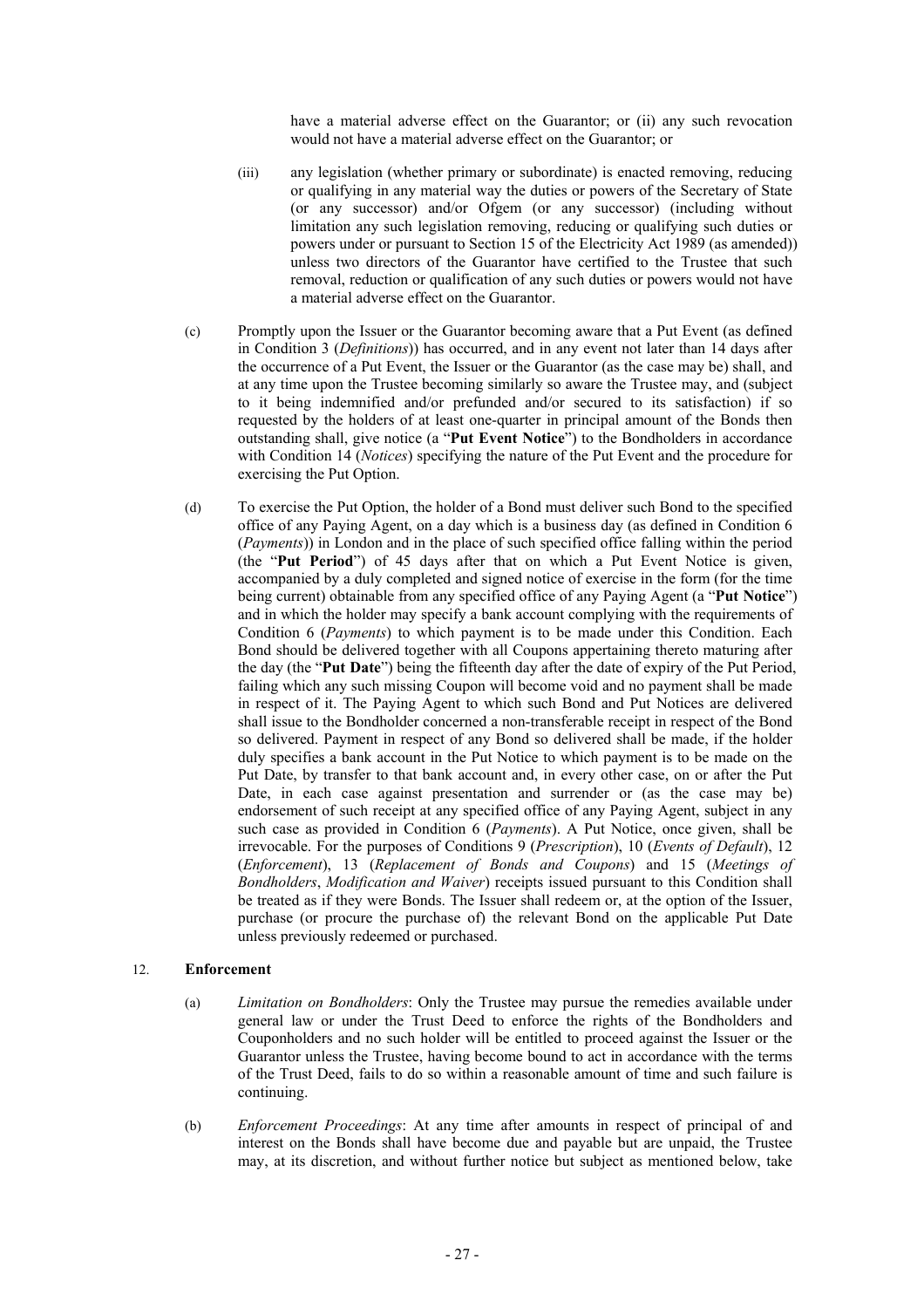have a material adverse effect on the Guarantor; or (ii) any such revocation would not have a material adverse effect on the Guarantor; or

(iii) any legislation (whether primary or subordinate) is enacted removing, reducing or qualifying in any material way the duties or powers of the Secretary of State (or any successor) and/or Ofgem (or any successor) (including without limitation any such legislation removing, reducing or qualifying such duties or powers under or pursuant to Section 15 of the Electricity Act 1989 (as amended)) unless two directors of the Guarantor have certified to the Trustee that such removal, reduction or qualification of any such duties or powers would not have a material adverse effect on the Guarantor.

(c) Promptly upon the Issuer or the Guarantor becoming aware that a Put Event (as defined in Condition 3 (*Definitions*)) has occurred, and in any event not later than 14 days after the occurrence of a Put Event, the Issuer or the Guarantor (as the case may be) shall, and at any time upon the Trustee becoming similarly so aware the Trustee may, and (subject to it being indemnified and/or prefunded and/or secured to its satisfaction) if so requested by the holders of at least one-quarter in principal amount of the Bonds then outstanding shall, give notice (a "**Put Event Notice**") to the Bondholders in accordance with Condition 14 (*Notices*) specifying the nature of the Put Event and the procedure for exercising the Put Option.

(d) To exercise the Put Option, the holder of a Bond must deliver such Bond to the specified office of any Paying Agent, on a day which is a business day (as defined in Condition 6 (*Payments*)) in London and in the place of such specified office falling within the period (the "**Put Period**") of 45 days after that on which a Put Event Notice is given, accompanied by a duly completed and signed notice of exercise in the form (for the time being current) obtainable from any specified office of any Paying Agent (a "**Put Notice**") and in which the holder may specify a bank account complying with the requirements of Condition 6 (*Payments*) to which payment is to be made under this Condition. Each Bond should be delivered together with all Coupons appertaining thereto maturing after the day (the "**Put Date**") being the fifteenth day after the date of expiry of the Put Period, failing which any such missing Coupon will become void and no payment shall be made in respect of it. The Paying Agent to which such Bond and Put Notices are delivered shall issue to the Bondholder concerned a non-transferable receipt in respect of the Bond so delivered. Payment in respect of any Bond so delivered shall be made, if the holder duly specifies a bank account in the Put Notice to which payment is to be made on the Put Date, by transfer to that bank account and, in every other case, on or after the Put Date, in each case against presentation and surrender or (as the case may be) endorsement of such receipt at any specified office of any Paying Agent, subject in any such case as provided in Condition 6 (*Payments*). A Put Notice, once given, shall be irrevocable. For the purposes of Conditions 9 (*Prescription*), 10 (*Events of Default*), 12 (*Enforcement*), 13 (*Replacement of Bonds and Coupons*) and 15 (*Meetings of Bondholders*, *Modification and Waiver*) receipts issued pursuant to this Condition shall be treated as if they were Bonds. The Issuer shall redeem or, at the option of the Issuer, purchase (or procure the purchase of) the relevant Bond on the applicable Put Date unless previously redeemed or purchased.

## 12. Enforcement

(a) *Limitation on Bondholders*: Only the Trustee may pursue the remedies available under general law or under the Trust Deed to enforce the rights of the Bondholders and Couponholders and no such holder will be entitled to proceed against the Issuer or the Guarantor unless the Trustee, having become bound to act in accordance with the terms of the Trust Deed, fails to do so within a reasonable amount of time and such failure is continuing.

(b) *Enforcement Proceedings*: At any time after amounts in respect of principal of and interest on the Bonds shall have become due and payable but are unpaid, the Trustee may, at its discretion, and without further notice but subject as mentioned below, take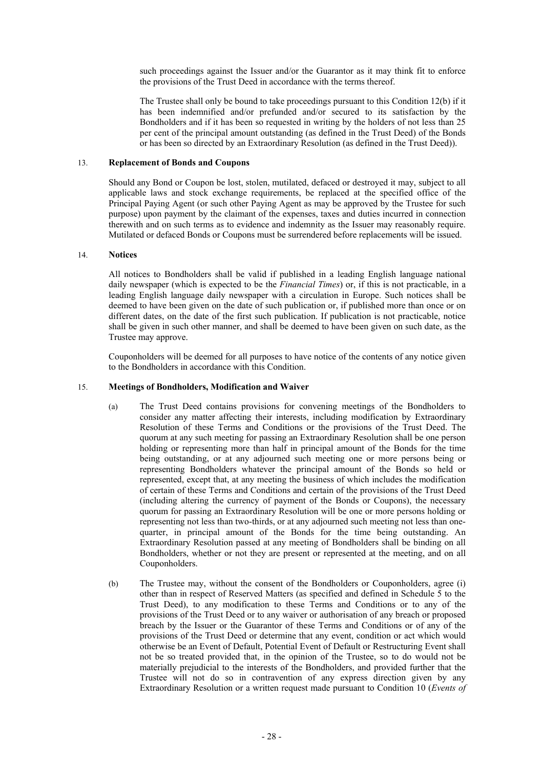such proceedings against the Issuer and/or the Guarantor as it may think fit to enforce the provisions of the Trust Deed in accordance with the terms thereof.

The Trustee shall only be bound to take proceedings pursuant to this Condition 12(b) if it has been indemnified and/or prefunded and/or secured to its satisfaction by the Bondholders and if it has been so requested in writing by the holders of not less than 25 per cent of the principal amount outstanding (as defined in the Trust Deed) of the Bonds or has been so directed by an Extraordinary Resolution (as defined in the Trust Deed)).

### 13. **Replacement of Bonds and Coupons**

Should any Bond or Coupon be lost, stolen, mutilated, defaced or destroyed it may, subject to all applicable laws and stock exchange requirements, be replaced at the specified office of the Principal Paying Agent (or such other Paying Agent as may be approved by the Trustee for such purpose) upon payment by the claimant of the expenses, taxes and duties incurred in connection therewith and on such terms as to evidence and indemnity as the Issuer may reasonably require. Mutilated or defaced Bonds or Coupons must be surrendered before replacements will be issued.

### 14. **Notices**

All notices to Bondholders shall be valid if published in a leading English language national daily newspaper (which is expected to be the *Financial Times*) or, if this is not practicable, in a leading English language daily newspaper with a circulation in Europe. Such notices shall be deemed to have been given on the date of such publication or, if published more than once or on different dates, on the date of the first such publication. If publication is not practicable, notice shall be given in such other manner, and shall be deemed to have been given on such date, as the Trustee may approve.

Couponholders will be deemed for all purposes to have notice of the contents of any notice given to the Bondholders in accordance with this Condition.

### 15. **Meetings of Bondholders, Modification and Waiver**

(a) The Trust Deed contains provisions for convening meetings of the Bondholders to consider any matter affecting their interests, including modification by Extraordinary Resolution of these Terms and Conditions or the provisions of the Trust Deed. The quorum at any such meeting for passing an Extraordinary Resolution shall be one person holding or representing more than half in principal amount of the Bonds for the time being outstanding, or at any adjourned such meeting one or more persons being or representing Bondholders whatever the principal amount of the Bonds so held or represented, except that, at any meeting the business of which includes the modification of certain of these Terms and Conditions and certain of the provisions of the Trust Deed (including altering the currency of payment of the Bonds or Coupons), the necessary quorum for passing an Extraordinary Resolution will be one or more persons holding or representing not less than two-thirds, or at any adjourned such meeting not less than one-quarter, in principal amount of the Bonds for the time being outstanding. An Extraordinary Resolution passed at any meeting of Bondholders shall be binding on all Bondholders, whether or not they are present or represented at the meeting, and on all Couponholders.

(b) The Trustee may, without the consent of the Bondholders or Couponholders, agree (i) other than in respect of Reserved Matters (as specified and defined in Schedule 5 to the Trust Deed), to any modification to these Terms and Conditions or to any of the provisions of the Trust Deed or to any waiver or authorisation of any breach or proposed breach by the Issuer or the Guarantor of these Terms and Conditions or of any of the provisions of the Trust Deed or determine that any event, condition or act which would otherwise be an Event of Default, Potential Event of Default or Restructuring Event shall not be so treated provided that, in the opinion of the Trustee, so to do would not be materially prejudicial to the interests of the Bondholders, and provided further that the Trustee will not do so in contravention of any express direction given by any Extraordinary Resolution or a written request made pursuant to Condition 10 (*Events of*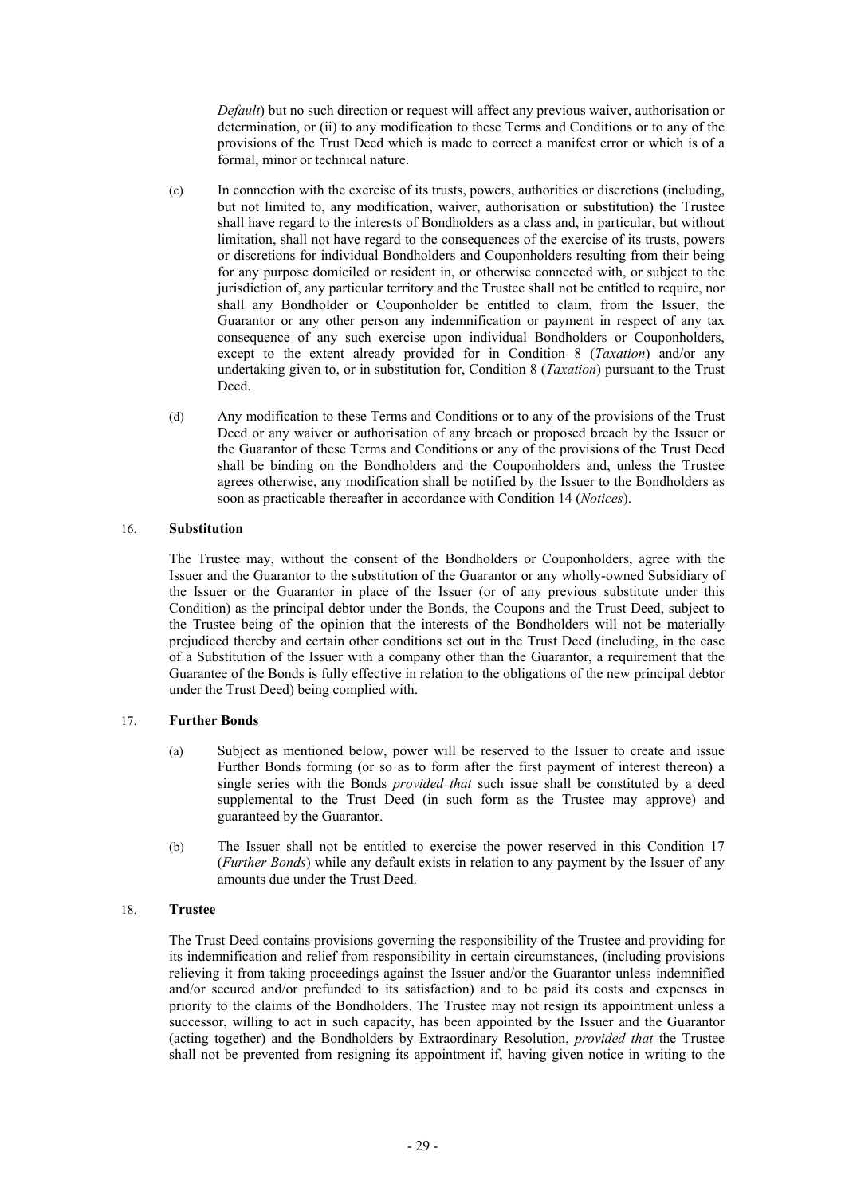*Default*) but no such direction or request will affect any previous waiver, authorisation or determination, or (ii) to any modification to these Terms and Conditions or to any of the provisions of the Trust Deed which is made to correct a manifest error or which is of a formal, minor or technical nature.

(c) In connection with the exercise of its trusts, powers, authorities or discretions (including, but not limited to, any modification, waiver, authorisation or substitution) the Trustee shall have regard to the interests of Bondholders as a class and, in particular, but without limitation, shall not have regard to the consequences of the exercise of its trusts, powers or discretions for individual Bondholders and Couponholders resulting from their being for any purpose domiciled or resident in, or otherwise connected with, or subject to the jurisdiction of, any particular territory and the Trustee shall not be entitled to require, nor shall any Bondholder or Couponholder be entitled to claim, from the Issuer, the Guarantor or any other person any indemnification or payment in respect of any tax consequence of any such exercise upon individual Bondholders or Couponholders, except to the extent already provided for in Condition 8 (*Taxation*) and/or any undertaking given to, or in substitution for, Condition 8 (*Taxation*) pursuant to the Trust Deed.

(d) Any modification to these Terms and Conditions or to any of the provisions of the Trust Deed or any waiver or authorisation of any breach or proposed breach by the Issuer or the Guarantor of these Terms and Conditions or any of the provisions of the Trust Deed shall be binding on the Bondholders and the Couponholders and, unless the Trustee agrees otherwise, any modification shall be notified by the Issuer to the Bondholders as soon as practicable thereafter in accordance with Condition 14 (*Notices*).

## 16. **Substitution**

The Trustee may, without the consent of the Bondholders or Couponholders, agree with the Issuer and the Guarantor to the substitution of the Guarantor or any wholly-owned Subsidiary of the Issuer or the Guarantor in place of the Issuer (or of any previous substitute under this Condition) as the principal debtor under the Bonds, the Coupons and the Trust Deed, subject to the Trustee being of the opinion that the interests of the Bondholders will not be materially prejudiced thereby and certain other conditions set out in the Trust Deed (including, in the case of a Substitution of the Issuer with a company other than the Guarantor, a requirement that the Guarantee of the Bonds is fully effective in relation to the obligations of the new principal debtor under the Trust Deed) being complied with.

## 17. **Further Bonds**

(a) Subject as mentioned below, power will be reserved to the Issuer to create and issue Further Bonds forming (or so as to form after the first payment of interest thereon) a single series with the Bonds *provided that* such issue shall be constituted by a deed supplemental to the Trust Deed (in such form as the Trustee may approve) and guaranteed by the Guarantor.

(b) The Issuer shall not be entitled to exercise the power reserved in this Condition 17 (*Further Bonds*) while any default exists in relation to any payment by the Issuer of any amounts due under the Trust Deed.

## 18. **Trustee**

The Trust Deed contains provisions governing the responsibility of the Trustee and providing for its indemnification and relief from responsibility in certain circumstances, (including provisions relieving it from taking proceedings against the Issuer and/or the Guarantor unless indemnified and/or secured and/or prefunded to its satisfaction) and to be paid its costs and expenses in priority to the claims of the Bondholders. The Trustee may not resign its appointment unless a successor, willing to act in such capacity, has been appointed by the Issuer and the Guarantor (acting together) and the Bondholders by Extraordinary Resolution, *provided that* the Trustee shall not be prevented from resigning its appointment if, having given notice in writing to the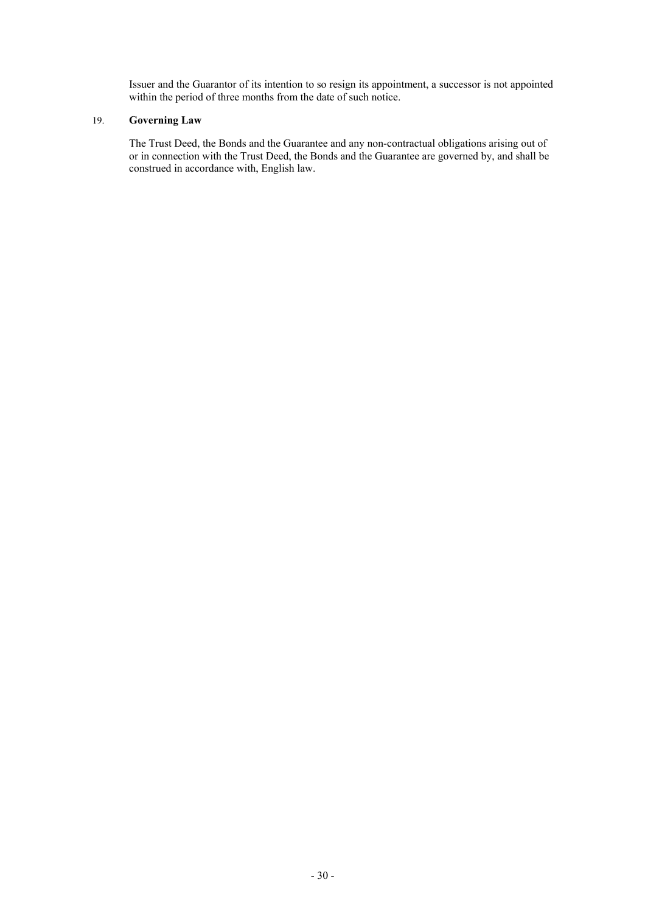Issuer and the Guarantor of its intention to so resign its appointment, a successor is not appointed within the period of three months from the date of such notice.

## 19. Governing Law

The Trust Deed, the Bonds and the Guarantee and any non-contractual obligations arising out of or in connection with the Trust Deed, the Bonds and the Guarantee are governed by, and shall be construed in accordance with, English law.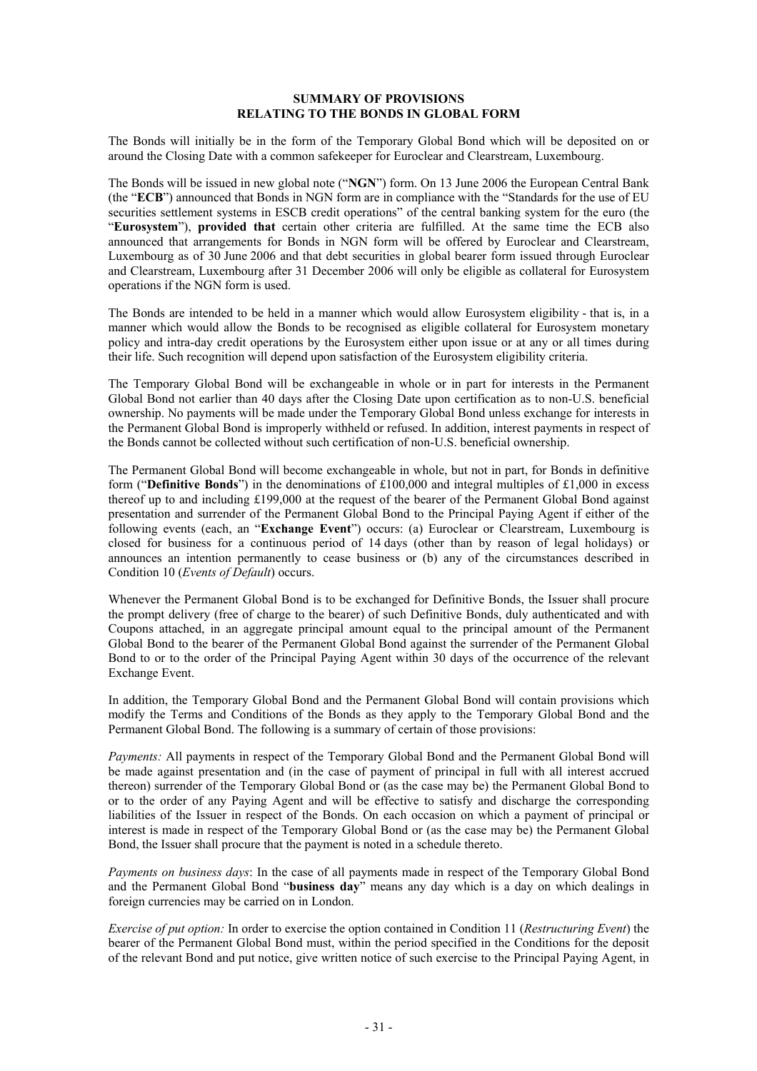## SUMMARY OF PROVISIONS RELATING TO THE BONDS IN GLOBAL FORM

The Bonds will initially be in the form of the Temporary Global Bond which will be deposited on or around the Closing Date with a common safekeeper for Euroclear and Clearstream, Luxembourg.

The Bonds will be issued in new global note ("**NGN**") form. On 13 June 2006 the European Central Bank (the "**ECB**") announced that Bonds in NGN form are in compliance with the "Standards for the use of EU securities settlement systems in ESCB credit operations" of the central banking system for the euro (the "**Eurosystem**"), **provided that** certain other criteria are fulfilled. At the same time the ECB also announced that arrangements for Bonds in NGN form will be offered by Euroclear and Clearstream, Luxembourg as of 30 June 2006 and that debt securities in global bearer form issued through Euroclear and Clearstream, Luxembourg after 31 December 2006 will only be eligible as collateral for Eurosystem operations if the NGN form is used.

The Bonds are intended to be held in a manner which would allow Eurosystem eligibility - that is, in a manner which would allow the Bonds to be recognised as eligible collateral for Eurosystem monetary policy and intra-day credit operations by the Eurosystem either upon issue or at any or all times during their life. Such recognition will depend upon satisfaction of the Eurosystem eligibility criteria.

The Temporary Global Bond will be exchangeable in whole or in part for interests in the Permanent Global Bond not earlier than 40 days after the Closing Date upon certification as to non-U.S. beneficial ownership. No payments will be made under the Temporary Global Bond unless exchange for interests in the Permanent Global Bond is improperly withheld or refused. In addition, interest payments in respect of the Bonds cannot be collected without such certification of non-U.S. beneficial ownership.

The Permanent Global Bond will become exchangeable in whole, but not in part, for Bonds in definitive form ("**Definitive Bonds**") in the denominations of £100,000 and integral multiples of £1,000 in excess thereof up to and including £199,000 at the request of the bearer of the Permanent Global Bond against presentation and surrender of the Permanent Global Bond to the Principal Paying Agent if either of the following events (each, an "**Exchange Event**") occurs: (a) Euroclear or Clearstream, Luxembourg is closed for business for a continuous period of 14 days (other than by reason of legal holidays) or announces an intention permanently to cease business or (b) any of the circumstances described in Condition 10 (*Events of Default*) occurs.

Whenever the Permanent Global Bond is to be exchanged for Definitive Bonds, the Issuer shall procure the prompt delivery (free of charge to the bearer) of such Definitive Bonds, duly authenticated and with Coupons attached, in an aggregate principal amount equal to the principal amount of the Permanent Global Bond to the bearer of the Permanent Global Bond against the surrender of the Permanent Global Bond to or to the order of the Principal Paying Agent within 30 days of the occurrence of the relevant Exchange Event.

In addition, the Temporary Global Bond and the Permanent Global Bond will contain provisions which modify the Terms and Conditions of the Bonds as they apply to the Temporary Global Bond and the Permanent Global Bond. The following is a summary of certain of those provisions:

*Payments:* All payments in respect of the Temporary Global Bond and the Permanent Global Bond will be made against presentation and (in the case of payment of principal in full with all interest accrued thereon) surrender of the Temporary Global Bond or (as the case may be) the Permanent Global Bond to or to the order of any Paying Agent and will be effective to satisfy and discharge the corresponding liabilities of the Issuer in respect of the Bonds. On each occasion on which a payment of principal or interest is made in respect of the Temporary Global Bond or (as the case may be) the Permanent Global Bond, the Issuer shall procure that the payment is noted in a schedule thereto.

*Payments on business days*: In the case of all payments made in respect of the Temporary Global Bond and the Permanent Global Bond "**business day**" means any day which is a day on which dealings in foreign currencies may be carried on in London.

*Exercise of put option:* In order to exercise the option contained in Condition 11 (*Restructuring Event*) the bearer of the Permanent Global Bond must, within the period specified in the Conditions for the deposit of the relevant Bond and put notice, give written notice of such exercise to the Principal Paying Agent, in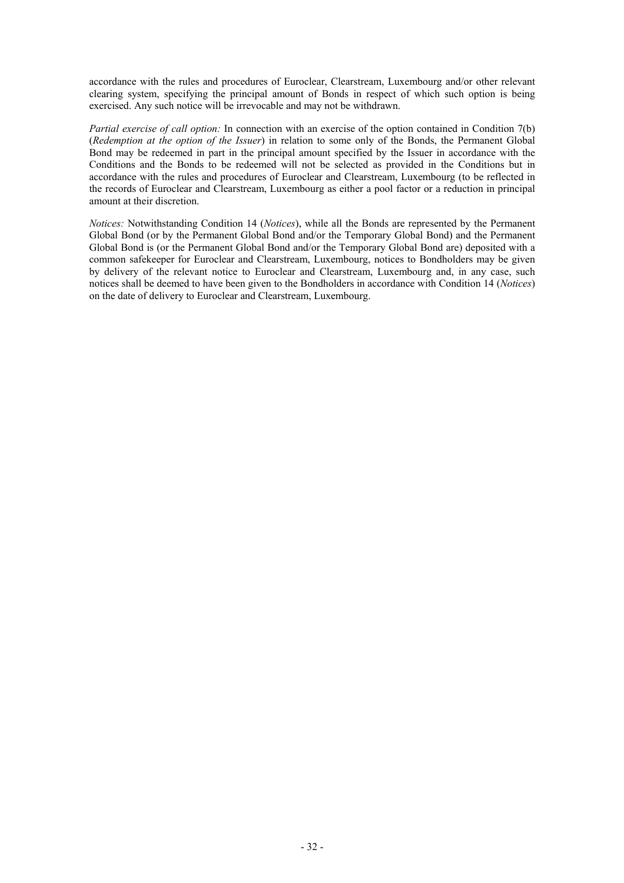accordance with the rules and procedures of Euroclear, Clearstream, Luxembourg and/or other relevant clearing system, specifying the principal amount of Bonds in respect of which such option is being exercised. Any such notice will be irrevocable and may not be withdrawn.

*Partial exercise of call option:* In connection with an exercise of the option contained in Condition 7(b) (*Redemption at the option of the Issuer*) in relation to some only of the Bonds, the Permanent Global Bond may be redeemed in part in the principal amount specified by the Issuer in accordance with the Conditions and the Bonds to be redeemed will not be selected as provided in the Conditions but in accordance with the rules and procedures of Euroclear and Clearstream, Luxembourg (to be reflected in the records of Euroclear and Clearstream, Luxembourg as either a pool factor or a reduction in principal amount at their discretion.

*Notices:* Notwithstanding Condition 14 (*Notices*), while all the Bonds are represented by the Permanent Global Bond (or by the Permanent Global Bond and/or the Temporary Global Bond) and the Permanent Global Bond is (or the Permanent Global Bond and/or the Temporary Global Bond are) deposited with a common safekeeper for Euroclear and Clearstream, Luxembourg, notices to Bondholders may be given by delivery of the relevant notice to Euroclear and Clearstream, Luxembourg and, in any case, such notices shall be deemed to have been given to the Bondholders in accordance with Condition 14 (*Notices*) on the date of delivery to Euroclear and Clearstream, Luxembourg.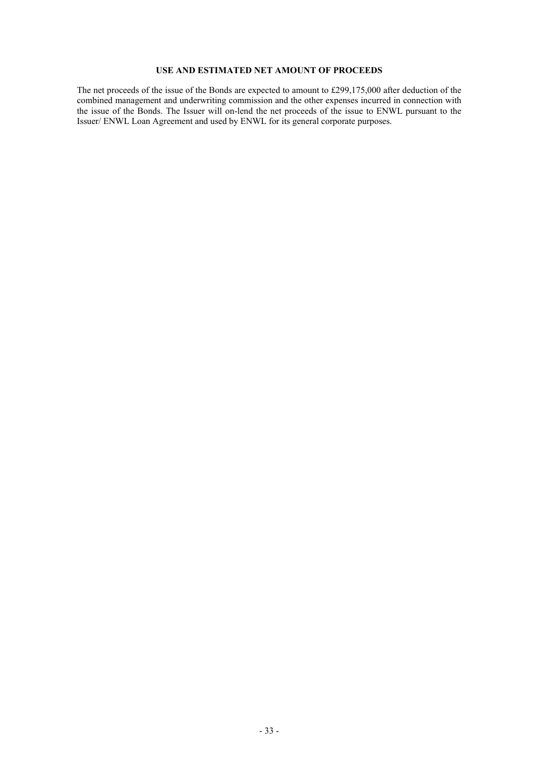## USE AND ESTIMATED NET AMOUNT OF PROCEEDS

The net proceeds of the issue of the Bonds are expected to amount to £299,175,000 after deduction of the combined management and underwriting commission and the other expenses incurred in connection with the issue of the Bonds. The Issuer will on-lend the net proceeds of the issue to ENWL pursuant to the Issuer/ ENWL Loan Agreement and used by ENWL for its general corporate purposes.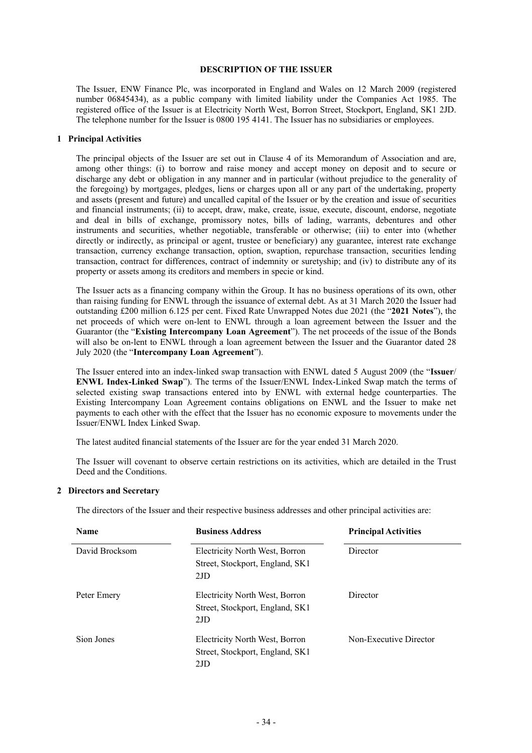## DESCRIPTION OF THE ISSUER

The Issuer, ENW Finance Plc, was incorporated in England and Wales on 12 March 2009 (registered number 06845434), as a public company with limited liability under the Companies Act 1985. The registered office of the Issuer is at Electricity North West, Borron Street, Stockport, England, SK1 2JD. The telephone number for the Issuer is 0800 195 4141. The Issuer has no subsidiaries or employees.

### 1 Principal Activities

The principal objects of the Issuer are set out in Clause 4 of its Memorandum of Association and are, among other things: (i) to borrow and raise money and accept money on deposit and to secure or discharge any debt or obligation in any manner and in particular (without prejudice to the generality of the foregoing) by mortgages, pledges, liens or charges upon all or any part of the undertaking, property and assets (present and future) and uncalled capital of the Issuer or by the creation and issue of securities and financial instruments; (ii) to accept, draw, make, create, issue, execute, discount, endorse, negotiate and deal in bills of exchange, promissory notes, bills of lading, warrants, debentures and other instruments and securities, whether negotiable, transferable or otherwise; (iii) to enter into (whether directly or indirectly, as principal or agent, trustee or beneficiary) any guarantee, interest rate exchange transaction, currency exchange transaction, option, swaption, repurchase transaction, securities lending transaction, contract for differences, contract of indemnity or suretyship; and (iv) to distribute any of its property or assets among its creditors and members in specie or kind.

The Issuer acts as a financing company within the Group. It has no business operations of its own, other than raising funding for ENWL through the issuance of external debt. As at 31 March 2020 the Issuer had outstanding £200 million 6.125 per cent. Fixed Rate Unwrapped Notes due 2021 (the "**2021 Notes**"), the net proceeds of which were on-lent to ENWL through a loan agreement between the Issuer and the Guarantor (the "**Existing Intercompany Loan Agreement**"). The net proceeds of the issue of the Bonds will also be on-lent to ENWL through a loan agreement between the Issuer and the Guarantor dated 28 July 2020 (the "**Intercompany Loan Agreement**").

The Issuer entered into an index-linked swap transaction with ENWL dated 5 August 2009 (the "**Issuer/ ENWL Index-Linked Swap**"). The terms of the Issuer/ENWL Index-Linked Swap match the terms of selected existing swap transactions entered into by ENWL with external hedge counterparties. The Existing Intercompany Loan Agreement contains obligations on ENWL and the Issuer to make net payments to each other with the effect that the Issuer has no economic exposure to movements under the Issuer/ENWL Index Linked Swap.

The latest audited financial statements of the Issuer are for the year ended 31 March 2020.

The Issuer will covenant to observe certain restrictions on its activities, which are detailed in the Trust Deed and the Conditions.

### 2 Directors and Secretary

The directors of the Issuer and their respective business addresses and other principal activities are:

| Name | Business Address | Principal Activities |
|---|---|---|
| David Brocksom | Electricity North West, Borron Street, Stockport, England, SK1 2JD | Director |
| Peter Emery | Electricity North West, Borron Street, Stockport, England, SK1 2JD | Director |
| Sion Jones | Electricity North West, Borron Street, Stockport, England, SK1 2JD | Non-Executive Director |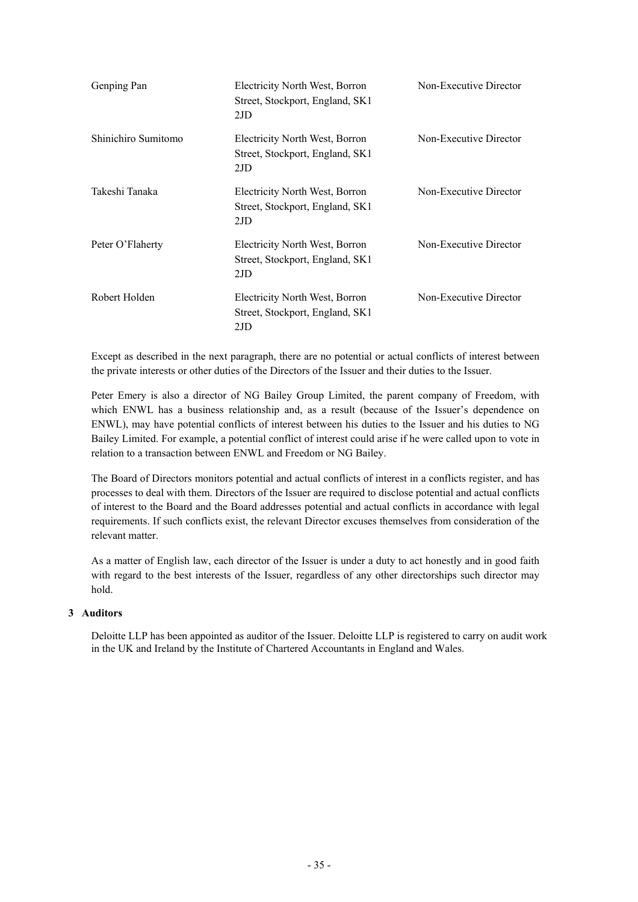| | | |
|---|---|---|
| Genping Pan | Electricity North West, Borron Street, Stockport, England, SK1 2JD | Non-Executive Director |
| Shinichiro Sumitomo | Electricity North West, Borron Street, Stockport, England, SK1 2JD | Non-Executive Director |
| Takeshi Tanaka | Electricity North West, Borron Street, Stockport, England, SK1 2JD | Non-Executive Director |
| Peter O'Flaherty | Electricity North West, Borron Street, Stockport, England, SK1 2JD | Non-Executive Director |
| Robert Holden | Electricity North West, Borron Street, Stockport, England, SK1 2JD | Non-Executive Director |

Except as described in the next paragraph, there are no potential or actual conflicts of interest between the private interests or other duties of the Directors of the Issuer and their duties to the Issuer.

Peter Emery is also a director of NG Bailey Group Limited, the parent company of Freedom, with which ENWL has a business relationship and, as a result (because of the Issuer's dependence on ENWL), may have potential conflicts of interest between his duties to the Issuer and his duties to NG Bailey Limited. For example, a potential conflict of interest could arise if he were called upon to vote in relation to a transaction between ENWL and Freedom or NG Bailey.

The Board of Directors monitors potential and actual conflicts of interest in a conflicts register, and has processes to deal with them. Directors of the Issuer are required to disclose potential and actual conflicts of interest to the Board and the Board addresses potential and actual conflicts in accordance with legal requirements. If such conflicts exist, the relevant Director excuses themselves from consideration of the relevant matter.

As a matter of English law, each director of the Issuer is under a duty to act honestly and in good faith with regard to the best interests of the Issuer, regardless of any other directorships such director may hold.

### 3 Auditors

Deloitte LLP has been appointed as auditor of the Issuer. Deloitte LLP is registered to carry on audit work in the UK and Ireland by the Institute of Chartered Accountants in England and Wales.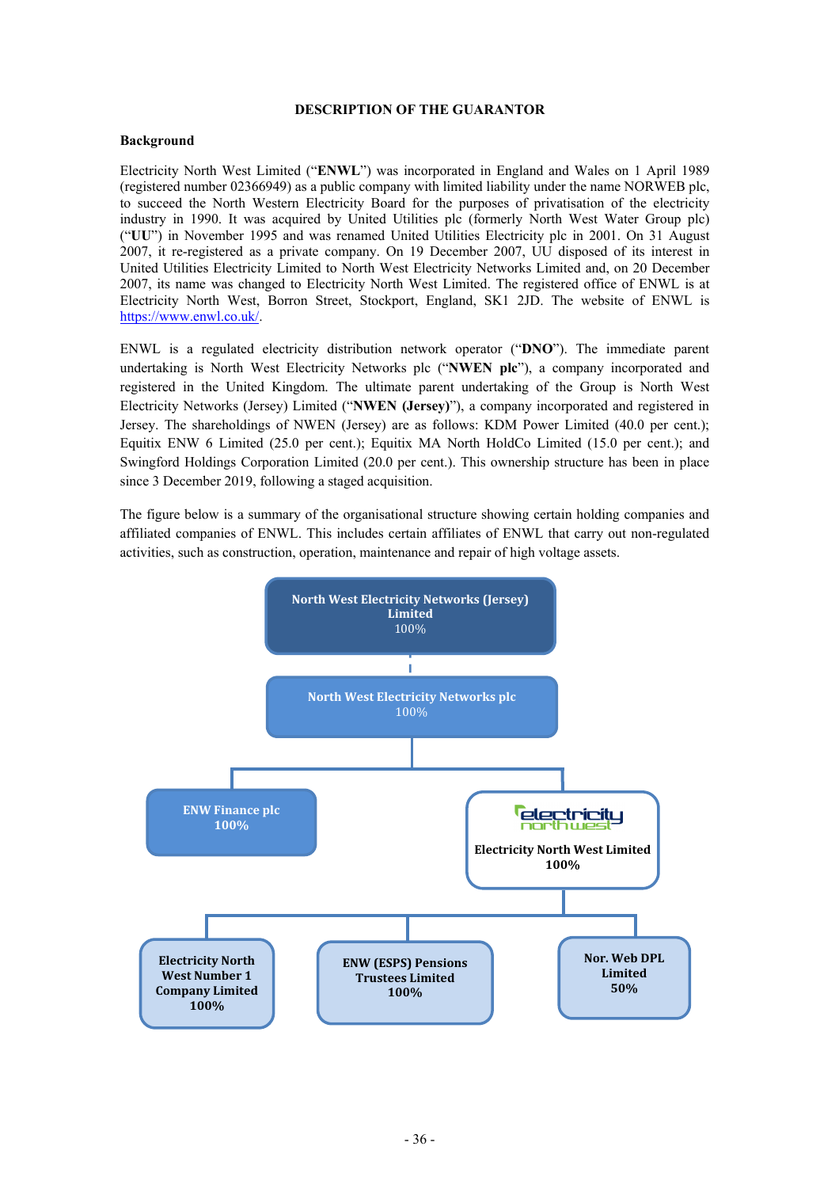## DESCRIPTION OF THE GUARANTOR

### Background

Electricity North West Limited ("**ENWL**") was incorporated in England and Wales on 1 April 1989 (registered number 02366949) as a public company with limited liability under the name NORWEB plc, to succeed the North Western Electricity Board for the purposes of privatisation of the electricity industry in 1990. It was acquired by United Utilities plc (formerly North West Water Group plc) ("**UU**") in November 1995 and was renamed United Utilities Electricity plc in 2001. On 31 August 2007, it re-registered as a private company. On 19 December 2007, UU disposed of its interest in United Utilities Electricity Limited to North West Electricity Networks Limited and, on 20 December 2007, its name was changed to Electricity North West Limited. The registered office of ENWL is at Electricity North West, Borron Street, Stockport, England, SK1 2JD. The website of ENWL is https://www.enwl.co.uk/.

ENWL is a regulated electricity distribution network operator ("**DNO**"). The immediate parent undertaking is North West Electricity Networks plc ("**NWEN plc**"), a company incorporated and registered in the United Kingdom. The ultimate parent undertaking of the Group is North West Electricity Networks (Jersey) Limited ("**NWEN (Jersey)**"), a company incorporated and registered in Jersey. The shareholdings of NWEN (Jersey) are as follows: KDM Power Limited (40.0 per cent.); Equitix ENW 6 Limited (25.0 per cent.); Equitix MA North HoldCo Limited (15.0 per cent.); and Swingford Holdings Corporation Limited (20.0 per cent.). This ownership structure has been in place since 3 December 2019, following a staged acquisition.

The figure below is a summary of the organisational structure showing certain holding companies and affiliated companies of ENWL. This includes certain affiliates of ENWL that carry out non-regulated activities, such as construction, operation, maintenance and repair of high voltage assets.

**North West Electricity Networks (Jersey) Limited**
100%

**North West Electricity Networks plc**
100%

- **ENW Finance plc** 100%
- **Electricity North West Limited** 100%
  - **Electricity North West Number 1 Company Limited** 100%
  - **ENW (ESPS) Pensions Trustees Limited** 100%
  - **Nor. Web DPL Limited** 50%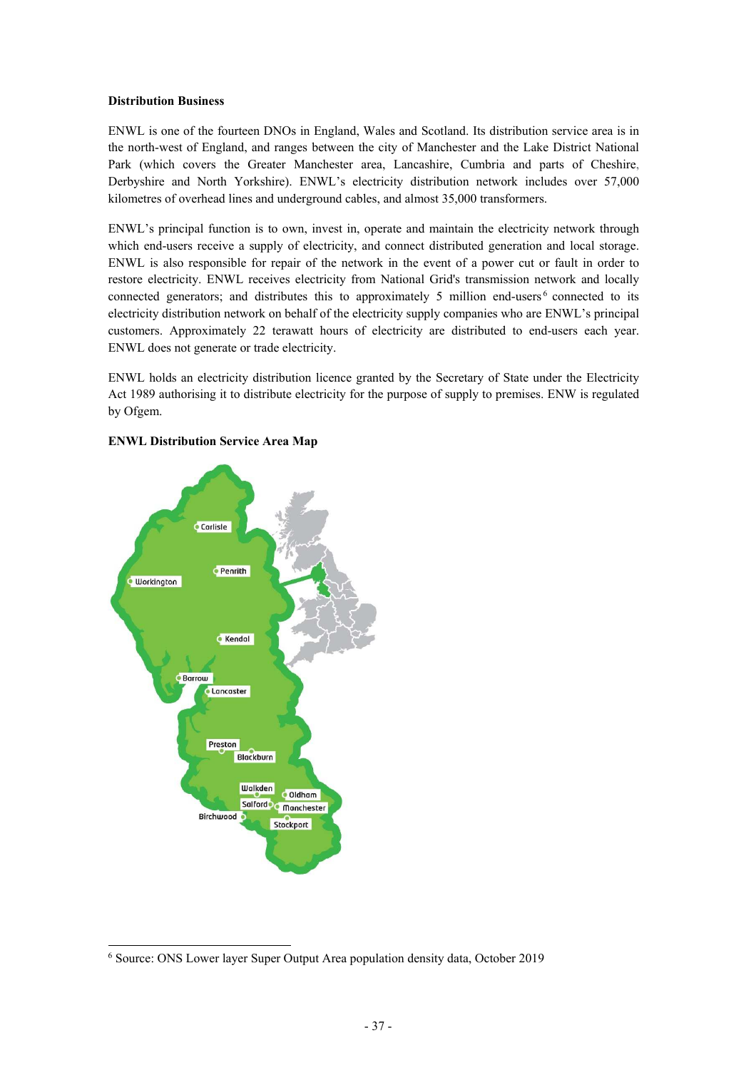**Distribution Business**

ENWL is one of the fourteen DNOs in England, Wales and Scotland. Its distribution service area is in the north-west of England, and ranges between the city of Manchester and the Lake District National Park (which covers the Greater Manchester area, Lancashire, Cumbria and parts of Cheshire, Derbyshire and North Yorkshire). ENWL's electricity distribution network includes over 57,000 kilometres of overhead lines and underground cables, and almost 35,000 transformers.

ENWL's principal function is to own, invest in, operate and maintain the electricity network through which end-users receive a supply of electricity, and connect distributed generation and local storage. ENWL is also responsible for repair of the network in the event of a power cut or fault in order to restore electricity. ENWL receives electricity from National Grid's transmission network and locally connected generators; and distributes this to approximately 5 million end-users[6] connected to its electricity distribution network on behalf of the electricity supply companies who are ENWL's principal customers. Approximately 22 terawatt hours of electricity are distributed to end-users each year. ENWL does not generate or trade electricity.

ENWL holds an electricity distribution licence granted by the Secretary of State under the Electricity Act 1989 authorising it to distribute electricity for the purpose of supply to premises. ENW is regulated by Ofgem.

**ENWL Distribution Service Area Map**

[6] Source: ONS Lower layer Super Output Area population density data, October 2019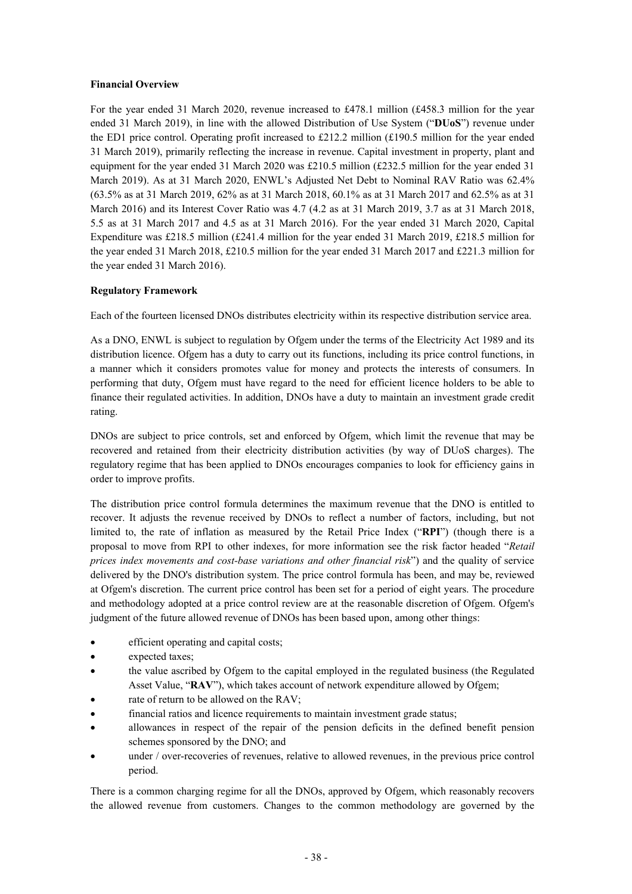**Financial Overview**

For the year ended 31 March 2020, revenue increased to £478.1 million (£458.3 million for the year ended 31 March 2019), in line with the allowed Distribution of Use System ("**DUoS**") revenue under the ED1 price control. Operating profit increased to £212.2 million (£190.5 million for the year ended 31 March 2019), primarily reflecting the increase in revenue. Capital investment in property, plant and equipment for the year ended 31 March 2020 was £210.5 million (£232.5 million for the year ended 31 March 2019). As at 31 March 2020, ENWL's Adjusted Net Debt to Nominal RAV Ratio was 62.4% (63.5% as at 31 March 2019, 62% as at 31 March 2018, 60.1% as at 31 March 2017 and 62.5% as at 31 March 2016) and its Interest Cover Ratio was 4.7 (4.2 as at 31 March 2019, 3.7 as at 31 March 2018, 5.5 as at 31 March 2017 and 4.5 as at 31 March 2016). For the year ended 31 March 2020, Capital Expenditure was £218.5 million (£241.4 million for the year ended 31 March 2019, £218.5 million for the year ended 31 March 2018, £210.5 million for the year ended 31 March 2017 and £221.3 million for the year ended 31 March 2016).

**Regulatory Framework**

Each of the fourteen licensed DNOs distributes electricity within its respective distribution service area.

As a DNO, ENWL is subject to regulation by Ofgem under the terms of the Electricity Act 1989 and its distribution licence. Ofgem has a duty to carry out its functions, including its price control functions, in a manner which it considers promotes value for money and protects the interests of consumers. In performing that duty, Ofgem must have regard to the need for efficient licence holders to be able to finance their regulated activities. In addition, DNOs have a duty to maintain an investment grade credit rating.

DNOs are subject to price controls, set and enforced by Ofgem, which limit the revenue that may be recovered and retained from their electricity distribution activities (by way of DUoS charges). The regulatory regime that has been applied to DNOs encourages companies to look for efficiency gains in order to improve profits.

The distribution price control formula determines the maximum revenue that the DNO is entitled to recover. It adjusts the revenue received by DNOs to reflect a number of factors, including, but not limited to, the rate of inflation as measured by the Retail Price Index ("**RPI**") (though there is a proposal to move from RPI to other indexes, for more information see the risk factor headed "*Retail prices index movements and cost-base variations and other financial risk*") and the quality of service delivered by the DNO's distribution system. The price control formula has been, and may be, reviewed at Ofgem's discretion. The current price control has been set for a period of eight years. The procedure and methodology adopted at a price control review are at the reasonable discretion of Ofgem. Ofgem's judgment of the future allowed revenue of DNOs has been based upon, among other things:

- efficient operating and capital costs;
- expected taxes;
- the value ascribed by Ofgem to the capital employed in the regulated business (the Regulated Asset Value, "**RAV**"), which takes account of network expenditure allowed by Ofgem;
- rate of return to be allowed on the RAV;
- financial ratios and licence requirements to maintain investment grade status;
- allowances in respect of the repair of the pension deficits in the defined benefit pension schemes sponsored by the DNO; and
- under / over-recoveries of revenues, relative to allowed revenues, in the previous price control period.

There is a common charging regime for all the DNOs, approved by Ofgem, which reasonably recovers the allowed revenue from customers. Changes to the common methodology are governed by the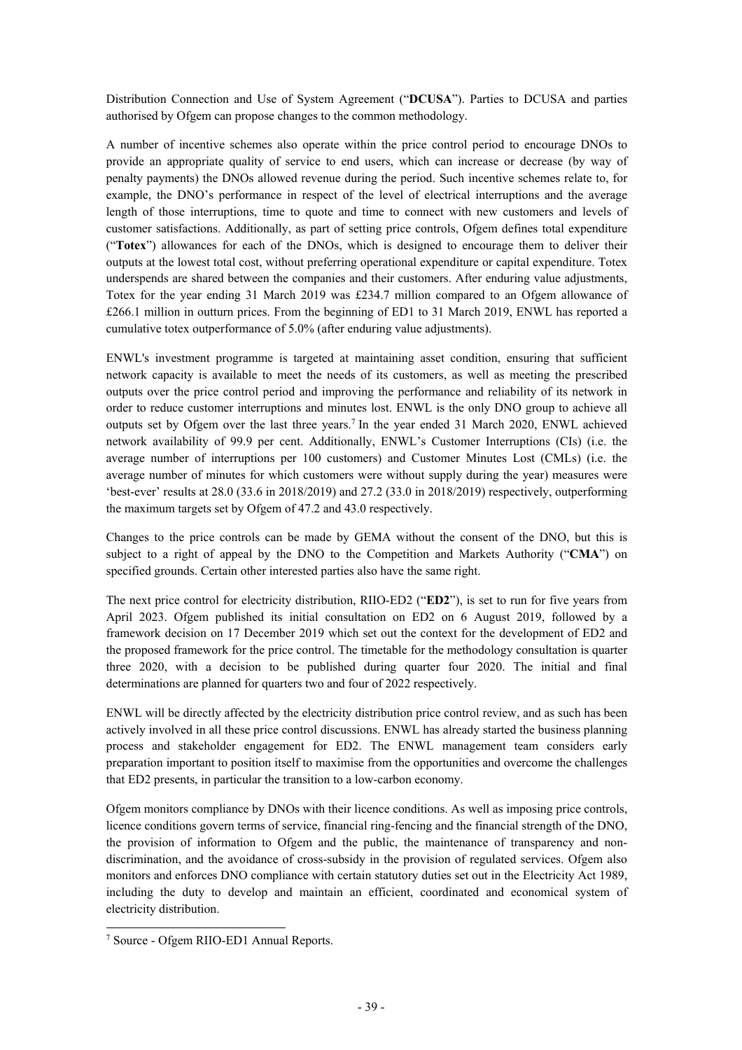Distribution Connection and Use of System Agreement ("**DCUSA**"). Parties to DCUSA and parties authorised by Ofgem can propose changes to the common methodology.

A number of incentive schemes also operate within the price control period to encourage DNOs to provide an appropriate quality of service to end users, which can increase or decrease (by way of penalty payments) the DNOs allowed revenue during the period. Such incentive schemes relate to, for example, the DNO's performance in respect of the level of electrical interruptions and the average length of those interruptions, time to quote and time to connect with new customers and levels of customer satisfactions. Additionally, as part of setting price controls, Ofgem defines total expenditure ("**Totex**") allowances for each of the DNOs, which is designed to encourage them to deliver their outputs at the lowest total cost, without preferring operational expenditure or capital expenditure. Totex underspends are shared between the companies and their customers. After enduring value adjustments, Totex for the year ending 31 March 2019 was £234.7 million compared to an Ofgem allowance of £266.1 million in outturn prices. From the beginning of ED1 to 31 March 2019, ENWL has reported a cumulative totex outperformance of 5.0% (after enduring value adjustments).

ENWL's investment programme is targeted at maintaining asset condition, ensuring that sufficient network capacity is available to meet the needs of its customers, as well as meeting the prescribed outputs over the price control period and improving the performance and reliability of its network in order to reduce customer interruptions and minutes lost. ENWL is the only DNO group to achieve all outputs set by Ofgem over the last three years.[7] In the year ended 31 March 2020, ENWL achieved network availability of 99.9 per cent. Additionally, ENWL's Customer Interruptions (CIs) (i.e. the average number of interruptions per 100 customers) and Customer Minutes Lost (CMLs) (i.e. the average number of minutes for which customers were without supply during the year) measures were 'best-ever' results at 28.0 (33.6 in 2018/2019) and 27.2 (33.0 in 2018/2019) respectively, outperforming the maximum targets set by Ofgem of 47.2 and 43.0 respectively.

Changes to the price controls can be made by GEMA without the consent of the DNO, but this is subject to a right of appeal by the DNO to the Competition and Markets Authority ("**CMA**") on specified grounds. Certain other interested parties also have the same right.

The next price control for electricity distribution, RIIO-ED2 ("**ED2**"), is set to run for five years from April 2023. Ofgem published its initial consultation on ED2 on 6 August 2019, followed by a framework decision on 17 December 2019 which set out the context for the development of ED2 and the proposed framework for the price control. The timetable for the methodology consultation is quarter three 2020, with a decision to be published during quarter four 2020. The initial and final determinations are planned for quarters two and four of 2022 respectively.

ENWL will be directly affected by the electricity distribution price control review, and as such has been actively involved in all these price control discussions. ENWL has already started the business planning process and stakeholder engagement for ED2. The ENWL management team considers early preparation important to position itself to maximise from the opportunities and overcome the challenges that ED2 presents, in particular the transition to a low-carbon economy.

Ofgem monitors compliance by DNOs with their licence conditions. As well as imposing price controls, licence conditions govern terms of service, financial ring-fencing and the financial strength of the DNO, the provision of information to Ofgem and the public, the maintenance of transparency and non-discrimination, and the avoidance of cross-subsidy in the provision of regulated services. Ofgem also monitors and enforces DNO compliance with certain statutory duties set out in the Electricity Act 1989, including the duty to develop and maintain an efficient, coordinated and economical system of electricity distribution.

[7] Source - Ofgem RIIO-ED1 Annual Reports.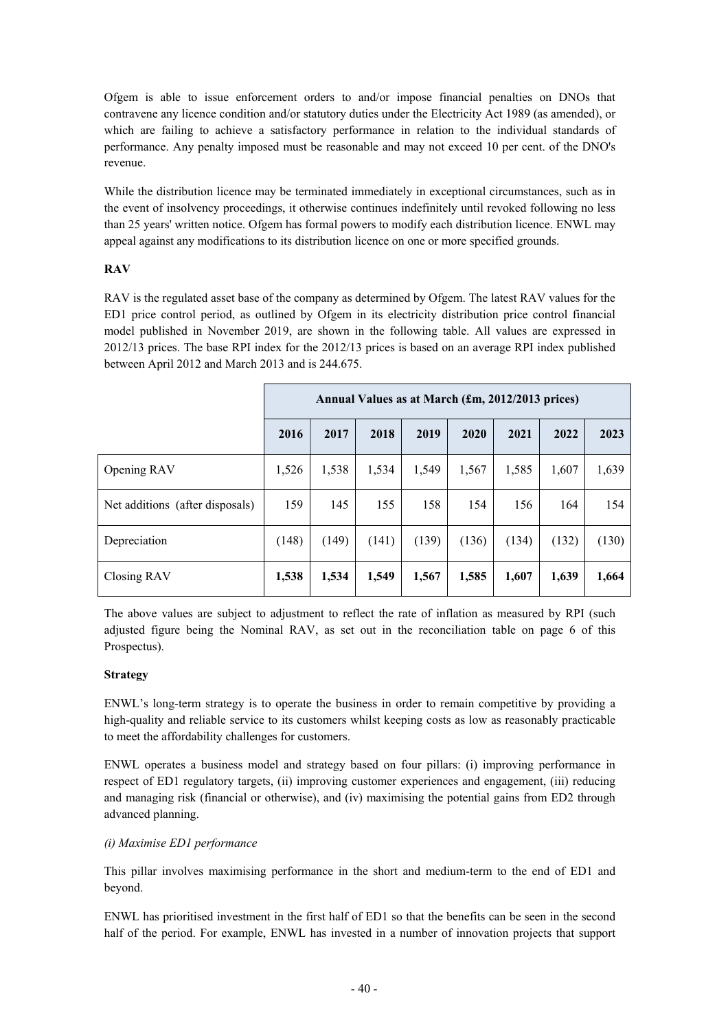Ofgem is able to issue enforcement orders to and/or impose financial penalties on DNOs that contravene any licence condition and/or statutory duties under the Electricity Act 1989 (as amended), or which are failing to achieve a satisfactory performance in relation to the individual standards of performance. Any penalty imposed must be reasonable and may not exceed 10 per cent. of the DNO's revenue.

While the distribution licence may be terminated immediately in exceptional circumstances, such as in the event of insolvency proceedings, it otherwise continues indefinitely until revoked following no less than 25 years' written notice. Ofgem has formal powers to modify each distribution licence. ENWL may appeal against any modifications to its distribution licence on one or more specified grounds.

**RAV**

RAV is the regulated asset base of the company as determined by Ofgem. The latest RAV values for the ED1 price control period, as outlined by Ofgem in its electricity distribution price control financial model published in November 2019, are shown in the following table. All values are expressed in 2012/13 prices. The base RPI index for the 2012/13 prices is based on an average RPI index published between April 2012 and March 2013 and is 244.675.

| | **Annual Values as at March (£m, 2012/2013 prices)** | | | | | | | |
|---|---|---|---|---|---|---|---|---|
| | **2016** | **2017** | **2018** | **2019** | **2020** | **2021** | **2022** | **2023** |
| Opening RAV | 1,526 | 1,538 | 1,534 | 1,549 | 1,567 | 1,585 | 1,607 | 1,639 |
| Net additions (after disposals) | 159 | 145 | 155 | 158 | 154 | 156 | 164 | 154 |
| Depreciation | (148) | (149) | (141) | (139) | (136) | (134) | (132) | (130) |
| Closing RAV | **1,538** | **1,534** | **1,549** | **1,567** | **1,585** | **1,607** | **1,639** | **1,664** |

The above values are subject to adjustment to reflect the rate of inflation as measured by RPI (such adjusted figure being the Nominal RAV, as set out in the reconciliation table on page 6 of this Prospectus).

**Strategy**

ENWL's long-term strategy is to operate the business in order to remain competitive by providing a high-quality and reliable service to its customers whilst keeping costs as low as reasonably practicable to meet the affordability challenges for customers.

ENWL operates a business model and strategy based on four pillars: (i) improving performance in respect of ED1 regulatory targets, (ii) improving customer experiences and engagement, (iii) reducing and managing risk (financial or otherwise), and (iv) maximising the potential gains from ED2 through advanced planning.

*(i) Maximise ED1 performance*

This pillar involves maximising performance in the short and medium-term to the end of ED1 and beyond.

ENWL has prioritised investment in the first half of ED1 so that the benefits can be seen in the second half of the period. For example, ENWL has invested in a number of innovation projects that support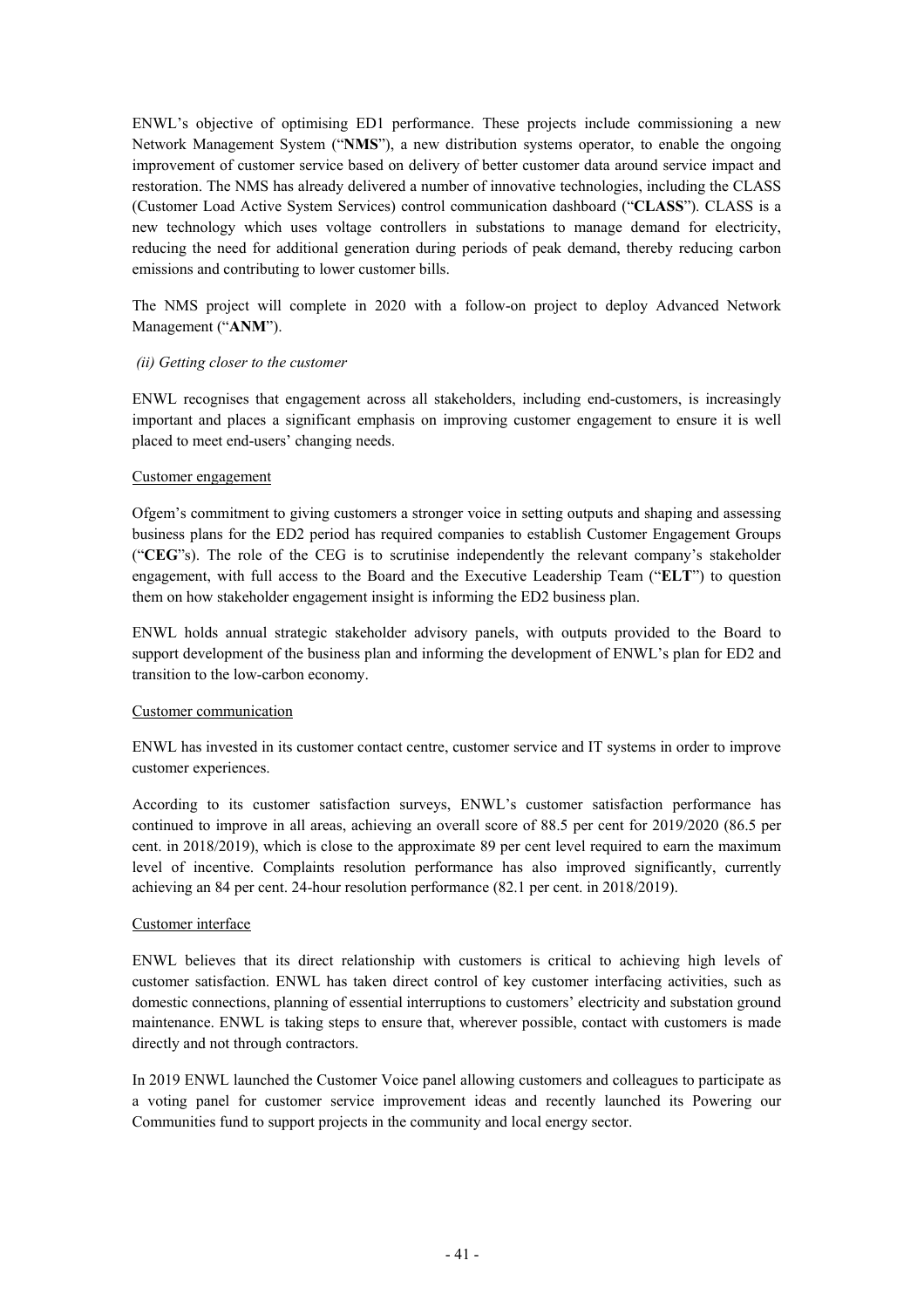ENWL's objective of optimising ED1 performance. These projects include commissioning a new Network Management System ("**NMS**"), a new distribution systems operator, to enable the ongoing improvement of customer service based on delivery of better customer data around service impact and restoration. The NMS has already delivered a number of innovative technologies, including the CLASS (Customer Load Active System Services) control communication dashboard ("**CLASS**"). CLASS is a new technology which uses voltage controllers in substations to manage demand for electricity, reducing the need for additional generation during periods of peak demand, thereby reducing carbon emissions and contributing to lower customer bills.

The NMS project will complete in 2020 with a follow-on project to deploy Advanced Network Management ("**ANM**").

*(ii) Getting closer to the customer*

ENWL recognises that engagement across all stakeholders, including end-customers, is increasingly important and places a significant emphasis on improving customer engagement to ensure it is well placed to meet end-users' changing needs.

Customer engagement

Ofgem's commitment to giving customers a stronger voice in setting outputs and shaping and assessing business plans for the ED2 period has required companies to establish Customer Engagement Groups ("**CEG**"s). The role of the CEG is to scrutinise independently the relevant company's stakeholder engagement, with full access to the Board and the Executive Leadership Team ("**ELT**") to question them on how stakeholder engagement insight is informing the ED2 business plan.

ENWL holds annual strategic stakeholder advisory panels, with outputs provided to the Board to support development of the business plan and informing the development of ENWL's plan for ED2 and transition to the low-carbon economy.

Customer communication

ENWL has invested in its customer contact centre, customer service and IT systems in order to improve customer experiences.

According to its customer satisfaction surveys, ENWL's customer satisfaction performance has continued to improve in all areas, achieving an overall score of 88.5 per cent for 2019/2020 (86.5 per cent. in 2018/2019), which is close to the approximate 89 per cent level required to earn the maximum level of incentive. Complaints resolution performance has also improved significantly, currently achieving an 84 per cent. 24-hour resolution performance (82.1 per cent. in 2018/2019).

Customer interface

ENWL believes that its direct relationship with customers is critical to achieving high levels of customer satisfaction. ENWL has taken direct control of key customer interfacing activities, such as domestic connections, planning of essential interruptions to customers' electricity and substation ground maintenance. ENWL is taking steps to ensure that, wherever possible, contact with customers is made directly and not through contractors.

In 2019 ENWL launched the Customer Voice panel allowing customers and colleagues to participate as a voting panel for customer service improvement ideas and recently launched its Powering our Communities fund to support projects in the community and local energy sector.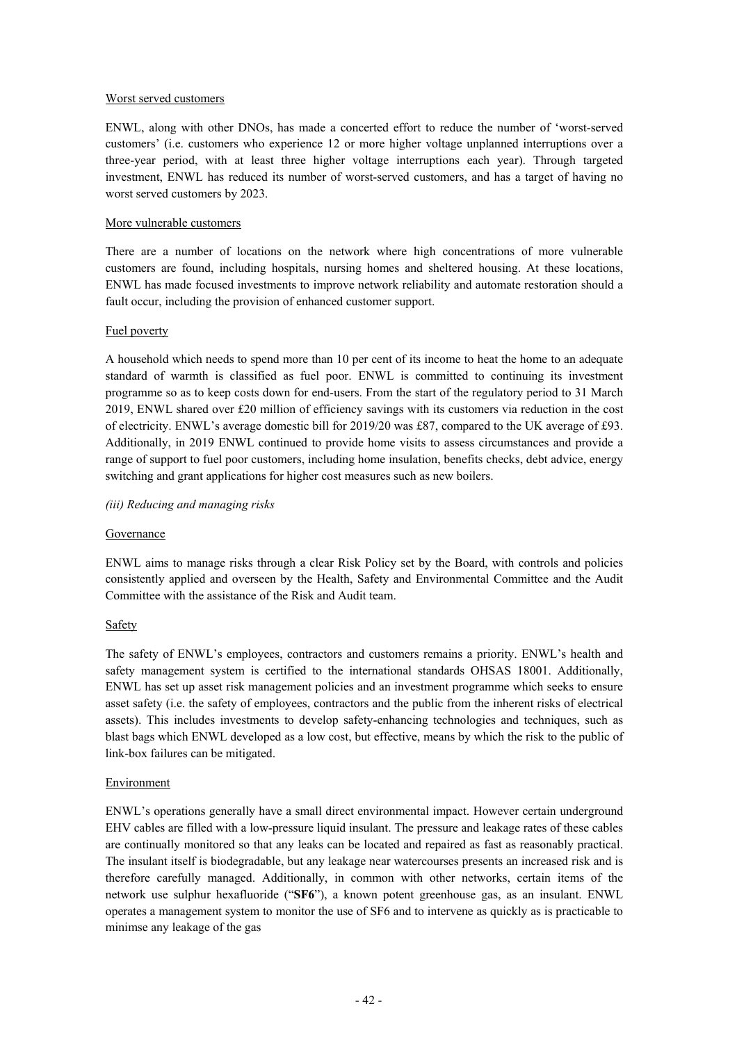Worst served customers

ENWL, along with other DNOs, has made a concerted effort to reduce the number of 'worst-served customers' (i.e. customers who experience 12 or more higher voltage unplanned interruptions over a three-year period, with at least three higher voltage interruptions each year). Through targeted investment, ENWL has reduced its number of worst-served customers, and has a target of having no worst served customers by 2023.

More vulnerable customers

There are a number of locations on the network where high concentrations of more vulnerable customers are found, including hospitals, nursing homes and sheltered housing. At these locations, ENWL has made focused investments to improve network reliability and automate restoration should a fault occur, including the provision of enhanced customer support.

Fuel poverty

A household which needs to spend more than 10 per cent of its income to heat the home to an adequate standard of warmth is classified as fuel poor. ENWL is committed to continuing its investment programme so as to keep costs down for end-users. From the start of the regulatory period to 31 March 2019, ENWL shared over £20 million of efficiency savings with its customers via reduction in the cost of electricity. ENWL's average domestic bill for 2019/20 was £87, compared to the UK average of £93. Additionally, in 2019 ENWL continued to provide home visits to assess circumstances and provide a range of support to fuel poor customers, including home insulation, benefits checks, debt advice, energy switching and grant applications for higher cost measures such as new boilers.

*(iii) Reducing and managing risks*

Governance

ENWL aims to manage risks through a clear Risk Policy set by the Board, with controls and policies consistently applied and overseen by the Health, Safety and Environmental Committee and the Audit Committee with the assistance of the Risk and Audit team.

Safety

The safety of ENWL's employees, contractors and customers remains a priority. ENWL's health and safety management system is certified to the international standards OHSAS 18001. Additionally, ENWL has set up asset risk management policies and an investment programme which seeks to ensure asset safety (i.e. the safety of employees, contractors and the public from the inherent risks of electrical assets). This includes investments to develop safety-enhancing technologies and techniques, such as blast bags which ENWL developed as a low cost, but effective, means by which the risk to the public of link-box failures can be mitigated.

Environment

ENWL's operations generally have a small direct environmental impact. However certain underground EHV cables are filled with a low-pressure liquid insulant. The pressure and leakage rates of these cables are continually monitored so that any leaks can be located and repaired as fast as reasonably practical. The insulant itself is biodegradable, but any leakage near watercourses presents an increased risk and is therefore carefully managed. Additionally, in common with other networks, certain items of the network use sulphur hexafluoride ("**SF6**"), a known potent greenhouse gas, as an insulant. ENWL operates a management system to monitor the use of SF6 and to intervene as quickly as is practicable to minimse any leakage of the gas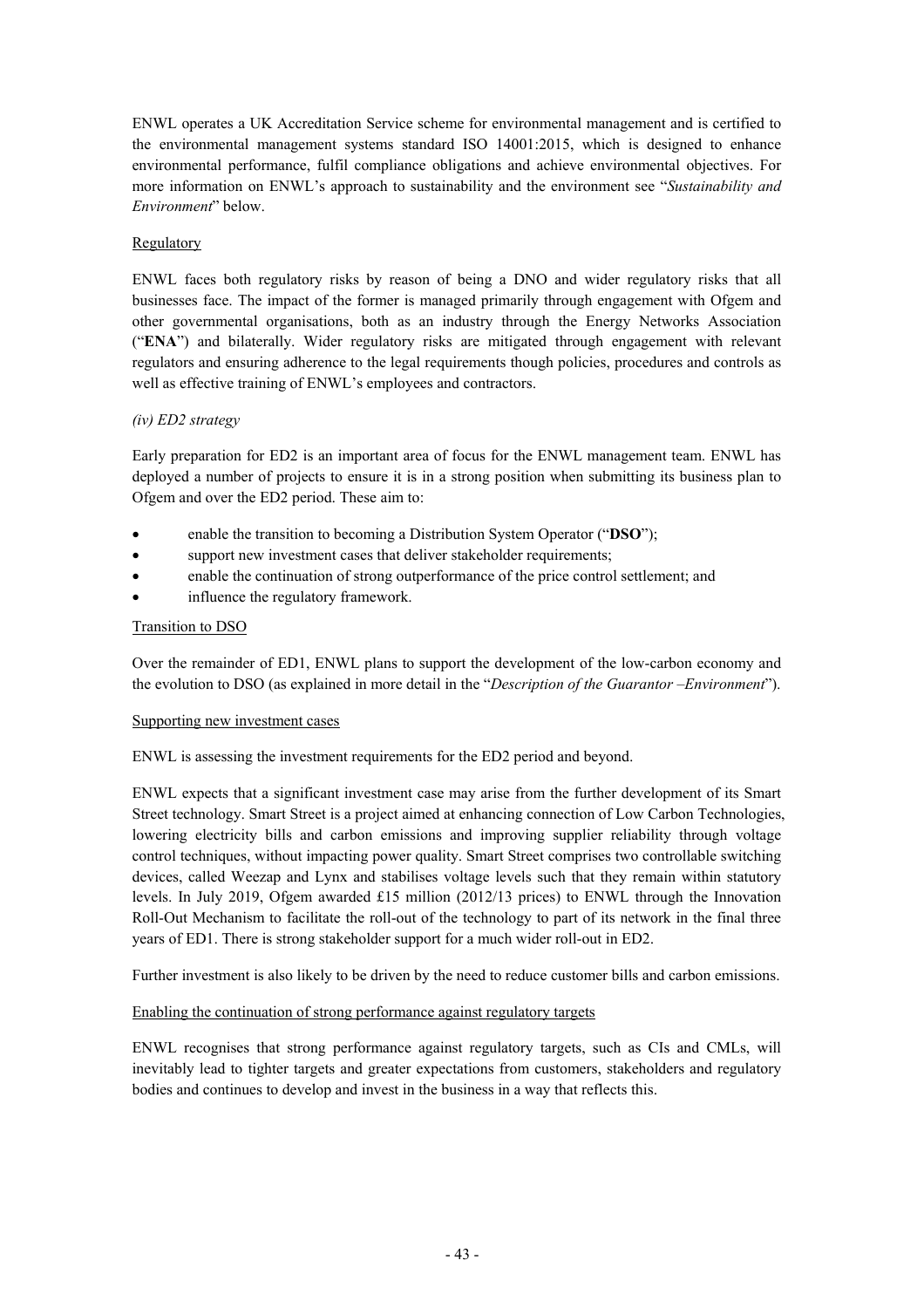ENWL operates a UK Accreditation Service scheme for environmental management and is certified to the environmental management systems standard ISO 14001:2015, which is designed to enhance environmental performance, fulfil compliance obligations and achieve environmental objectives. For more information on ENWL's approach to sustainability and the environment see "*Sustainability and Environment*" below.

Regulatory

ENWL faces both regulatory risks by reason of being a DNO and wider regulatory risks that all businesses face. The impact of the former is managed primarily through engagement with Ofgem and other governmental organisations, both as an industry through the Energy Networks Association ("**ENA**") and bilaterally. Wider regulatory risks are mitigated through engagement with relevant regulators and ensuring adherence to the legal requirements though policies, procedures and controls as well as effective training of ENWL's employees and contractors.

*(iv) ED2 strategy*

Early preparation for ED2 is an important area of focus for the ENWL management team. ENWL has deployed a number of projects to ensure it is in a strong position when submitting its business plan to Ofgem and over the ED2 period. These aim to:

- enable the transition to becoming a Distribution System Operator ("**DSO**");
- support new investment cases that deliver stakeholder requirements;
- enable the continuation of strong outperformance of the price control settlement; and
- influence the regulatory framework.

Transition to DSO

Over the remainder of ED1, ENWL plans to support the development of the low-carbon economy and the evolution to DSO (as explained in more detail in the "*Description of the Guarantor –Environment*").

Supporting new investment cases

ENWL is assessing the investment requirements for the ED2 period and beyond.

ENWL expects that a significant investment case may arise from the further development of its Smart Street technology. Smart Street is a project aimed at enhancing connection of Low Carbon Technologies, lowering electricity bills and carbon emissions and improving supplier reliability through voltage control techniques, without impacting power quality. Smart Street comprises two controllable switching devices, called Weezap and Lynx and stabilises voltage levels such that they remain within statutory levels. In July 2019, Ofgem awarded £15 million (2012/13 prices) to ENWL through the Innovation Roll-Out Mechanism to facilitate the roll-out of the technology to part of its network in the final three years of ED1. There is strong stakeholder support for a much wider roll-out in ED2.

Further investment is also likely to be driven by the need to reduce customer bills and carbon emissions.

Enabling the continuation of strong performance against regulatory targets

ENWL recognises that strong performance against regulatory targets, such as CIs and CMLs, will inevitably lead to tighter targets and greater expectations from customers, stakeholders and regulatory bodies and continues to develop and invest in the business in a way that reflects this.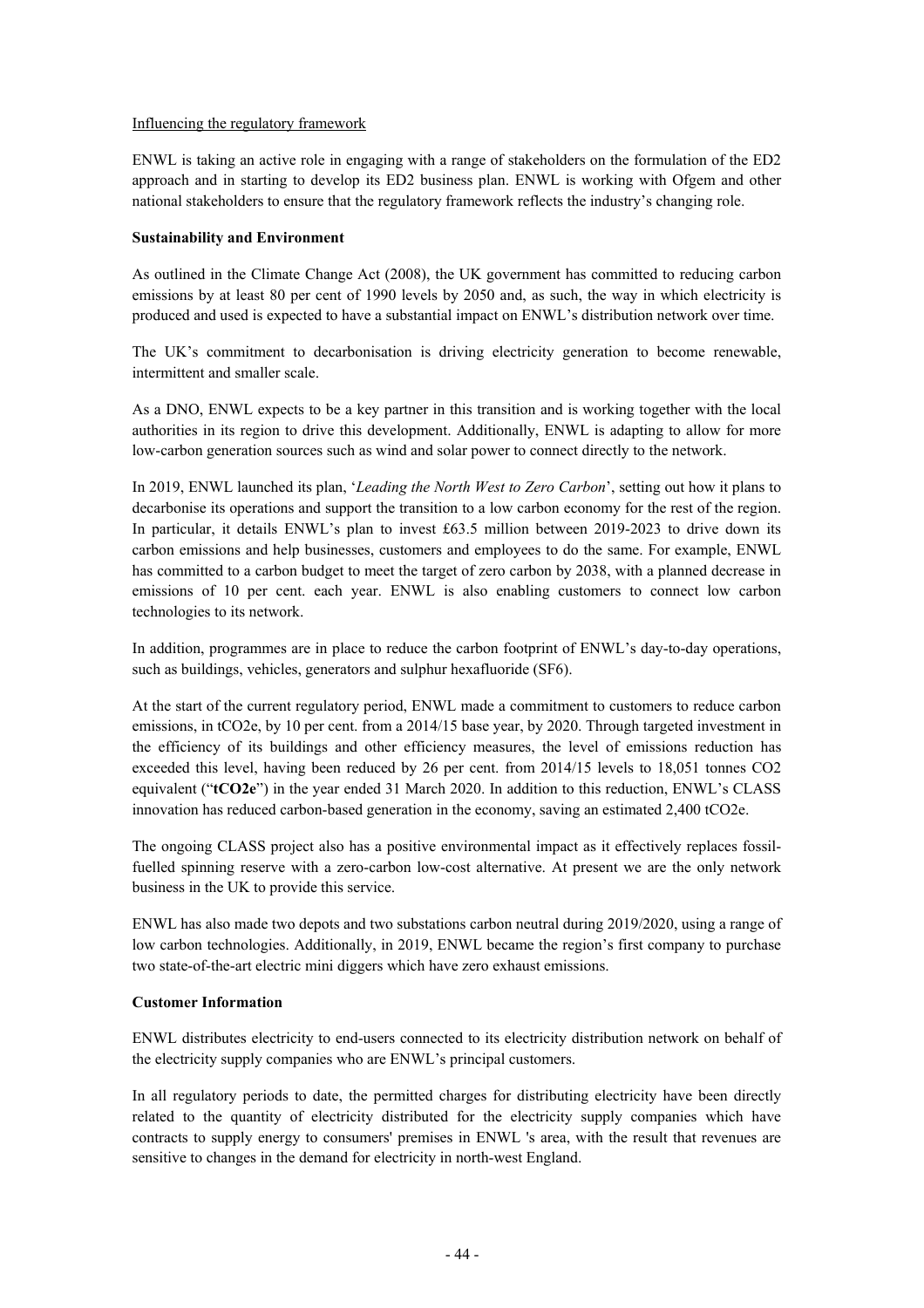Influencing the regulatory framework

ENWL is taking an active role in engaging with a range of stakeholders on the formulation of the ED2 approach and in starting to develop its ED2 business plan. ENWL is working with Ofgem and other national stakeholders to ensure that the regulatory framework reflects the industry's changing role.

**Sustainability and Environment**

As outlined in the Climate Change Act (2008), the UK government has committed to reducing carbon emissions by at least 80 per cent of 1990 levels by 2050 and, as such, the way in which electricity is produced and used is expected to have a substantial impact on ENWL's distribution network over time.

The UK's commitment to decarbonisation is driving electricity generation to become renewable, intermittent and smaller scale.

As a DNO, ENWL expects to be a key partner in this transition and is working together with the local authorities in its region to drive this development. Additionally, ENWL is adapting to allow for more low-carbon generation sources such as wind and solar power to connect directly to the network.

In 2019, ENWL launched its plan, '*Leading the North West to Zero Carbon*', setting out how it plans to decarbonise its operations and support the transition to a low carbon economy for the rest of the region. In particular, it details ENWL's plan to invest £63.5 million between 2019-2023 to drive down its carbon emissions and help businesses, customers and employees to do the same. For example, ENWL has committed to a carbon budget to meet the target of zero carbon by 2038, with a planned decrease in emissions of 10 per cent. each year. ENWL is also enabling customers to connect low carbon technologies to its network.

In addition, programmes are in place to reduce the carbon footprint of ENWL's day-to-day operations, such as buildings, vehicles, generators and sulphur hexafluoride ($SF_6$).

At the start of the current regulatory period, ENWL made a commitment to customers to reduce carbon emissions, in $tCO_2e$, by 10 per cent. from a 2014/15 base year, by 2020. Through targeted investment in the efficiency of its buildings and other efficiency measures, the level of emissions reduction has exceeded this level, having been reduced by 26 per cent. from 2014/15 levels to 18,051 tonnes $CO_2$ equivalent ("**$tCO_2e$**") in the year ended 31 March 2020. In addition to this reduction, ENWL's CLASS innovation has reduced carbon-based generation in the economy, saving an estimated 2,400 $tCO_2e$.

The ongoing CLASS project also has a positive environmental impact as it effectively replaces fossil-fuelled spinning reserve with a zero-carbon low-cost alternative. At present we are the only network business in the UK to provide this service.

ENWL has also made two depots and two substations carbon neutral during 2019/2020, using a range of low carbon technologies. Additionally, in 2019, ENWL became the region's first company to purchase two state-of-the-art electric mini diggers which have zero exhaust emissions.

**Customer Information**

ENWL distributes electricity to end-users connected to its electricity distribution network on behalf of the electricity supply companies who are ENWL's principal customers.

In all regulatory periods to date, the permitted charges for distributing electricity have been directly related to the quantity of electricity distributed for the electricity supply companies which have contracts to supply energy to consumers' premises in ENWL 's area, with the result that revenues are sensitive to changes in the demand for electricity in north-west England.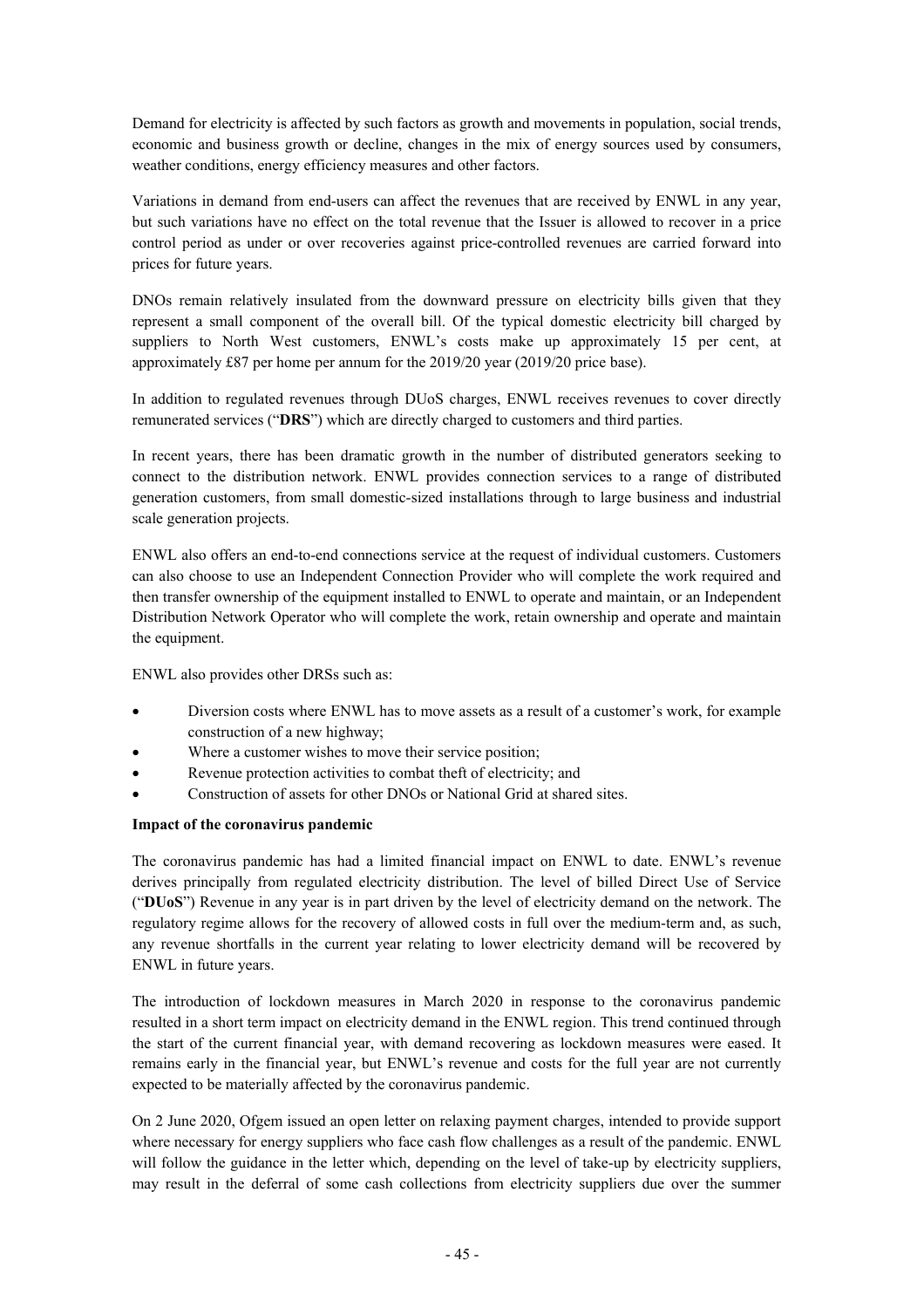Demand for electricity is affected by such factors as growth and movements in population, social trends, economic and business growth or decline, changes in the mix of energy sources used by consumers, weather conditions, energy efficiency measures and other factors.

Variations in demand from end-users can affect the revenues that are received by ENWL in any year, but such variations have no effect on the total revenue that the Issuer is allowed to recover in a price control period as under or over recoveries against price-controlled revenues are carried forward into prices for future years.

DNOs remain relatively insulated from the downward pressure on electricity bills given that they represent a small component of the overall bill. Of the typical domestic electricity bill charged by suppliers to North West customers, ENWL's costs make up approximately 15 per cent, at approximately £87 per home per annum for the 2019/20 year (2019/20 price base).

In addition to regulated revenues through DUoS charges, ENWL receives revenues to cover directly remunerated services ("**DRS**") which are directly charged to customers and third parties.

In recent years, there has been dramatic growth in the number of distributed generators seeking to connect to the distribution network. ENWL provides connection services to a range of distributed generation customers, from small domestic-sized installations through to large business and industrial scale generation projects.

ENWL also offers an end-to-end connections service at the request of individual customers. Customers can also choose to use an Independent Connection Provider who will complete the work required and then transfer ownership of the equipment installed to ENWL to operate and maintain, or an Independent Distribution Network Operator who will complete the work, retain ownership and operate and maintain the equipment.

ENWL also provides other DRSs such as:

- Diversion costs where ENWL has to move assets as a result of a customer's work, for example construction of a new highway;
- Where a customer wishes to move their service position;
- Revenue protection activities to combat theft of electricity; and
- Construction of assets for other DNOs or National Grid at shared sites.

**Impact of the coronavirus pandemic**

The coronavirus pandemic has had a limited financial impact on ENWL to date. ENWL's revenue derives principally from regulated electricity distribution. The level of billed Direct Use of Service ("**DUoS**") Revenue in any year is in part driven by the level of electricity demand on the network. The regulatory regime allows for the recovery of allowed costs in full over the medium-term and, as such, any revenue shortfalls in the current year relating to lower electricity demand will be recovered by ENWL in future years.

The introduction of lockdown measures in March 2020 in response to the coronavirus pandemic resulted in a short term impact on electricity demand in the ENWL region. This trend continued through the start of the current financial year, with demand recovering as lockdown measures were eased. It remains early in the financial year, but ENWL's revenue and costs for the full year are not currently expected to be materially affected by the coronavirus pandemic.

On 2 June 2020, Ofgem issued an open letter on relaxing payment charges, intended to provide support where necessary for energy suppliers who face cash flow challenges as a result of the pandemic. ENWL will follow the guidance in the letter which, depending on the level of take-up by electricity suppliers, may result in the deferral of some cash collections from electricity suppliers due over the summer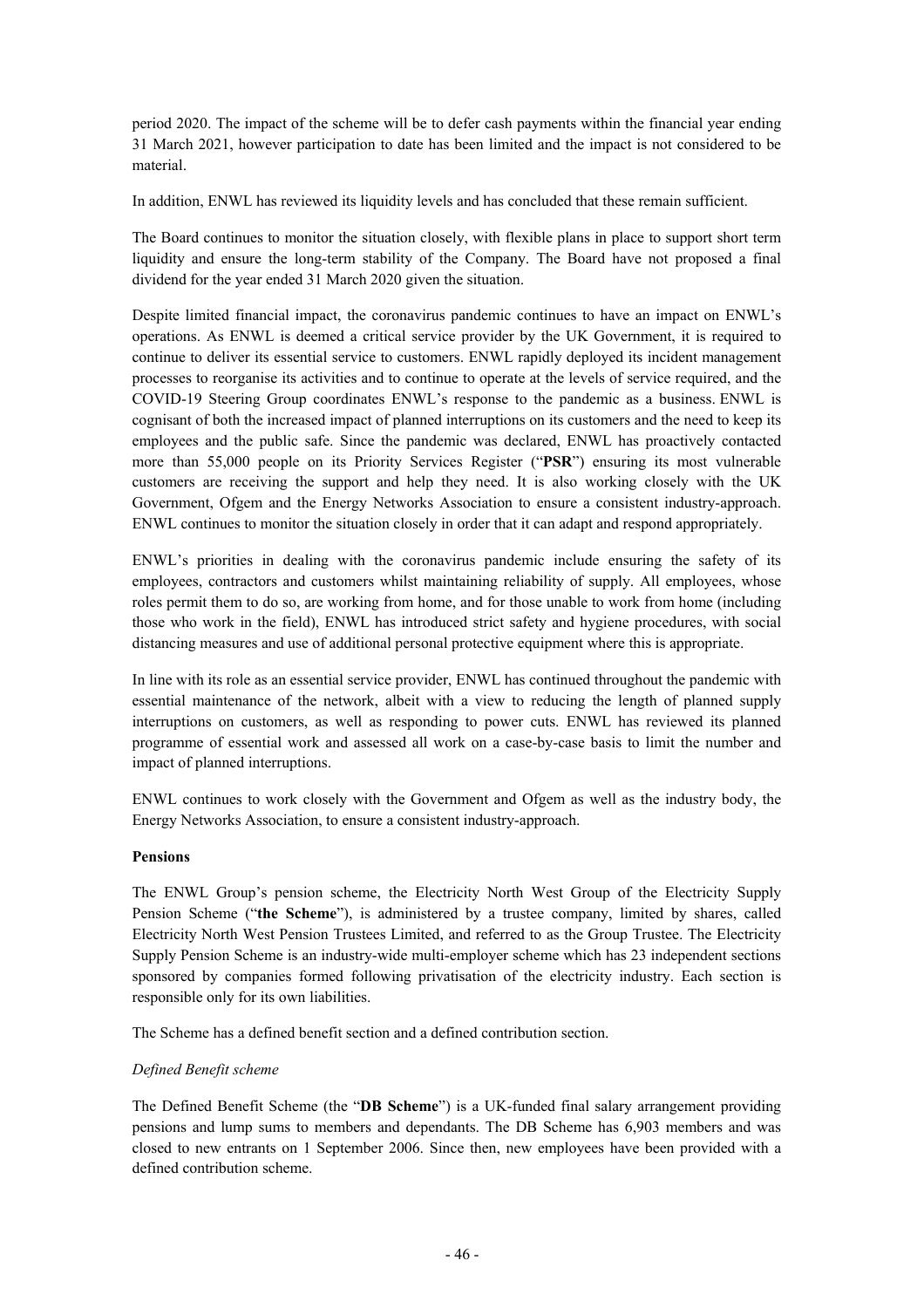period 2020. The impact of the scheme will be to defer cash payments within the financial year ending 31 March 2021, however participation to date has been limited and the impact is not considered to be material.

In addition, ENWL has reviewed its liquidity levels and has concluded that these remain sufficient.

The Board continues to monitor the situation closely, with flexible plans in place to support short term liquidity and ensure the long-term stability of the Company. The Board have not proposed a final dividend for the year ended 31 March 2020 given the situation.

Despite limited financial impact, the coronavirus pandemic continues to have an impact on ENWL's operations. As ENWL is deemed a critical service provider by the UK Government, it is required to continue to deliver its essential service to customers. ENWL rapidly deployed its incident management processes to reorganise its activities and to continue to operate at the levels of service required, and the COVID-19 Steering Group coordinates ENWL's response to the pandemic as a business. ENWL is cognisant of both the increased impact of planned interruptions on its customers and the need to keep its employees and the public safe. Since the pandemic was declared, ENWL has proactively contacted more than 55,000 people on its Priority Services Register ("**PSR**") ensuring its most vulnerable customers are receiving the support and help they need. It is also working closely with the UK Government, Ofgem and the Energy Networks Association to ensure a consistent industry-approach. ENWL continues to monitor the situation closely in order that it can adapt and respond appropriately.

ENWL's priorities in dealing with the coronavirus pandemic include ensuring the safety of its employees, contractors and customers whilst maintaining reliability of supply. All employees, whose roles permit them to do so, are working from home, and for those unable to work from home (including those who work in the field), ENWL has introduced strict safety and hygiene procedures, with social distancing measures and use of additional personal protective equipment where this is appropriate.

In line with its role as an essential service provider, ENWL has continued throughout the pandemic with essential maintenance of the network, albeit with a view to reducing the length of planned supply interruptions on customers, as well as responding to power cuts. ENWL has reviewed its planned programme of essential work and assessed all work on a case-by-case basis to limit the number and impact of planned interruptions.

ENWL continues to work closely with the Government and Ofgem as well as the industry body, the Energy Networks Association, to ensure a consistent industry-approach.

**Pensions**

The ENWL Group's pension scheme, the Electricity North West Group of the Electricity Supply Pension Scheme ("**the Scheme**"), is administered by a trustee company, limited by shares, called Electricity North West Pension Trustees Limited, and referred to as the Group Trustee. The Electricity Supply Pension Scheme is an industry-wide multi-employer scheme which has 23 independent sections sponsored by companies formed following privatisation of the electricity industry. Each section is responsible only for its own liabilities.

The Scheme has a defined benefit section and a defined contribution section.

*Defined Benefit scheme*

The Defined Benefit Scheme (the "**DB Scheme**") is a UK-funded final salary arrangement providing pensions and lump sums to members and dependants. The DB Scheme has 6,903 members and was closed to new entrants on 1 September 2006. Since then, new employees have been provided with a defined contribution scheme.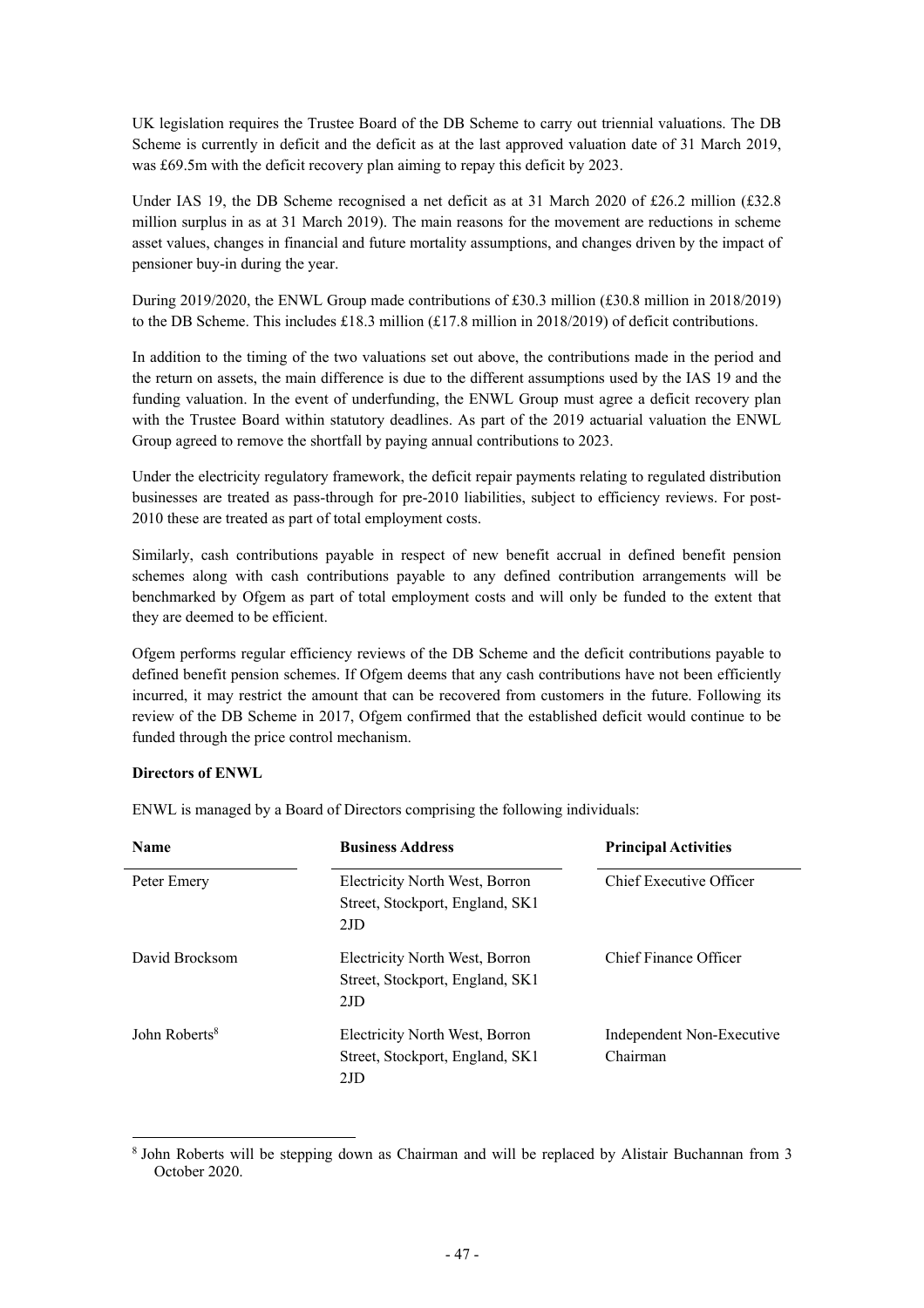UK legislation requires the Trustee Board of the DB Scheme to carry out triennial valuations. The DB Scheme is currently in deficit and the deficit as at the last approved valuation date of 31 March 2019, was £69.5m with the deficit recovery plan aiming to repay this deficit by 2023.

Under IAS 19, the DB Scheme recognised a net deficit as at 31 March 2020 of £26.2 million (£32.8 million surplus in as at 31 March 2019). The main reasons for the movement are reductions in scheme asset values, changes in financial and future mortality assumptions, and changes driven by the impact of pensioner buy-in during the year.

During 2019/2020, the ENWL Group made contributions of £30.3 million (£30.8 million in 2018/2019) to the DB Scheme. This includes £18.3 million (£17.8 million in 2018/2019) of deficit contributions.

In addition to the timing of the two valuations set out above, the contributions made in the period and the return on assets, the main difference is due to the different assumptions used by the IAS 19 and the funding valuation. In the event of underfunding, the ENWL Group must agree a deficit recovery plan with the Trustee Board within statutory deadlines. As part of the 2019 actuarial valuation the ENWL Group agreed to remove the shortfall by paying annual contributions to 2023.

Under the electricity regulatory framework, the deficit repair payments relating to regulated distribution businesses are treated as pass-through for pre-2010 liabilities, subject to efficiency reviews. For post-2010 these are treated as part of total employment costs.

Similarly, cash contributions payable in respect of new benefit accrual in defined benefit pension schemes along with cash contributions payable to any defined contribution arrangements will be benchmarked by Ofgem as part of total employment costs and will only be funded to the extent that they are deemed to be efficient.

Ofgem performs regular efficiency reviews of the DB Scheme and the deficit contributions payable to defined benefit pension schemes. If Ofgem deems that any cash contributions have not been efficiently incurred, it may restrict the amount that can be recovered from customers in the future. Following its review of the DB Scheme in 2017, Ofgem confirmed that the established deficit would continue to be funded through the price control mechanism.

**Directors of ENWL**

ENWL is managed by a Board of Directors comprising the following individuals:

| Name | Business Address | Principal Activities |
|---|---|---|
| Peter Emery | Electricity North West, Borron Street, Stockport, England, SK1 2JD | Chief Executive Officer |
| David Brocksom | Electricity North West, Borron Street, Stockport, England, SK1 2JD | Chief Finance Officer |
| John Roberts[8] | Electricity North West, Borron Street, Stockport, England, SK1 2JD | Independent Non-Executive Chairman |

[8] John Roberts will be stepping down as Chairman and will be replaced by Alistair Buchannan from 3 October 2020.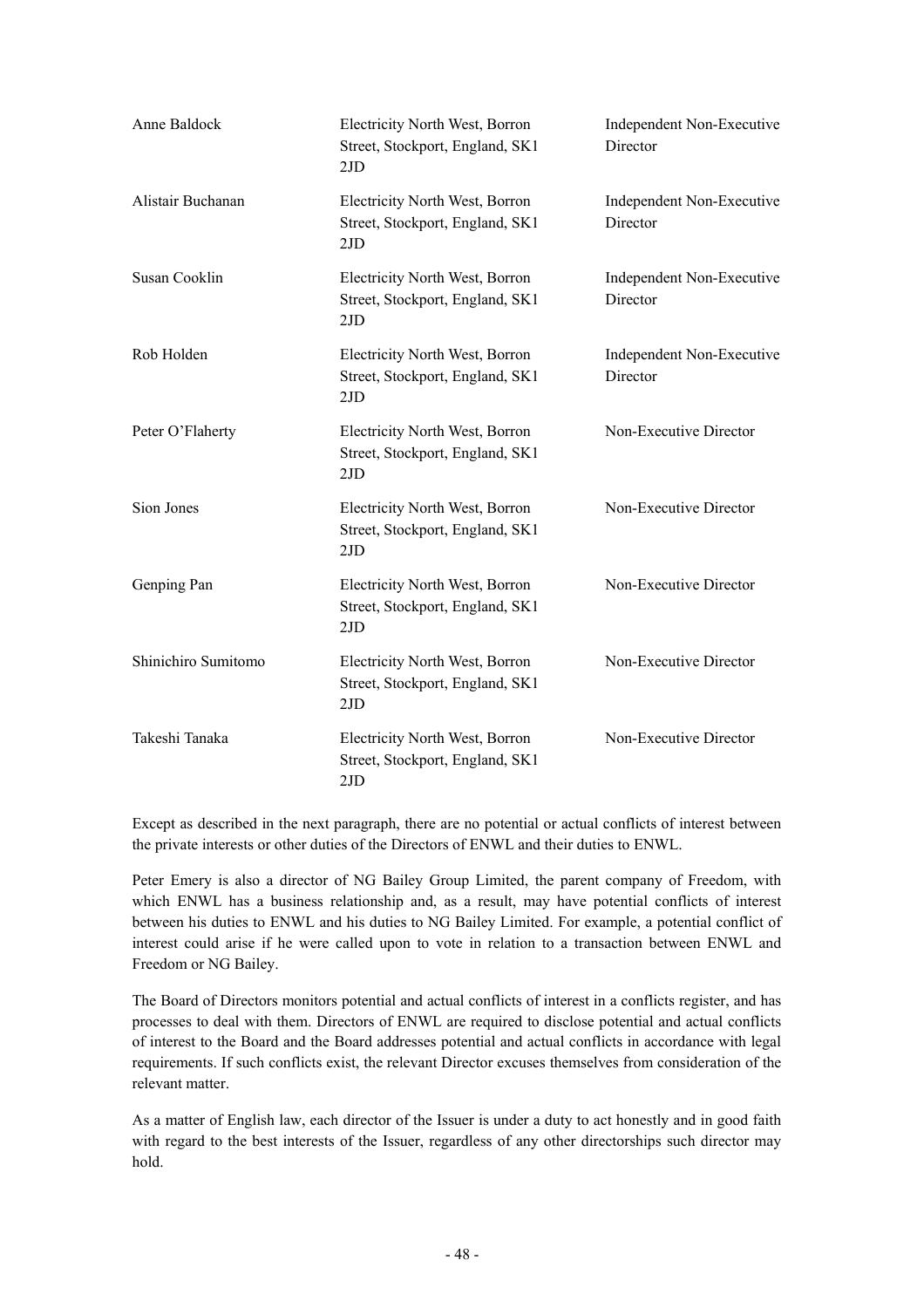| | | |
|---|---|---|
| Anne Baldock | Electricity North West, Borron Street, Stockport, England, SK1 2JD | Independent Non-Executive Director |
| Alistair Buchanan | Electricity North West, Borron Street, Stockport, England, SK1 2JD | Independent Non-Executive Director |
| Susan Cooklin | Electricity North West, Borron Street, Stockport, England, SK1 2JD | Independent Non-Executive Director |
| Rob Holden | Electricity North West, Borron Street, Stockport, England, SK1 2JD | Independent Non-Executive Director |
| Peter O'Flaherty | Electricity North West, Borron Street, Stockport, England, SK1 2JD | Non-Executive Director |
| Sion Jones | Electricity North West, Borron Street, Stockport, England, SK1 2JD | Non-Executive Director |
| Genping Pan | Electricity North West, Borron Street, Stockport, England, SK1 2JD | Non-Executive Director |
| Shinichiro Sumitomo | Electricity North West, Borron Street, Stockport, England, SK1 2JD | Non-Executive Director |
| Takeshi Tanaka | Electricity North West, Borron Street, Stockport, England, SK1 2JD | Non-Executive Director |

Except as described in the next paragraph, there are no potential or actual conflicts of interest between the private interests or other duties of the Directors of ENWL and their duties to ENWL.

Peter Emery is also a director of NG Bailey Group Limited, the parent company of Freedom, with which ENWL has a business relationship and, as a result, may have potential conflicts of interest between his duties to ENWL and his duties to NG Bailey Limited. For example, a potential conflict of interest could arise if he were called upon to vote in relation to a transaction between ENWL and Freedom or NG Bailey.

The Board of Directors monitors potential and actual conflicts of interest in a conflicts register, and has processes to deal with them. Directors of ENWL are required to disclose potential and actual conflicts of interest to the Board and the Board addresses potential and actual conflicts in accordance with legal requirements. If such conflicts exist, the relevant Director excuses themselves from consideration of the relevant matter.

As a matter of English law, each director of the Issuer is under a duty to act honestly and in good faith with regard to the best interests of the Issuer, regardless of any other directorships such director may hold.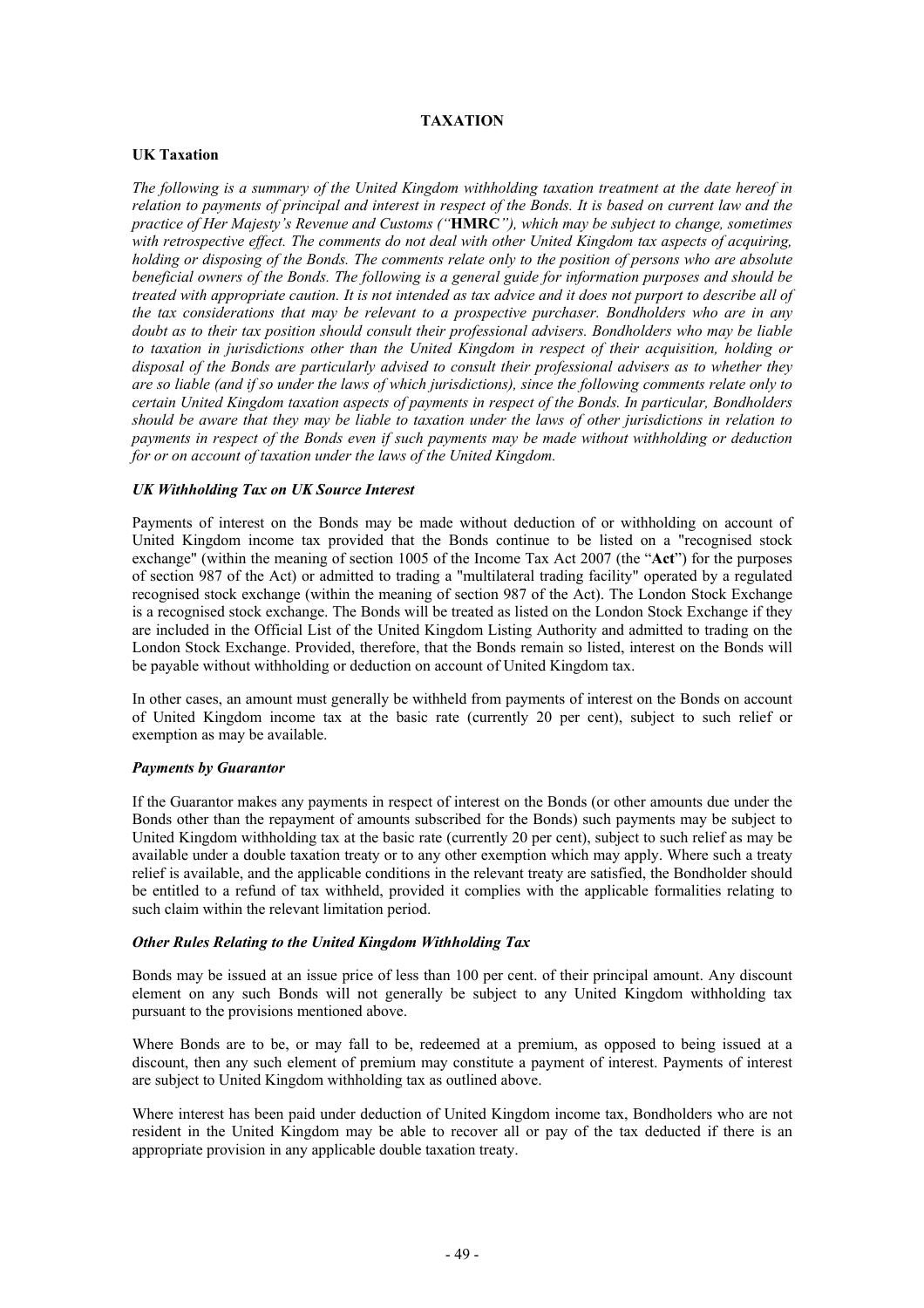# TAXATION

## UK Taxation

*The following is a summary of the United Kingdom withholding taxation treatment at the date hereof in relation to payments of principal and interest in respect of the Bonds. It is based on current law and the practice of Her Majesty's Revenue and Customs ("***HMRC***"), which may be subject to change, sometimes with retrospective effect. The comments do not deal with other United Kingdom tax aspects of acquiring, holding or disposing of the Bonds. The comments relate only to the position of persons who are absolute beneficial owners of the Bonds. The following is a general guide for information purposes and should be treated with appropriate caution. It is not intended as tax advice and it does not purport to describe all of the tax considerations that may be relevant to a prospective purchaser. Bondholders who are in any doubt as to their tax position should consult their professional advisers. Bondholders who may be liable to taxation in jurisdictions other than the United Kingdom in respect of their acquisition, holding or disposal of the Bonds are particularly advised to consult their professional advisers as to whether they are so liable (and if so under the laws of which jurisdictions), since the following comments relate only to certain United Kingdom taxation aspects of payments in respect of the Bonds. In particular, Bondholders should be aware that they may be liable to taxation under the laws of other jurisdictions in relation to payments in respect of the Bonds even if such payments may be made without withholding or deduction for or on account of taxation under the laws of the United Kingdom.*

### *UK Withholding Tax on UK Source Interest*

Payments of interest on the Bonds may be made without deduction of or withholding on account of United Kingdom income tax provided that the Bonds continue to be listed on a "recognised stock exchange" (within the meaning of section 1005 of the Income Tax Act 2007 (the "**Act**") for the purposes of section 987 of the Act) or admitted to trading a "multilateral trading facility" operated by a regulated recognised stock exchange (within the meaning of section 987 of the Act). The London Stock Exchange is a recognised stock exchange. The Bonds will be treated as listed on the London Stock Exchange if they are included in the Official List of the United Kingdom Listing Authority and admitted to trading on the London Stock Exchange. Provided, therefore, that the Bonds remain so listed, interest on the Bonds will be payable without withholding or deduction on account of United Kingdom tax.

In other cases, an amount must generally be withheld from payments of interest on the Bonds on account of United Kingdom income tax at the basic rate (currently 20 per cent), subject to such relief or exemption as may be available.

### *Payments by Guarantor*

If the Guarantor makes any payments in respect of interest on the Bonds (or other amounts due under the Bonds other than the repayment of amounts subscribed for the Bonds) such payments may be subject to United Kingdom withholding tax at the basic rate (currently 20 per cent), subject to such relief as may be available under a double taxation treaty or to any other exemption which may apply. Where such a treaty relief is available, and the applicable conditions in the relevant treaty are satisfied, the Bondholder should be entitled to a refund of tax withheld, provided it complies with the applicable formalities relating to such claim within the relevant limitation period.

### *Other Rules Relating to the United Kingdom Withholding Tax*

Bonds may be issued at an issue price of less than 100 per cent. of their principal amount. Any discount element on any such Bonds will not generally be subject to any United Kingdom withholding tax pursuant to the provisions mentioned above.

Where Bonds are to be, or may fall to be, redeemed at a premium, as opposed to being issued at a discount, then any such element of premium may constitute a payment of interest. Payments of interest are subject to United Kingdom withholding tax as outlined above.

Where interest has been paid under deduction of United Kingdom income tax, Bondholders who are not resident in the United Kingdom may be able to recover all or pay of the tax deducted if there is an appropriate provision in any applicable double taxation treaty.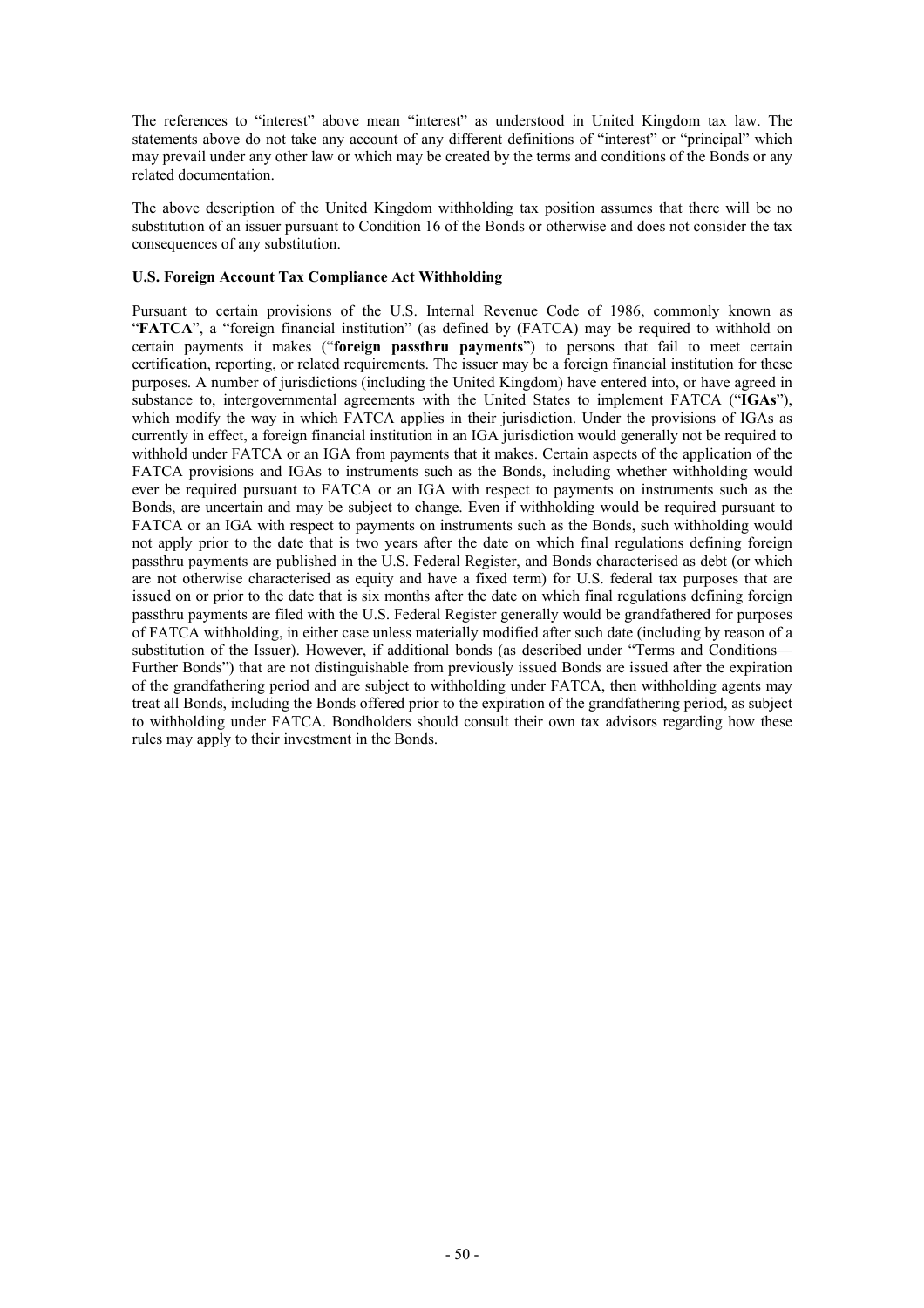The references to "interest" above mean "interest" as understood in United Kingdom tax law. The statements above do not take any account of any different definitions of "interest" or "principal" which may prevail under any other law or which may be created by the terms and conditions of the Bonds or any related documentation.

The above description of the United Kingdom withholding tax position assumes that there will be no substitution of an issuer pursuant to Condition 16 of the Bonds or otherwise and does not consider the tax consequences of any substitution.

**U.S. Foreign Account Tax Compliance Act Withholding**

Pursuant to certain provisions of the U.S. Internal Revenue Code of 1986, commonly known as "**FATCA**", a "foreign financial institution" (as defined by (FATCA) may be required to withhold on certain payments it makes ("**foreign passthru payments**") to persons that fail to meet certain certification, reporting, or related requirements. The issuer may be a foreign financial institution for these purposes. A number of jurisdictions (including the United Kingdom) have entered into, or have agreed in substance to, intergovernmental agreements with the United States to implement FATCA ("**IGAs**"), which modify the way in which FATCA applies in their jurisdiction. Under the provisions of IGAs as currently in effect, a foreign financial institution in an IGA jurisdiction would generally not be required to withhold under FATCA or an IGA from payments that it makes. Certain aspects of the application of the FATCA provisions and IGAs to instruments such as the Bonds, including whether withholding would ever be required pursuant to FATCA or an IGA with respect to payments on instruments such as the Bonds, are uncertain and may be subject to change. Even if withholding would be required pursuant to FATCA or an IGA with respect to payments on instruments such as the Bonds, such withholding would not apply prior to the date that is two years after the date on which final regulations defining foreign passthru payments are published in the U.S. Federal Register, and Bonds characterised as debt (or which are not otherwise characterised as equity and have a fixed term) for U.S. federal tax purposes that are issued on or prior to the date that is six months after the date on which final regulations defining foreign passthru payments are filed with the U.S. Federal Register generally would be grandfathered for purposes of FATCA withholding, in either case unless materially modified after such date (including by reason of a substitution of the Issuer). However, if additional bonds (as described under "Terms and Conditions—Further Bonds") that are not distinguishable from previously issued Bonds are issued after the expiration of the grandfathering period and are subject to withholding under FATCA, then withholding agents may treat all Bonds, including the Bonds offered prior to the expiration of the grandfathering period, as subject to withholding under FATCA. Bondholders should consult their own tax advisors regarding how these rules may apply to their investment in the Bonds.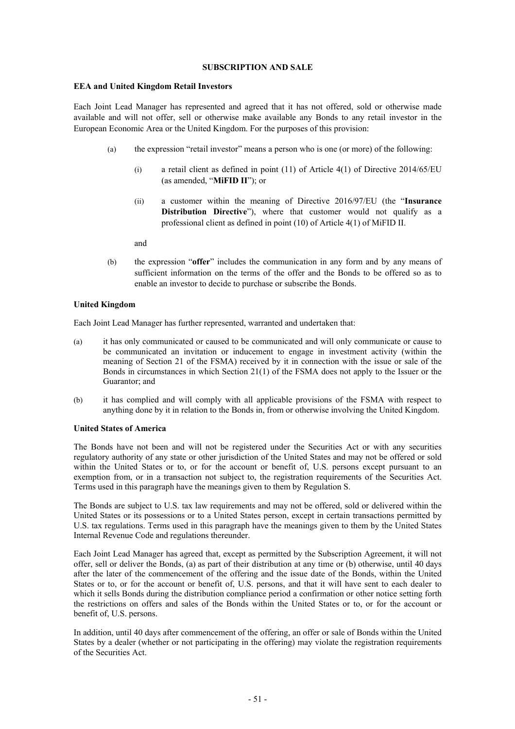# SUBSCRIPTION AND SALE

### EEA and United Kingdom Retail Investors

Each Joint Lead Manager has represented and agreed that it has not offered, sold or otherwise made available and will not offer, sell or otherwise make available any Bonds to any retail investor in the European Economic Area or the United Kingdom. For the purposes of this provision:

(a) the expression "retail investor" means a person who is one (or more) of the following:

  (i) a retail client as defined in point (11) of Article 4(1) of Directive 2014/65/EU (as amended, "**MiFID II**"); or

  (ii) a customer within the meaning of Directive 2016/97/EU (the "**Insurance Distribution Directive**"), where that customer would not qualify as a professional client as defined in point (10) of Article 4(1) of MiFID II.

  and

(b) the expression "**offer**" includes the communication in any form and by any means of sufficient information on the terms of the offer and the Bonds to be offered so as to enable an investor to decide to purchase or subscribe the Bonds.

### United Kingdom

Each Joint Lead Manager has further represented, warranted and undertaken that:

(a) it has only communicated or caused to be communicated and will only communicate or cause to be communicated an invitation or inducement to engage in investment activity (within the meaning of Section 21 of the FSMA) received by it in connection with the issue or sale of the Bonds in circumstances in which Section 21(1) of the FSMA does not apply to the Issuer or the Guarantor; and

(b) it has complied and will comply with all applicable provisions of the FSMA with respect to anything done by it in relation to the Bonds in, from or otherwise involving the United Kingdom.

### United States of America

The Bonds have not been and will not be registered under the Securities Act or with any securities regulatory authority of any state or other jurisdiction of the United States and may not be offered or sold within the United States or to, or for the account or benefit of, U.S. persons except pursuant to an exemption from, or in a transaction not subject to, the registration requirements of the Securities Act. Terms used in this paragraph have the meanings given to them by Regulation S.

The Bonds are subject to U.S. tax law requirements and may not be offered, sold or delivered within the United States or its possessions or to a United States person, except in certain transactions permitted by U.S. tax regulations. Terms used in this paragraph have the meanings given to them by the United States Internal Revenue Code and regulations thereunder.

Each Joint Lead Manager has agreed that, except as permitted by the Subscription Agreement, it will not offer, sell or deliver the Bonds, (a) as part of their distribution at any time or (b) otherwise, until 40 days after the later of the commencement of the offering and the issue date of the Bonds, within the United States or to, or for the account or benefit of, U.S. persons, and that it will have sent to each dealer to which it sells Bonds during the distribution compliance period a confirmation or other notice setting forth the restrictions on offers and sales of the Bonds within the United States or to, or for the account or benefit of, U.S. persons.

In addition, until 40 days after commencement of the offering, an offer or sale of Bonds within the United States by a dealer (whether or not participating in the offering) may violate the registration requirements of the Securities Act.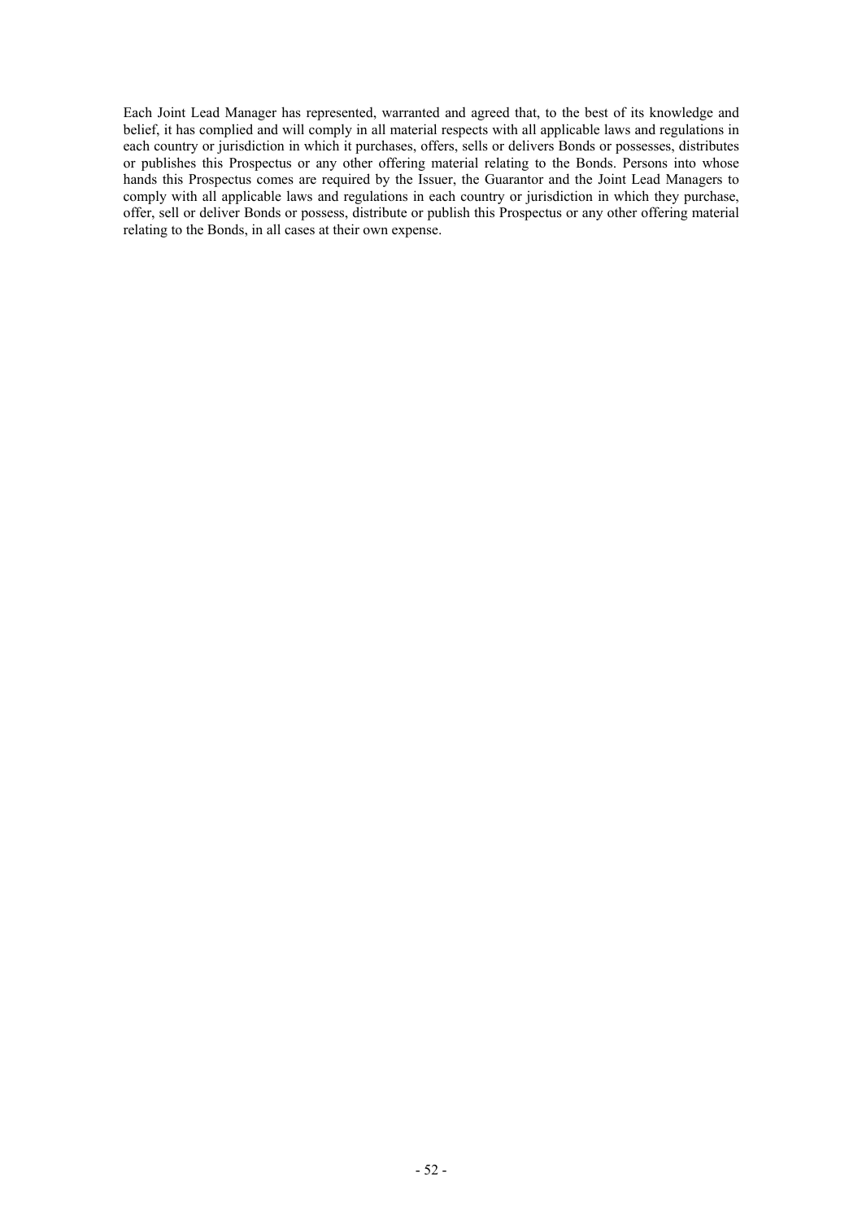Each Joint Lead Manager has represented, warranted and agreed that, to the best of its knowledge and belief, it has complied and will comply in all material respects with all applicable laws and regulations in each country or jurisdiction in which it purchases, offers, sells or delivers Bonds or possesses, distributes or publishes this Prospectus or any other offering material relating to the Bonds. Persons into whose hands this Prospectus comes are required by the Issuer, the Guarantor and the Joint Lead Managers to comply with all applicable laws and regulations in each country or jurisdiction in which they purchase, offer, sell or deliver Bonds or possess, distribute or publish this Prospectus or any other offering material relating to the Bonds, in all cases at their own expense.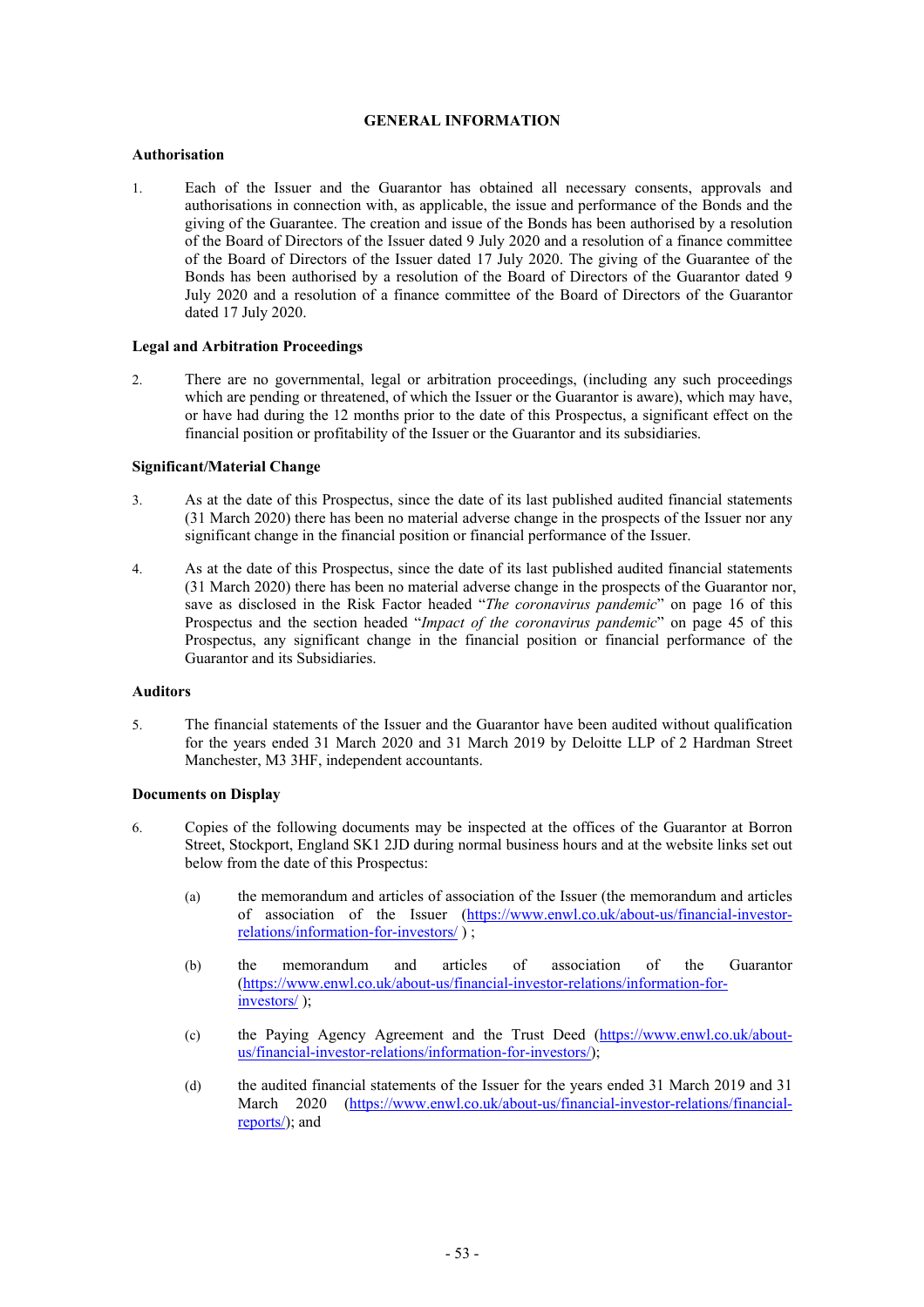# GENERAL INFORMATION

### Authorisation

1. Each of the Issuer and the Guarantor has obtained all necessary consents, approvals and authorisations in connection with, as applicable, the issue and performance of the Bonds and the giving of the Guarantee. The creation and issue of the Bonds has been authorised by a resolution of the Board of Directors of the Issuer dated 9 July 2020 and a resolution of a finance committee of the Board of Directors of the Issuer dated 17 July 2020. The giving of the Guarantee of the Bonds has been authorised by a resolution of the Board of Directors of the Guarantor dated 9 July 2020 and a resolution of a finance committee of the Board of Directors of the Guarantor dated 17 July 2020.

### Legal and Arbitration Proceedings

2. There are no governmental, legal or arbitration proceedings, (including any such proceedings which are pending or threatened, of which the Issuer or the Guarantor is aware), which may have, or have had during the 12 months prior to the date of this Prospectus, a significant effect on the financial position or profitability of the Issuer or the Guarantor and its subsidiaries.

### Significant/Material Change

3. As at the date of this Prospectus, since the date of its last published audited financial statements (31 March 2020) there has been no material adverse change in the prospects of the Issuer nor any significant change in the financial position or financial performance of the Issuer.

4. As at the date of this Prospectus, since the date of its last published audited financial statements (31 March 2020) there has been no material adverse change in the prospects of the Guarantor nor, save as disclosed in the Risk Factor headed "*The coronavirus pandemic*" on page 16 of this Prospectus and the section headed "*Impact of the coronavirus pandemic*" on page 45 of this Prospectus, any significant change in the financial position or financial performance of the Guarantor and its Subsidiaries.

### Auditors

5. The financial statements of the Issuer and the Guarantor have been audited without qualification for the years ended 31 March 2020 and 31 March 2019 by Deloitte LLP of 2 Hardman Street Manchester, M3 3HF, independent accountants.

### Documents on Display

6. Copies of the following documents may be inspected at the offices of the Guarantor at Borron Street, Stockport, England SK1 2JD during normal business hours and at the website links set out below from the date of this Prospectus:

   (a) the memorandum and articles of association of the Issuer (the memorandum and articles of association of the Issuer (https://www.enwl.co.uk/about-us/financial-investor-relations/information-for-investors/ ) ;

   (b) the memorandum and articles of association of the Guarantor (https://www.enwl.co.uk/about-us/financial-investor-relations/information-for-investors/ );

   (c) the Paying Agency Agreement and the Trust Deed (https://www.enwl.co.uk/about-us/financial-investor-relations/information-for-investors/);

   (d) the audited financial statements of the Issuer for the years ended 31 March 2019 and 31 March 2020 (https://www.enwl.co.uk/about-us/financial-investor-relations/financial-reports/); and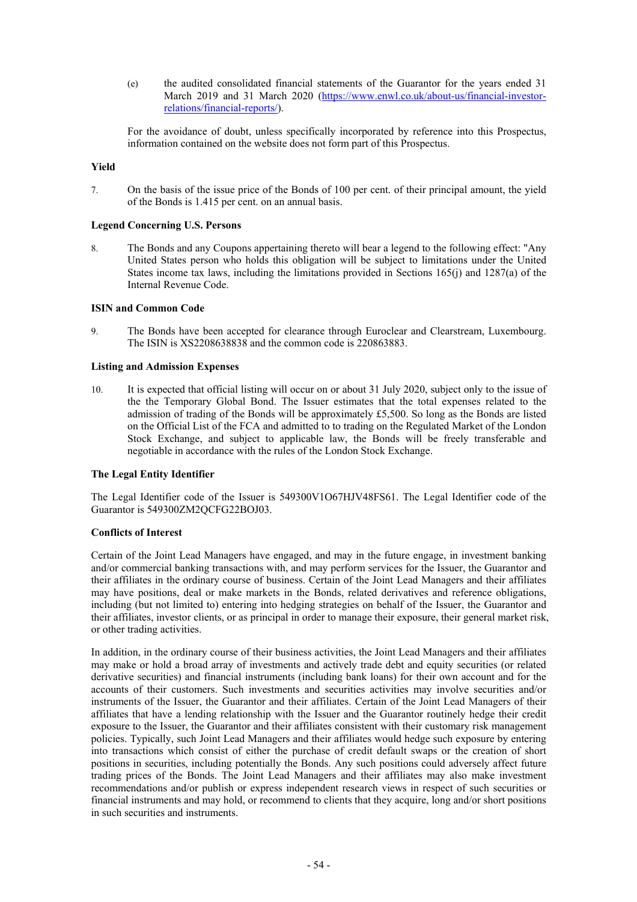(e) the audited consolidated financial statements of the Guarantor for the years ended 31 March 2019 and 31 March 2020 (https://www.enwl.co.uk/about-us/financial-investor-relations/financial-reports/).

For the avoidance of doubt, unless specifically incorporated by reference into this Prospectus, information contained on the website does not form part of this Prospectus.

**Yield**

7. On the basis of the issue price of the Bonds of 100 per cent. of their principal amount, the yield of the Bonds is 1.415 per cent. on an annual basis.

**Legend Concerning U.S. Persons**

8. The Bonds and any Coupons appertaining thereto will bear a legend to the following effect: "Any United States person who holds this obligation will be subject to limitations under the United States income tax laws, including the limitations provided in Sections 165(j) and 1287(a) of the Internal Revenue Code.

**ISIN and Common Code**

9. The Bonds have been accepted for clearance through Euroclear and Clearstream, Luxembourg. The ISIN is XS2208638838 and the common code is 220863883.

**Listing and Admission Expenses**

10. It is expected that official listing will occur on or about 31 July 2020, subject only to the issue of the the Temporary Global Bond. The Issuer estimates that the total expenses related to the admission of trading of the Bonds will be approximately £5,500. So long as the Bonds are listed on the Official List of the FCA and admitted to to trading on the Regulated Market of the London Stock Exchange, and subject to applicable law, the Bonds will be freely transferable and negotiable in accordance with the rules of the London Stock Exchange.

**The Legal Entity Identifier**

The Legal Identifier code of the Issuer is 549300V1O67HJV48FS61. The Legal Identifier code of the Guarantor is 549300ZM2QCFG22BOJ03.

**Conflicts of Interest**

Certain of the Joint Lead Managers have engaged, and may in the future engage, in investment banking and/or commercial banking transactions with, and may perform services for the Issuer, the Guarantor and their affiliates in the ordinary course of business. Certain of the Joint Lead Managers and their affiliates may have positions, deal or make markets in the Bonds, related derivatives and reference obligations, including (but not limited to) entering into hedging strategies on behalf of the Issuer, the Guarantor and their affiliates, investor clients, or as principal in order to manage their exposure, their general market risk, or other trading activities.

In addition, in the ordinary course of their business activities, the Joint Lead Managers and their affiliates may make or hold a broad array of investments and actively trade debt and equity securities (or related derivative securities) and financial instruments (including bank loans) for their own account and for the accounts of their customers. Such investments and securities activities may involve securities and/or instruments of the Issuer, the Guarantor and their affiliates. Certain of the Joint Lead Managers of their affiliates that have a lending relationship with the Issuer and the Guarantor routinely hedge their credit exposure to the Issuer, the Guarantor and their affiliates consistent with their customary risk management policies. Typically, such Joint Lead Managers and their affiliates would hedge such exposure by entering into transactions which consist of either the purchase of credit default swaps or the creation of short positions in securities, including potentially the Bonds. Any such positions could adversely affect future trading prices of the Bonds. The Joint Lead Managers and their affiliates may also make investment recommendations and/or publish or express independent research views in respect of such securities or financial instruments and may hold, or recommend to clients that they acquire, long and/or short positions in such securities and instruments.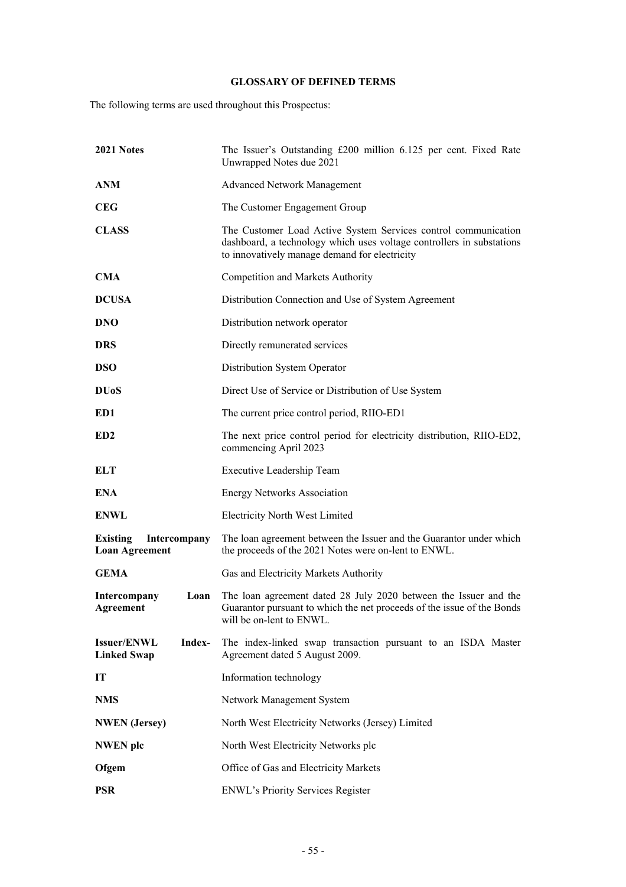## GLOSSARY OF DEFINED TERMS

The following terms are used throughout this Prospectus:

| | |
|---|---|
| **2021 Notes** | The Issuer's Outstanding £200 million 6.125 per cent. Fixed Rate Unwrapped Notes due 2021 |
| **ANM** | Advanced Network Management |
| **CEG** | The Customer Engagement Group |
| **CLASS** | The Customer Load Active System Services control communication dashboard, a technology which uses voltage controllers in substations to innovatively manage demand for electricity |
| **CMA** | Competition and Markets Authority |
| **DCUSA** | Distribution Connection and Use of System Agreement |
| **DNO** | Distribution network operator |
| **DRS** | Directly remunerated services |
| **DSO** | Distribution System Operator |
| **DUoS** | Direct Use of Service or Distribution of Use System |
| **ED1** | The current price control period, RIIO-ED1 |
| **ED2** | The next price control period for electricity distribution, RIIO-ED2, commencing April 2023 |
| **ELT** | Executive Leadership Team |
| **ENA** | Energy Networks Association |
| **ENWL** | Electricity North West Limited |
| **Existing Intercompany Loan Agreement** | The loan agreement between the Issuer and the Guarantor under which the proceeds of the 2021 Notes were on-lent to ENWL. |
| **GEMA** | Gas and Electricity Markets Authority |
| **Intercompany Loan Agreement** | The loan agreement dated 28 July 2020 between the Issuer and the Guarantor pursuant to which the net proceeds of the issue of the Bonds will be on-lent to ENWL. |
| **Issuer/ENWL Index-Linked Swap** | The index-linked swap transaction pursuant to an ISDA Master Agreement dated 5 August 2009. |
| **IT** | Information technology |
| **NMS** | Network Management System |
| **NWEN (Jersey)** | North West Electricity Networks (Jersey) Limited |
| **NWEN plc** | North West Electricity Networks plc |
| **Ofgem** | Office of Gas and Electricity Markets |
| **PSR** | ENWL's Priority Services Register |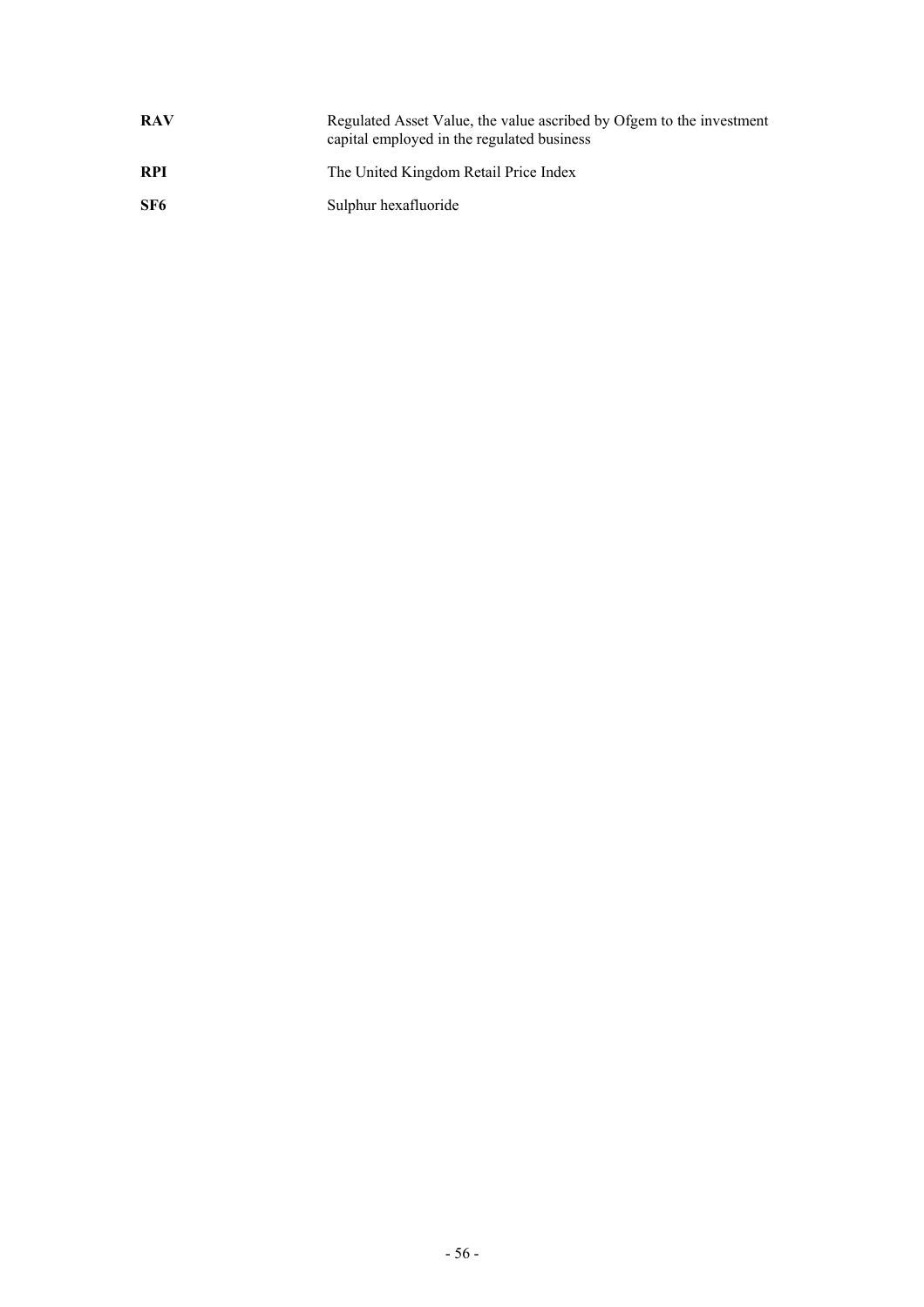| | |
|---|---|
| **RAV** | Regulated Asset Value, the value ascribed by Ofgem to the investment capital employed in the regulated business |
| **RPI** | The United Kingdom Retail Price Index |
| **SF6** | Sulphur hexafluoride |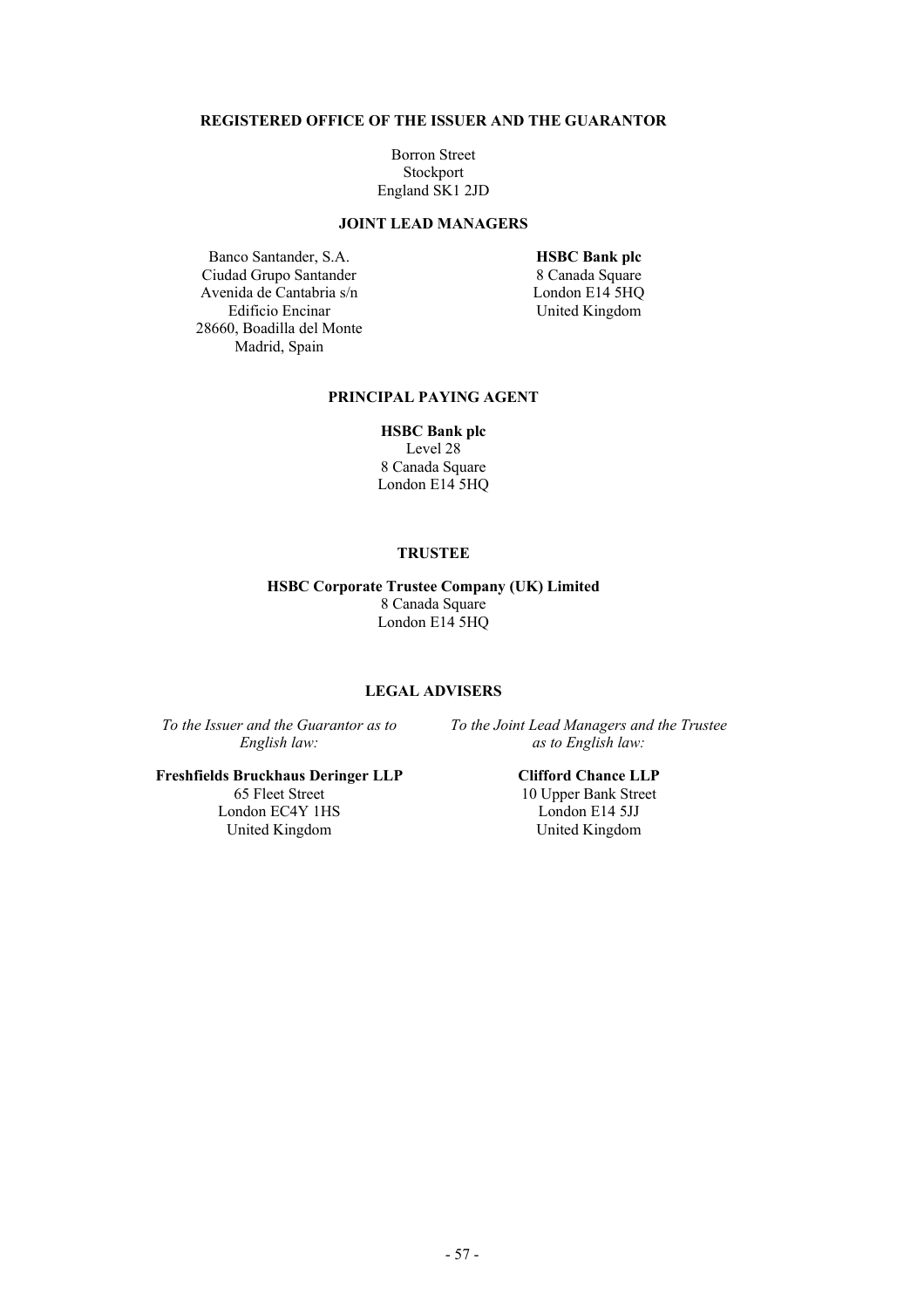## REGISTERED OFFICE OF THE ISSUER AND THE GUARANTOR

Borron Street
Stockport
England SK1 2JD

## JOINT LEAD MANAGERS

Banco Santander, S.A.
Ciudad Grupo Santander
Avenida de Cantabria s/n
Edificio Encinar
28660, Boadilla del Monte
Madrid, Spain

**HSBC Bank plc**
8 Canada Square
London E14 5HQ
United Kingdom

## PRINCIPAL PAYING AGENT

**HSBC Bank plc**
Level 28
8 Canada Square
London E14 5HQ

## TRUSTEE

**HSBC Corporate Trustee Company (UK) Limited**
8 Canada Square
London E14 5HQ

## LEGAL ADVISERS

*To the Issuer and the Guarantor as to English law:*

**Freshfields Bruckhaus Deringer LLP**
65 Fleet Street
London EC4Y 1HS
United Kingdom

*To the Joint Lead Managers and the Trustee as to English law:*

**Clifford Chance LLP**
10 Upper Bank Street
London E14 5JJ
United Kingdom